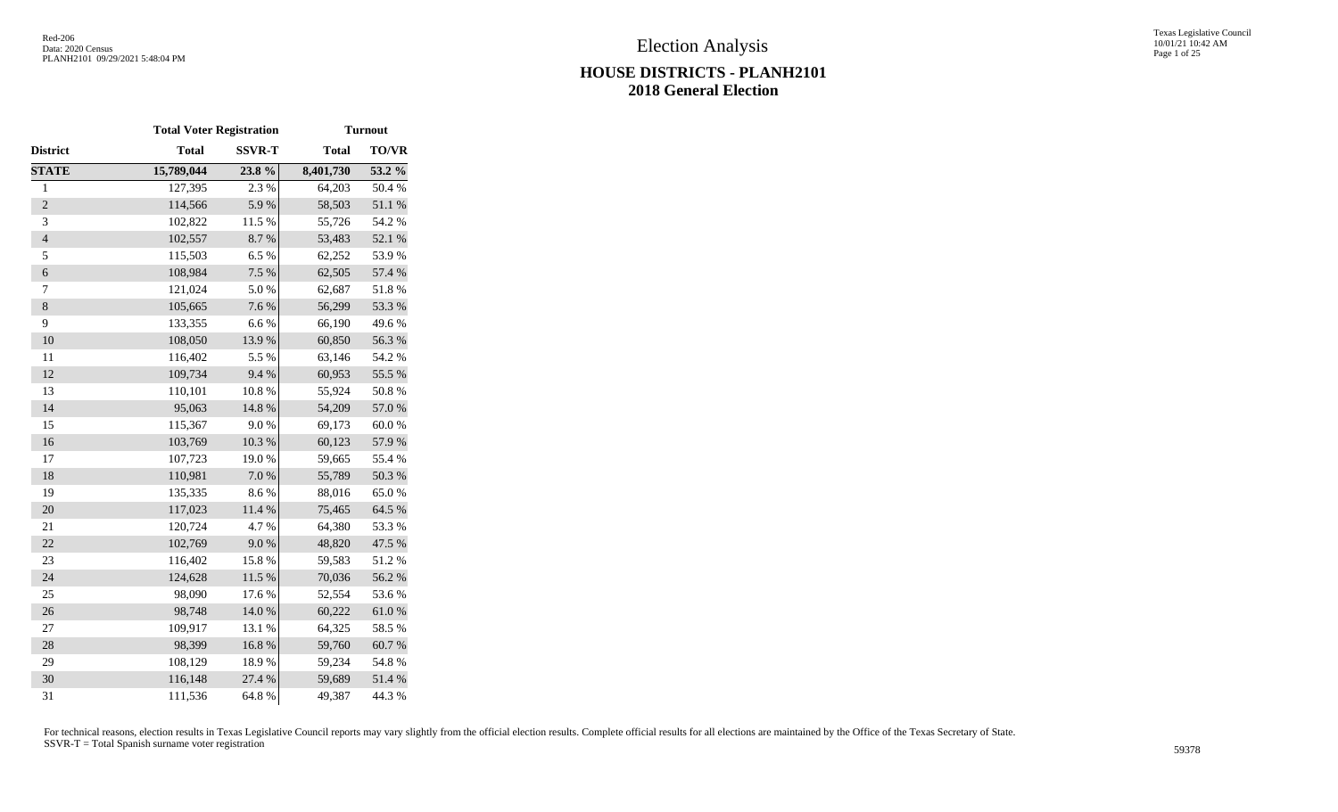# Election Analysis

## HOUSE DISTRICTS - PLANH2101
## 2018 General Election

| | Total Voter Registration | | Turnout | |
|---|---|---|---|---|
| **District** | **Total** | **SSVR-T** | **Total** | **TO/VR** |
| **STATE** | **15,789,044** | **23.8 %** | **8,401,730** | **53.2 %** |
| 1 | 127,395 | 2.3 % | 64,203 | 50.4 % |
| 2 | 114,566 | 5.9 % | 58,503 | 51.1 % |
| 3 | 102,822 | 11.5 % | 55,726 | 54.2 % |
| 4 | 102,557 | 8.7 % | 53,483 | 52.1 % |
| 5 | 115,503 | 6.5 % | 62,252 | 53.9 % |
| 6 | 108,984 | 7.5 % | 62,505 | 57.4 % |
| 7 | 121,024 | 5.0 % | 62,687 | 51.8 % |
| 8 | 105,665 | 7.6 % | 56,299 | 53.3 % |
| 9 | 133,355 | 6.6 % | 66,190 | 49.6 % |
| 10 | 108,050 | 13.9 % | 60,850 | 56.3 % |
| 11 | 116,402 | 5.5 % | 63,146 | 54.2 % |
| 12 | 109,734 | 9.4 % | 60,953 | 55.5 % |
| 13 | 110,101 | 10.8 % | 55,924 | 50.8 % |
| 14 | 95,063 | 14.8 % | 54,209 | 57.0 % |
| 15 | 115,367 | 9.0 % | 69,173 | 60.0 % |
| 16 | 103,769 | 10.3 % | 60,123 | 57.9 % |
| 17 | 107,723 | 19.0 % | 59,665 | 55.4 % |
| 18 | 110,981 | 7.0 % | 55,789 | 50.3 % |
| 19 | 135,335 | 8.6 % | 88,016 | 65.0 % |
| 20 | 117,023 | 11.4 % | 75,465 | 64.5 % |
| 21 | 120,724 | 4.7 % | 64,380 | 53.3 % |
| 22 | 102,769 | 9.0 % | 48,820 | 47.5 % |
| 23 | 116,402 | 15.8 % | 59,583 | 51.2 % |
| 24 | 124,628 | 11.5 % | 70,036 | 56.2 % |
| 25 | 98,090 | 17.6 % | 52,554 | 53.6 % |
| 26 | 98,748 | 14.0 % | 60,222 | 61.0 % |
| 27 | 109,917 | 13.1 % | 64,325 | 58.5 % |
| 28 | 98,399 | 16.8 % | 59,760 | 60.7 % |
| 29 | 108,129 | 18.9 % | 59,234 | 54.8 % |
| 30 | 116,148 | 27.4 % | 59,689 | 51.4 % |
| 31 | 111,536 | 64.8 % | 49,387 | 44.3 % |

For technical reasons, election results in Texas Legislative Council reports may vary slightly from the official election results. Complete official results for all elections are maintained by the Office of the Texas Secretary of State.
SSVR-T = Total Spanish surname voter registration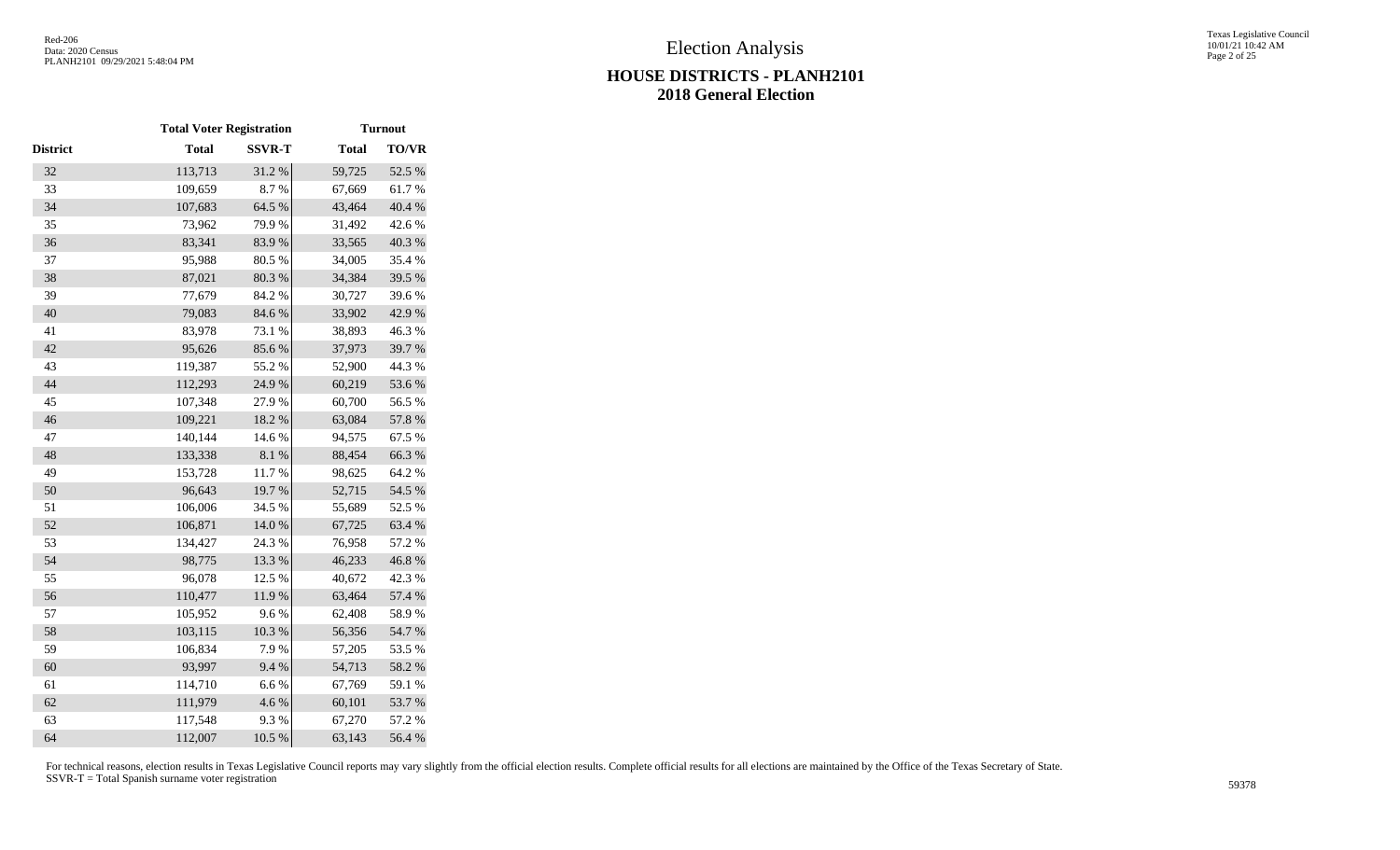# Election Analysis

## HOUSE DISTRICTS - PLANH2101
## 2018 General Election

| | Total Voter Registration | | Turnout | |
|---|---|---|---|---|
| District | Total | SSVR-T | Total | TO/VR |
| 32 | 113,713 | 31.2 % | 59,725 | 52.5 % |
| 33 | 109,659 | 8.7 % | 67,669 | 61.7 % |
| 34 | 107,683 | 64.5 % | 43,464 | 40.4 % |
| 35 | 73,962 | 79.9 % | 31,492 | 42.6 % |
| 36 | 83,341 | 83.9 % | 33,565 | 40.3 % |
| 37 | 95,988 | 80.5 % | 34,005 | 35.4 % |
| 38 | 87,021 | 80.3 % | 34,384 | 39.5 % |
| 39 | 77,679 | 84.2 % | 30,727 | 39.6 % |
| 40 | 79,083 | 84.6 % | 33,902 | 42.9 % |
| 41 | 83,978 | 73.1 % | 38,893 | 46.3 % |
| 42 | 95,626 | 85.6 % | 37,973 | 39.7 % |
| 43 | 119,387 | 55.2 % | 52,900 | 44.3 % |
| 44 | 112,293 | 24.9 % | 60,219 | 53.6 % |
| 45 | 107,348 | 27.9 % | 60,700 | 56.5 % |
| 46 | 109,221 | 18.2 % | 63,084 | 57.8 % |
| 47 | 140,144 | 14.6 % | 94,575 | 67.5 % |
| 48 | 133,338 | 8.1 % | 88,454 | 66.3 % |
| 49 | 153,728 | 11.7 % | 98,625 | 64.2 % |
| 50 | 96,643 | 19.7 % | 52,715 | 54.5 % |
| 51 | 106,006 | 34.5 % | 55,689 | 52.5 % |
| 52 | 106,871 | 14.0 % | 67,725 | 63.4 % |
| 53 | 134,427 | 24.3 % | 76,958 | 57.2 % |
| 54 | 98,775 | 13.3 % | 46,233 | 46.8 % |
| 55 | 96,078 | 12.5 % | 40,672 | 42.3 % |
| 56 | 110,477 | 11.9 % | 63,464 | 57.4 % |
| 57 | 105,952 | 9.6 % | 62,408 | 58.9 % |
| 58 | 103,115 | 10.3 % | 56,356 | 54.7 % |
| 59 | 106,834 | 7.9 % | 57,205 | 53.5 % |
| 60 | 93,997 | 9.4 % | 54,713 | 58.2 % |
| 61 | 114,710 | 6.6 % | 67,769 | 59.1 % |
| 62 | 111,979 | 4.6 % | 60,101 | 53.7 % |
| 63 | 117,548 | 9.3 % | 67,270 | 57.2 % |
| 64 | 112,007 | 10.5 % | 63,143 | 56.4 % |

For technical reasons, election results in Texas Legislative Council reports may vary slightly from the official election results. Complete official results for all elections are maintained by the Office of the Texas Secretary of State.
SSVR-T = Total Spanish surname voter registration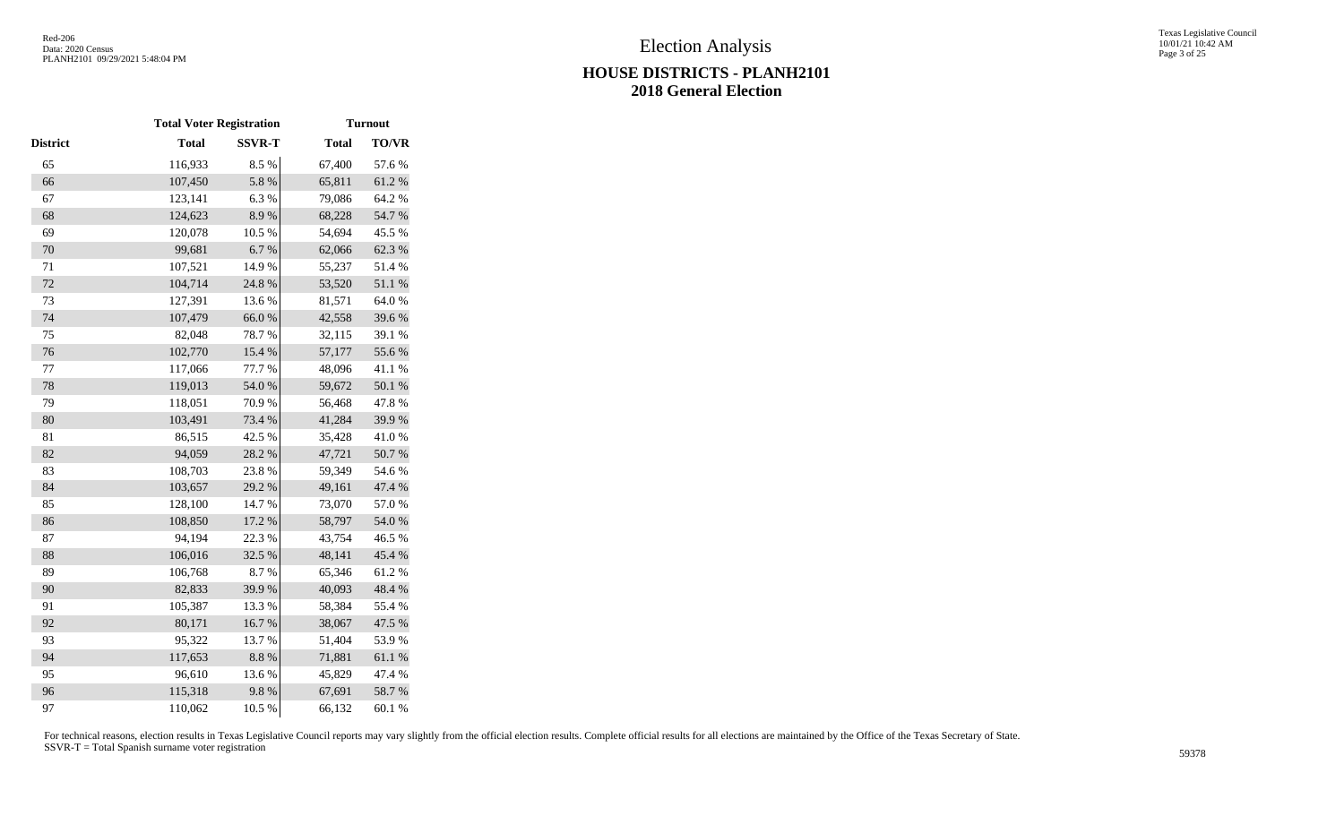# Election Analysis

## HOUSE DISTRICTS - PLANH2101
## 2018 General Election

| | Total Voter Registration | | Turnout | |
|---|---|---|---|---|
| District | Total | SSVR-T | Total | TO/VR |
| 65 | 116,933 | 8.5 % | 67,400 | 57.6 % |
| 66 | 107,450 | 5.8 % | 65,811 | 61.2 % |
| 67 | 123,141 | 6.3 % | 79,086 | 64.2 % |
| 68 | 124,623 | 8.9 % | 68,228 | 54.7 % |
| 69 | 120,078 | 10.5 % | 54,694 | 45.5 % |
| 70 | 99,681 | 6.7 % | 62,066 | 62.3 % |
| 71 | 107,521 | 14.9 % | 55,237 | 51.4 % |
| 72 | 104,714 | 24.8 % | 53,520 | 51.1 % |
| 73 | 127,391 | 13.6 % | 81,571 | 64.0 % |
| 74 | 107,479 | 66.0 % | 42,558 | 39.6 % |
| 75 | 82,048 | 78.7 % | 32,115 | 39.1 % |
| 76 | 102,770 | 15.4 % | 57,177 | 55.6 % |
| 77 | 117,066 | 77.7 % | 48,096 | 41.1 % |
| 78 | 119,013 | 54.0 % | 59,672 | 50.1 % |
| 79 | 118,051 | 70.9 % | 56,468 | 47.8 % |
| 80 | 103,491 | 73.4 % | 41,284 | 39.9 % |
| 81 | 86,515 | 42.5 % | 35,428 | 41.0 % |
| 82 | 94,059 | 28.2 % | 47,721 | 50.7 % |
| 83 | 108,703 | 23.8 % | 59,349 | 54.6 % |
| 84 | 103,657 | 29.2 % | 49,161 | 47.4 % |
| 85 | 128,100 | 14.7 % | 73,070 | 57.0 % |
| 86 | 108,850 | 17.2 % | 58,797 | 54.0 % |
| 87 | 94,194 | 22.3 % | 43,754 | 46.5 % |
| 88 | 106,016 | 32.5 % | 48,141 | 45.4 % |
| 89 | 106,768 | 8.7 % | 65,346 | 61.2 % |
| 90 | 82,833 | 39.9 % | 40,093 | 48.4 % |
| 91 | 105,387 | 13.3 % | 58,384 | 55.4 % |
| 92 | 80,171 | 16.7 % | 38,067 | 47.5 % |
| 93 | 95,322 | 13.7 % | 51,404 | 53.9 % |
| 94 | 117,653 | 8.8 % | 71,881 | 61.1 % |
| 95 | 96,610 | 13.6 % | 45,829 | 47.4 % |
| 96 | 115,318 | 9.8 % | 67,691 | 58.7 % |
| 97 | 110,062 | 10.5 % | 66,132 | 60.1 % |

For technical reasons, election results in Texas Legislative Council reports may vary slightly from the official election results. Complete official results for all elections are maintained by the Office of the Texas Secretary of State.
SSVR-T = Total Spanish surname voter registration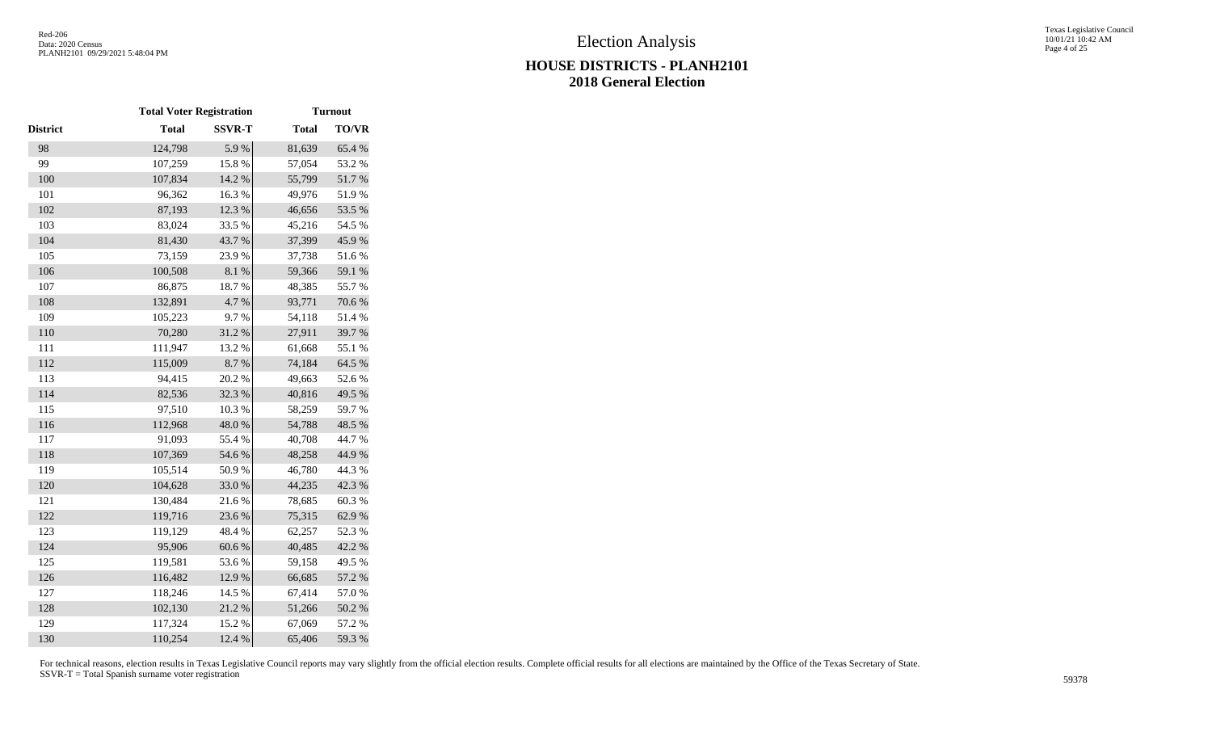# Election Analysis

## HOUSE DISTRICTS - PLANH2101
## 2018 General Election

| | Total Voter Registration | | Turnout | |
|---|---|---|---|---|
| District | Total | SSVR-T | Total | TO/VR |
| 98 | 124,798 | 5.9 % | 81,639 | 65.4 % |
| 99 | 107,259 | 15.8 % | 57,054 | 53.2 % |
| 100 | 107,834 | 14.2 % | 55,799 | 51.7 % |
| 101 | 96,362 | 16.3 % | 49,976 | 51.9 % |
| 102 | 87,193 | 12.3 % | 46,656 | 53.5 % |
| 103 | 83,024 | 33.5 % | 45,216 | 54.5 % |
| 104 | 81,430 | 43.7 % | 37,399 | 45.9 % |
| 105 | 73,159 | 23.9 % | 37,738 | 51.6 % |
| 106 | 100,508 | 8.1 % | 59,366 | 59.1 % |
| 107 | 86,875 | 18.7 % | 48,385 | 55.7 % |
| 108 | 132,891 | 4.7 % | 93,771 | 70.6 % |
| 109 | 105,223 | 9.7 % | 54,118 | 51.4 % |
| 110 | 70,280 | 31.2 % | 27,911 | 39.7 % |
| 111 | 111,947 | 13.2 % | 61,668 | 55.1 % |
| 112 | 115,009 | 8.7 % | 74,184 | 64.5 % |
| 113 | 94,415 | 20.2 % | 49,663 | 52.6 % |
| 114 | 82,536 | 32.3 % | 40,816 | 49.5 % |
| 115 | 97,510 | 10.3 % | 58,259 | 59.7 % |
| 116 | 112,968 | 48.0 % | 54,788 | 48.5 % |
| 117 | 91,093 | 55.4 % | 40,708 | 44.7 % |
| 118 | 107,369 | 54.6 % | 48,258 | 44.9 % |
| 119 | 105,514 | 50.9 % | 46,780 | 44.3 % |
| 120 | 104,628 | 33.0 % | 44,235 | 42.3 % |
| 121 | 130,484 | 21.6 % | 78,685 | 60.3 % |
| 122 | 119,716 | 23.6 % | 75,315 | 62.9 % |
| 123 | 119,129 | 48.4 % | 62,257 | 52.3 % |
| 124 | 95,906 | 60.6 % | 40,485 | 42.2 % |
| 125 | 119,581 | 53.6 % | 59,158 | 49.5 % |
| 126 | 116,482 | 12.9 % | 66,685 | 57.2 % |
| 127 | 118,246 | 14.5 % | 67,414 | 57.0 % |
| 128 | 102,130 | 21.2 % | 51,266 | 50.2 % |
| 129 | 117,324 | 15.2 % | 67,069 | 57.2 % |
| 130 | 110,254 | 12.4 % | 65,406 | 59.3 % |

For technical reasons, election results in Texas Legislative Council reports may vary slightly from the official election results. Complete official results for all elections are maintained by the Office of the Texas Secretary of State.
SSVR-T = Total Spanish surname voter registration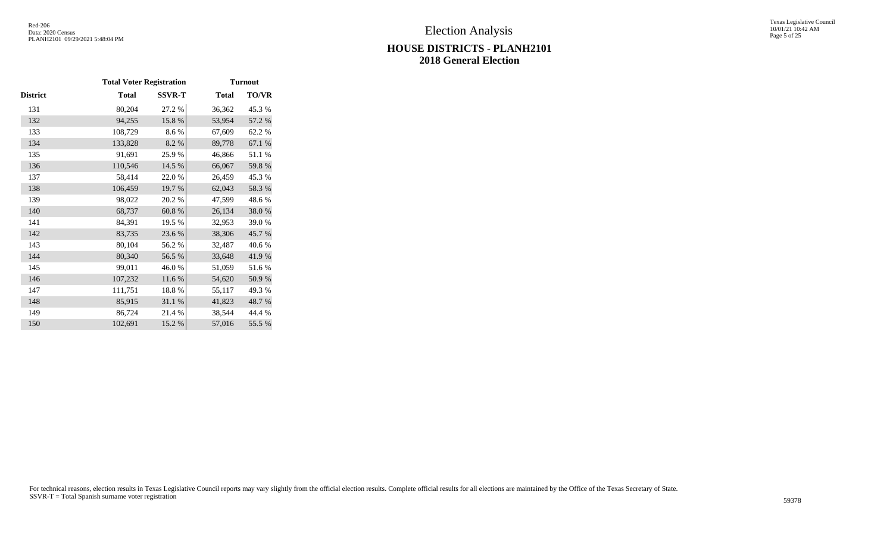# Election Analysis

## HOUSE DISTRICTS - PLANH2101
## 2018 General Election

| | Total Voter Registration | | Turnout | |
|---|---|---|---|---|
| District | Total | SSVR-T | Total | TO/VR |
| 131 | 80,204 | 27.2 % | 36,362 | 45.3 % |
| 132 | 94,255 | 15.8 % | 53,954 | 57.2 % |
| 133 | 108,729 | 8.6 % | 67,609 | 62.2 % |
| 134 | 133,828 | 8.2 % | 89,778 | 67.1 % |
| 135 | 91,691 | 25.9 % | 46,866 | 51.1 % |
| 136 | 110,546 | 14.5 % | 66,067 | 59.8 % |
| 137 | 58,414 | 22.0 % | 26,459 | 45.3 % |
| 138 | 106,459 | 19.7 % | 62,043 | 58.3 % |
| 139 | 98,022 | 20.2 % | 47,599 | 48.6 % |
| 140 | 68,737 | 60.8 % | 26,134 | 38.0 % |
| 141 | 84,391 | 19.5 % | 32,953 | 39.0 % |
| 142 | 83,735 | 23.6 % | 38,306 | 45.7 % |
| 143 | 80,104 | 56.2 % | 32,487 | 40.6 % |
| 144 | 80,340 | 56.5 % | 33,648 | 41.9 % |
| 145 | 99,011 | 46.0 % | 51,059 | 51.6 % |
| 146 | 107,232 | 11.6 % | 54,620 | 50.9 % |
| 147 | 111,751 | 18.8 % | 55,117 | 49.3 % |
| 148 | 85,915 | 31.1 % | 41,823 | 48.7 % |
| 149 | 86,724 | 21.4 % | 38,544 | 44.4 % |
| 150 | 102,691 | 15.2 % | 57,016 | 55.5 % |

For technical reasons, election results in Texas Legislative Council reports may vary slightly from the official election results. Complete official results for all elections are maintained by the Office of the Texas Secretary of State.
SSVR-T = Total Spanish surname voter registration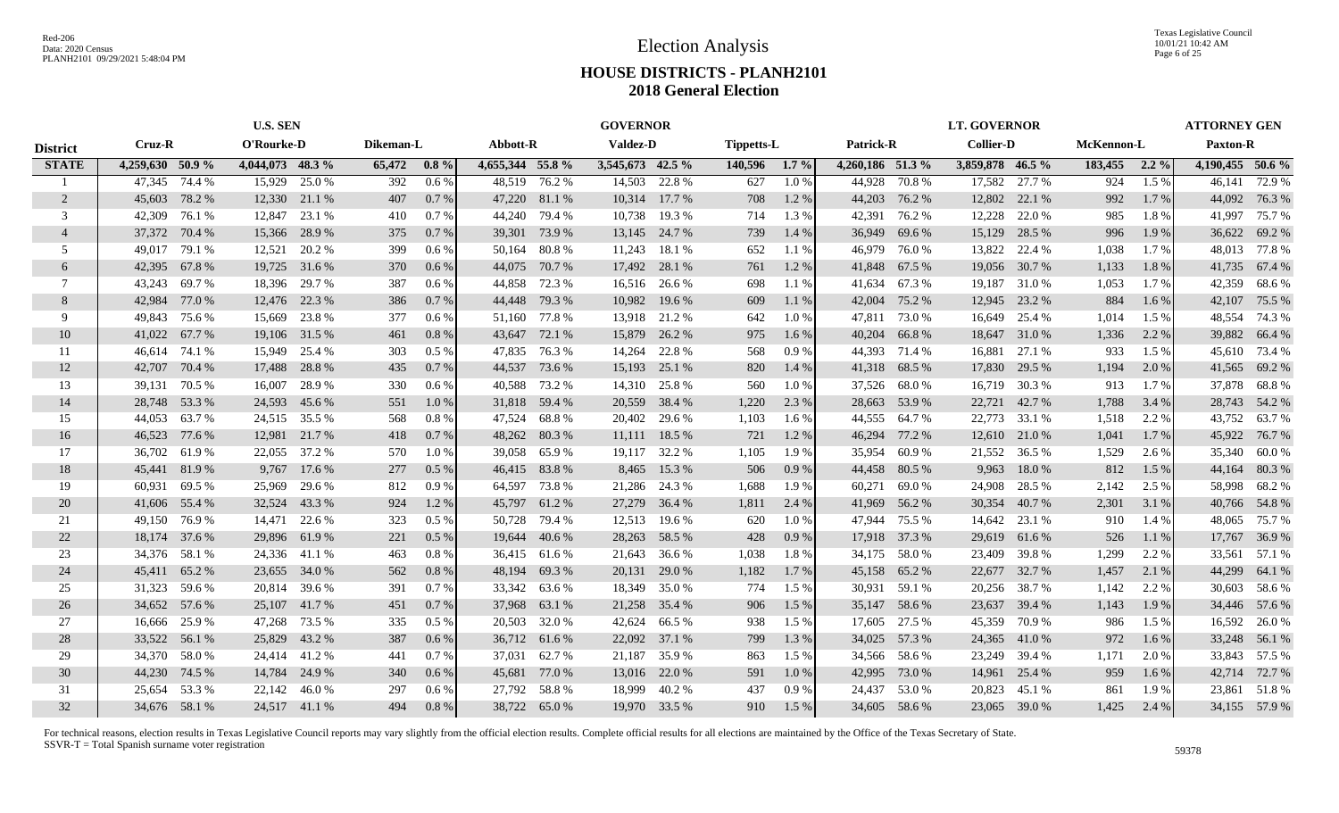# Election Analysis

## HOUSE DISTRICTS - PLANH2101

### 2018 General Election

Red-206
Data: 2020 Census
PLANH2101 09/29/2021 5:48:04 PM

Texas Legislative Council
10/01/21 10:42 AM

| District | U.S. SEN | | | | | | GOVERNOR | | | | | | LT. GOVERNOR | | | | | | ATTORNEY GEN | |
|---|---|---|---|---|---|---|---|---|---|---|---|---|---|---|---|---|---|---|---|---|
| | Cruz-R | | O'Rourke-D | | Dikeman-L | | Abbott-R | | Valdez-D | | Tippetts-L | | Patrick-R | | Collier-D | | McKennon-L | | Paxton-R | |
| STATE | 4,259,630 | 50.9 % | 4,044,073 | 48.3 % | 65,472 | 0.8 % | 4,655,344 | 55.8 % | 3,545,673 | 42.5 % | 140,596 | 1.7 % | 4,260,186 | 51.3 % | 3,859,878 | 46.5 % | 183,455 | 2.2 % | 4,190,455 | 50.6 % |
| 1 | 47,345 | 74.4 % | 15,929 | 25.0 % | 392 | 0.6 % | 48,519 | 76.2 % | 14,503 | 22.8 % | 627 | 1.0 % | 44,928 | 70.8 % | 17,582 | 27.7 % | 924 | 1.5 % | 46,141 | 72.9 % |
| 2 | 45,603 | 78.2 % | 12,330 | 21.1 % | 407 | 0.7 % | 47,220 | 81.1 % | 10,314 | 17.7 % | 708 | 1.2 % | 44,203 | 76.2 % | 12,802 | 22.1 % | 992 | 1.7 % | 44,092 | 76.3 % |
| 3 | 42,309 | 76.1 % | 12,847 | 23.1 % | 410 | 0.7 % | 44,240 | 79.4 % | 10,738 | 19.3 % | 714 | 1.3 % | 42,391 | 76.2 % | 12,228 | 22.0 % | 985 | 1.8 % | 41,997 | 75.7 % |
| 4 | 37,372 | 70.4 % | 15,366 | 28.9 % | 375 | 0.7 % | 39,301 | 73.9 % | 13,145 | 24.7 % | 739 | 1.4 % | 36,949 | 69.6 % | 15,129 | 28.5 % | 996 | 1.9 % | 36,622 | 69.2 % |
| 5 | 49,017 | 79.1 % | 12,521 | 20.2 % | 399 | 0.6 % | 50,164 | 80.8 % | 11,243 | 18.1 % | 652 | 1.1 % | 46,979 | 76.0 % | 13,822 | 22.4 % | 1,038 | 1.7 % | 48,013 | 77.8 % |
| 6 | 42,395 | 67.8 % | 19,725 | 31.6 % | 370 | 0.6 % | 44,075 | 70.7 % | 17,492 | 28.1 % | 761 | 1.2 % | 41,848 | 67.5 % | 19,056 | 30.7 % | 1,133 | 1.8 % | 41,735 | 67.4 % |
| 7 | 43,243 | 69.7 % | 18,396 | 29.7 % | 387 | 0.6 % | 44,858 | 72.3 % | 16,516 | 26.6 % | 698 | 1.1 % | 41,634 | 67.3 % | 19,187 | 31.0 % | 1,053 | 1.7 % | 42,359 | 68.6 % |
| 8 | 42,984 | 77.0 % | 12,476 | 22.3 % | 386 | 0.7 % | 44,448 | 79.3 % | 10,982 | 19.6 % | 609 | 1.1 % | 42,004 | 75.2 % | 12,945 | 23.2 % | 884 | 1.6 % | 42,107 | 75.5 % |
| 9 | 49,843 | 75.6 % | 15,669 | 23.8 % | 377 | 0.6 % | 51,160 | 77.8 % | 13,918 | 21.2 % | 642 | 1.0 % | 47,811 | 73.0 % | 16,649 | 25.4 % | 1,014 | 1.5 % | 48,554 | 74.3 % |
| 10 | 41,022 | 67.7 % | 19,106 | 31.5 % | 461 | 0.8 % | 43,647 | 72.1 % | 15,879 | 26.2 % | 975 | 1.6 % | 40,204 | 66.8 % | 18,647 | 31.0 % | 1,336 | 2.2 % | 39,882 | 66.4 % |
| 11 | 46,614 | 74.1 % | 15,949 | 25.4 % | 303 | 0.5 % | 47,835 | 76.3 % | 14,264 | 22.8 % | 568 | 0.9 % | 44,393 | 71.4 % | 16,881 | 27.1 % | 933 | 1.5 % | 45,610 | 73.4 % |
| 12 | 42,707 | 70.4 % | 17,488 | 28.8 % | 435 | 0.7 % | 44,537 | 73.6 % | 15,193 | 25.1 % | 820 | 1.4 % | 41,318 | 68.5 % | 17,830 | 29.5 % | 1,194 | 2.0 % | 41,565 | 69.2 % |
| 13 | 39,131 | 70.5 % | 16,007 | 28.9 % | 330 | 0.6 % | 40,588 | 73.2 % | 14,310 | 25.8 % | 560 | 1.0 % | 37,526 | 68.0 % | 16,719 | 30.3 % | 913 | 1.7 % | 37,878 | 68.8 % |
| 14 | 28,748 | 53.3 % | 24,593 | 45.6 % | 551 | 1.0 % | 31,818 | 59.4 % | 20,559 | 38.4 % | 1,220 | 2.3 % | 28,663 | 53.9 % | 22,721 | 42.7 % | 1,788 | 3.4 % | 28,743 | 54.2 % |
| 15 | 44,053 | 63.7 % | 24,515 | 35.5 % | 568 | 0.8 % | 47,524 | 68.8 % | 20,402 | 29.6 % | 1,103 | 1.6 % | 44,555 | 64.7 % | 22,773 | 33.1 % | 1,518 | 2.2 % | 43,752 | 63.7 % |
| 16 | 46,523 | 77.6 % | 12,981 | 21.7 % | 418 | 0.7 % | 48,262 | 80.3 % | 11,111 | 18.5 % | 721 | 1.2 % | 46,294 | 77.2 % | 12,610 | 21.0 % | 1,041 | 1.7 % | 45,922 | 76.7 % |
| 17 | 36,702 | 61.9 % | 22,055 | 37.2 % | 570 | 1.0 % | 39,058 | 65.9 % | 19,117 | 32.2 % | 1,105 | 1.9 % | 35,954 | 60.9 % | 21,552 | 36.5 % | 1,529 | 2.6 % | 35,340 | 60.0 % |
| 18 | 45,441 | 81.9 % | 9,767 | 17.6 % | 277 | 0.5 % | 46,415 | 83.8 % | 8,465 | 15.3 % | 506 | 0.9 % | 44,458 | 80.5 % | 9,963 | 18.0 % | 812 | 1.5 % | 44,164 | 80.3 % |
| 19 | 60,931 | 69.5 % | 25,969 | 29.6 % | 812 | 0.9 % | 64,597 | 73.8 % | 21,286 | 24.3 % | 1,688 | 1.9 % | 60,271 | 69.0 % | 24,908 | 28.5 % | 2,142 | 2.5 % | 58,998 | 68.2 % |
| 20 | 41,606 | 55.4 % | 32,524 | 43.3 % | 924 | 1.2 % | 45,797 | 61.2 % | 27,279 | 36.4 % | 1,811 | 2.4 % | 41,969 | 56.2 % | 30,354 | 40.7 % | 2,301 | 3.1 % | 40,766 | 54.8 % |
| 21 | 49,150 | 76.9 % | 14,471 | 22.6 % | 323 | 0.5 % | 50,728 | 79.4 % | 12,513 | 19.6 % | 620 | 1.0 % | 47,944 | 75.5 % | 14,642 | 23.1 % | 910 | 1.4 % | 48,065 | 75.7 % |
| 22 | 18,174 | 37.6 % | 29,896 | 61.9 % | 221 | 0.5 % | 19,644 | 40.6 % | 28,263 | 58.5 % | 428 | 0.9 % | 17,918 | 37.3 % | 29,619 | 61.6 % | 526 | 1.1 % | 17,767 | 36.9 % |
| 23 | 34,376 | 58.1 % | 24,336 | 41.1 % | 463 | 0.8 % | 36,415 | 61.6 % | 21,643 | 36.6 % | 1,038 | 1.8 % | 34,175 | 58.0 % | 23,409 | 39.8 % | 1,299 | 2.2 % | 33,561 | 57.1 % |
| 24 | 45,411 | 65.2 % | 23,655 | 34.0 % | 562 | 0.8 % | 48,194 | 69.3 % | 20,131 | 29.0 % | 1,182 | 1.7 % | 45,158 | 65.2 % | 22,677 | 32.7 % | 1,457 | 2.1 % | 44,299 | 64.1 % |
| 25 | 31,323 | 59.6 % | 20,814 | 39.6 % | 391 | 0.7 % | 33,342 | 63.6 % | 18,349 | 35.0 % | 774 | 1.5 % | 30,931 | 59.1 % | 20,256 | 38.7 % | 1,142 | 2.2 % | 30,603 | 58.6 % |
| 26 | 34,652 | 57.6 % | 25,107 | 41.7 % | 451 | 0.7 % | 37,968 | 63.1 % | 21,258 | 35.4 % | 906 | 1.5 % | 35,147 | 58.6 % | 23,637 | 39.4 % | 1,143 | 1.9 % | 34,446 | 57.6 % |
| 27 | 16,666 | 25.9 % | 47,268 | 73.5 % | 335 | 0.5 % | 20,503 | 32.0 % | 42,624 | 66.5 % | 938 | 1.5 % | 17,605 | 27.5 % | 45,359 | 70.9 % | 986 | 1.5 % | 16,592 | 26.0 % |
| 28 | 33,522 | 56.1 % | 25,829 | 43.2 % | 387 | 0.6 % | 36,712 | 61.6 % | 22,092 | 37.1 % | 799 | 1.3 % | 34,025 | 57.3 % | 24,365 | 41.0 % | 972 | 1.6 % | 33,248 | 56.1 % |
| 29 | 34,370 | 58.0 % | 24,414 | 41.2 % | 441 | 0.7 % | 37,031 | 62.7 % | 21,187 | 35.9 % | 863 | 1.5 % | 34,566 | 58.6 % | 23,249 | 39.4 % | 1,171 | 2.0 % | 33,843 | 57.5 % |
| 30 | 44,230 | 74.5 % | 14,784 | 24.9 % | 340 | 0.6 % | 45,681 | 77.0 % | 13,016 | 22.0 % | 591 | 1.0 % | 42,995 | 73.0 % | 14,961 | 25.4 % | 959 | 1.6 % | 42,714 | 72.7 % |
| 31 | 25,654 | 53.3 % | 22,142 | 46.0 % | 297 | 0.6 % | 27,792 | 58.8 % | 18,999 | 40.2 % | 437 | 0.9 % | 24,437 | 53.0 % | 20,823 | 45.1 % | 861 | 1.9 % | 23,861 | 51.8 % |
| 32 | 34,676 | 58.1 % | 24,517 | 41.1 % | 494 | 0.8 % | 38,722 | 65.0 % | 19,970 | 33.5 % | 910 | 1.5 % | 34,605 | 58.6 % | 23,065 | 39.0 % | 1,425 | 2.4 % | 34,155 | 57.9 % |

For technical reasons, election results in Texas Legislative Council reports may vary slightly from the official election results. Complete official results for all elections are maintained by the Office of the Texas Secretary of State.
SSVR-T = Total Spanish surname voter registration

59378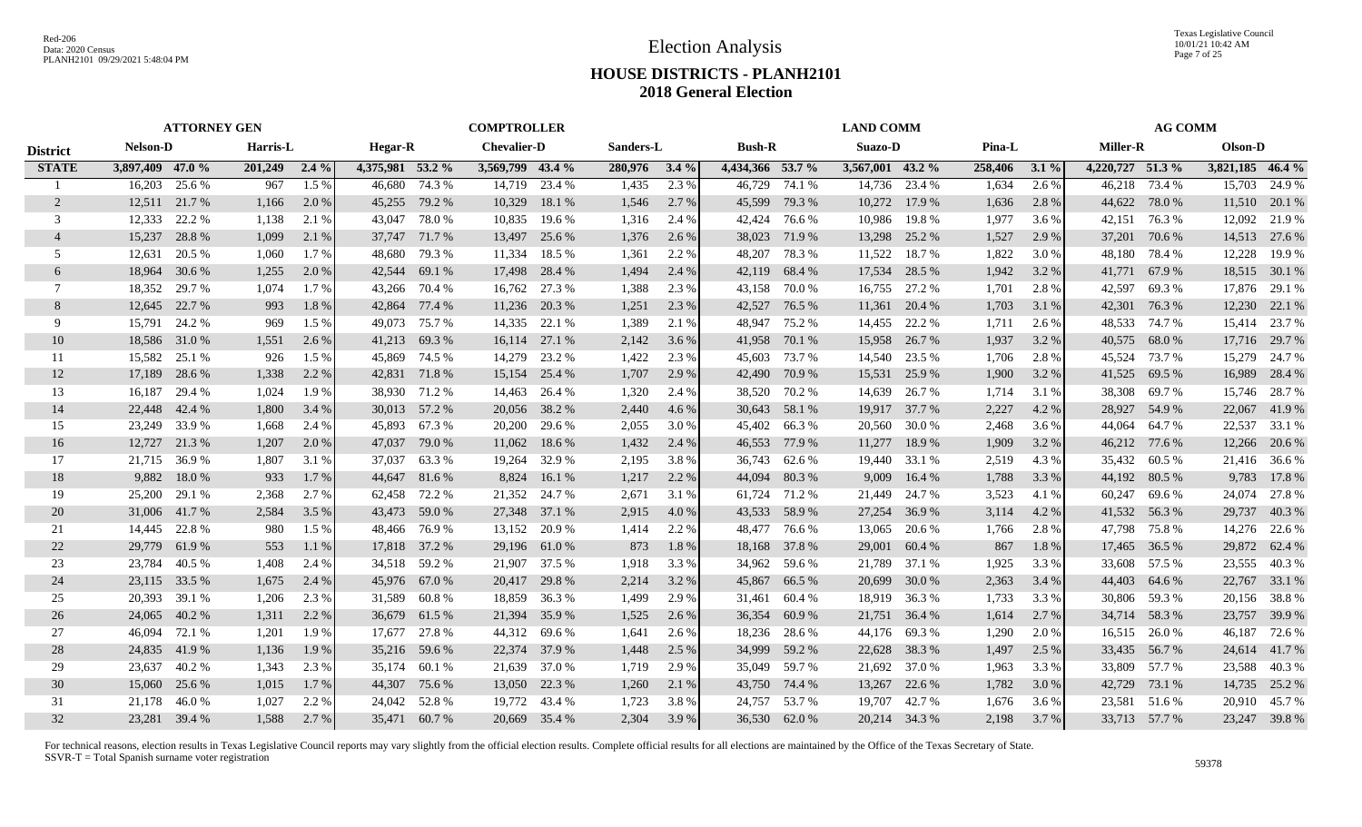# Election Analysis

## HOUSE DISTRICTS - PLANH2101
## 2018 General Election

| | ATTORNEY GEN | | | | COMPTROLLER | | | | | | LAND COMM | | | | | | AG COMM | | | |
|---|---|---|---|---|---|---|---|---|---|---|---|---|---|---|---|---|---|---|---|---|
| **District** | **Nelson-D** | | **Harris-L** | | **Hegar-R** | | **Chevalier-D** | | **Sanders-L** | | **Bush-R** | | **Suazo-D** | | **Pina-L** | | **Miller-R** | | **Olson-D** | |
| **STATE** | 3,897,409 | 47.0 % | 201,249 | 2.4 % | 4,375,981 | 53.2 % | 3,569,799 | 43.4 % | 280,976 | 3.4 % | 4,434,366 | 53.7 % | 3,567,001 | 43.2 % | 258,406 | 3.1 % | 4,220,727 | 51.3 % | 3,821,185 | 46.4 % |
| 1 | 16,203 | 25.6 % | 967 | 1.5 % | 46,680 | 74.3 % | 14,719 | 23.4 % | 1,435 | 2.3 % | 46,729 | 74.1 % | 14,736 | 23.4 % | 1,634 | 2.6 % | 46,218 | 73.4 % | 15,703 | 24.9 % |
| 2 | 12,511 | 21.7 % | 1,166 | 2.0 % | 45,255 | 79.2 % | 10,329 | 18.1 % | 1,546 | 2.7 % | 45,599 | 79.3 % | 10,272 | 17.9 % | 1,636 | 2.8 % | 44,622 | 78.0 % | 11,510 | 20.1 % |
| 3 | 12,333 | 22.2 % | 1,138 | 2.1 % | 43,047 | 78.0 % | 10,835 | 19.6 % | 1,316 | 2.4 % | 42,424 | 76.6 % | 10,986 | 19.8 % | 1,977 | 3.6 % | 42,151 | 76.3 % | 12,092 | 21.9 % |
| 4 | 15,237 | 28.8 % | 1,099 | 2.1 % | 37,747 | 71.7 % | 13,497 | 25.6 % | 1,376 | 2.6 % | 38,023 | 71.9 % | 13,298 | 25.2 % | 1,527 | 2.9 % | 37,201 | 70.6 % | 14,513 | 27.6 % |
| 5 | 12,631 | 20.5 % | 1,060 | 1.7 % | 48,680 | 79.3 % | 11,334 | 18.5 % | 1,361 | 2.2 % | 48,207 | 78.3 % | 11,522 | 18.7 % | 1,822 | 3.0 % | 48,180 | 78.4 % | 12,228 | 19.9 % |
| 6 | 18,964 | 30.6 % | 1,255 | 2.0 % | 42,544 | 69.1 % | 17,498 | 28.4 % | 1,494 | 2.4 % | 42,119 | 68.4 % | 17,534 | 28.5 % | 1,942 | 3.2 % | 41,771 | 67.9 % | 18,515 | 30.1 % |
| 7 | 18,352 | 29.7 % | 1,074 | 1.7 % | 43,266 | 70.4 % | 16,762 | 27.3 % | 1,388 | 2.3 % | 43,158 | 70.0 % | 16,755 | 27.2 % | 1,701 | 2.8 % | 42,597 | 69.3 % | 17,876 | 29.1 % |
| 8 | 12,645 | 22.7 % | 993 | 1.8 % | 42,864 | 77.4 % | 11,236 | 20.3 % | 1,251 | 2.3 % | 42,527 | 76.5 % | 11,361 | 20.4 % | 1,703 | 3.1 % | 42,301 | 76.3 % | 12,230 | 22.1 % |
| 9 | 15,791 | 24.2 % | 969 | 1.5 % | 49,073 | 75.7 % | 14,335 | 22.1 % | 1,389 | 2.1 % | 48,947 | 75.2 % | 14,455 | 22.2 % | 1,711 | 2.6 % | 48,533 | 74.7 % | 15,414 | 23.7 % |
| 10 | 18,586 | 31.0 % | 1,551 | 2.6 % | 41,213 | 69.3 % | 16,114 | 27.1 % | 2,142 | 3.6 % | 41,958 | 70.1 % | 15,958 | 26.7 % | 1,937 | 3.2 % | 40,575 | 68.0 % | 17,716 | 29.7 % |
| 11 | 15,582 | 25.1 % | 926 | 1.5 % | 45,869 | 74.5 % | 14,279 | 23.2 % | 1,422 | 2.3 % | 45,603 | 73.7 % | 14,540 | 23.5 % | 1,706 | 2.8 % | 45,524 | 73.7 % | 15,279 | 24.7 % |
| 12 | 17,189 | 28.6 % | 1,338 | 2.2 % | 42,831 | 71.8 % | 15,154 | 25.4 % | 1,707 | 2.9 % | 42,490 | 70.9 % | 15,531 | 25.9 % | 1,900 | 3.2 % | 41,525 | 69.5 % | 16,989 | 28.4 % |
| 13 | 16,187 | 29.4 % | 1,024 | 1.9 % | 38,930 | 71.2 % | 14,463 | 26.4 % | 1,320 | 2.4 % | 38,520 | 70.2 % | 14,639 | 26.7 % | 1,714 | 3.1 % | 38,308 | 69.7 % | 15,746 | 28.7 % |
| 14 | 22,448 | 42.4 % | 1,800 | 3.4 % | 30,013 | 57.2 % | 20,056 | 38.2 % | 2,440 | 4.6 % | 30,643 | 58.1 % | 19,917 | 37.7 % | 2,227 | 4.2 % | 28,927 | 54.9 % | 22,067 | 41.9 % |
| 15 | 23,249 | 33.9 % | 1,668 | 2.4 % | 45,893 | 67.3 % | 20,200 | 29.6 % | 2,055 | 3.0 % | 45,402 | 66.3 % | 20,560 | 30.0 % | 2,468 | 3.6 % | 44,064 | 64.7 % | 22,537 | 33.1 % |
| 16 | 12,727 | 21.3 % | 1,207 | 2.0 % | 47,037 | 79.0 % | 11,062 | 18.6 % | 1,432 | 2.4 % | 46,553 | 77.9 % | 11,277 | 18.9 % | 1,909 | 3.2 % | 46,212 | 77.6 % | 12,266 | 20.6 % |
| 17 | 21,715 | 36.9 % | 1,807 | 3.1 % | 37,037 | 63.3 % | 19,264 | 32.9 % | 2,195 | 3.8 % | 36,743 | 62.6 % | 19,440 | 33.1 % | 2,519 | 4.3 % | 35,432 | 60.5 % | 21,416 | 36.6 % |
| 18 | 9,882 | 18.0 % | 933 | 1.7 % | 44,647 | 81.6 % | 8,824 | 16.1 % | 1,217 | 2.2 % | 44,094 | 80.3 % | 9,009 | 16.4 % | 1,788 | 3.3 % | 44,192 | 80.5 % | 9,783 | 17.8 % |
| 19 | 25,200 | 29.1 % | 2,368 | 2.7 % | 62,458 | 72.2 % | 21,352 | 24.7 % | 2,671 | 3.1 % | 61,724 | 71.2 % | 21,449 | 24.7 % | 3,523 | 4.1 % | 60,247 | 69.6 % | 24,074 | 27.8 % |
| 20 | 31,006 | 41.7 % | 2,584 | 3.5 % | 43,473 | 59.0 % | 27,348 | 37.1 % | 2,915 | 4.0 % | 43,533 | 58.9 % | 27,254 | 36.9 % | 3,114 | 4.2 % | 41,532 | 56.3 % | 29,737 | 40.3 % |
| 21 | 14,445 | 22.8 % | 980 | 1.5 % | 48,466 | 76.9 % | 13,152 | 20.9 % | 1,414 | 2.2 % | 48,477 | 76.6 % | 13,065 | 20.6 % | 1,766 | 2.8 % | 47,798 | 75.8 % | 14,276 | 22.6 % |
| 22 | 29,779 | 61.9 % | 553 | 1.1 % | 17,818 | 37.2 % | 29,196 | 61.0 % | 873 | 1.8 % | 18,168 | 37.8 % | 29,001 | 60.4 % | 867 | 1.8 % | 17,465 | 36.5 % | 29,872 | 62.4 % |
| 23 | 23,784 | 40.5 % | 1,408 | 2.4 % | 34,518 | 59.2 % | 21,907 | 37.5 % | 1,918 | 3.3 % | 34,962 | 59.6 % | 21,789 | 37.1 % | 1,925 | 3.3 % | 33,608 | 57.5 % | 23,555 | 40.3 % |
| 24 | 23,115 | 33.5 % | 1,675 | 2.4 % | 45,976 | 67.0 % | 20,417 | 29.8 % | 2,214 | 3.2 % | 45,867 | 66.5 % | 20,699 | 30.0 % | 2,363 | 3.4 % | 44,403 | 64.6 % | 22,767 | 33.1 % |
| 25 | 20,393 | 39.1 % | 1,206 | 2.3 % | 31,589 | 60.8 % | 18,859 | 36.3 % | 1,499 | 2.9 % | 31,461 | 60.4 % | 18,919 | 36.3 % | 1,733 | 3.3 % | 30,806 | 59.3 % | 20,156 | 38.8 % |
| 26 | 24,065 | 40.2 % | 1,311 | 2.2 % | 36,679 | 61.5 % | 21,394 | 35.9 % | 1,525 | 2.6 % | 36,354 | 60.9 % | 21,751 | 36.4 % | 1,614 | 2.7 % | 34,714 | 58.3 % | 23,757 | 39.9 % |
| 27 | 46,094 | 72.1 % | 1,201 | 1.9 % | 17,677 | 27.8 % | 44,312 | 69.6 % | 1,641 | 2.6 % | 18,236 | 28.6 % | 44,176 | 69.3 % | 1,290 | 2.0 % | 16,515 | 26.0 % | 46,187 | 72.6 % |
| 28 | 24,835 | 41.9 % | 1,136 | 1.9 % | 35,216 | 59.6 % | 22,374 | 37.9 % | 1,448 | 2.5 % | 34,999 | 59.2 % | 22,628 | 38.3 % | 1,497 | 2.5 % | 33,435 | 56.7 % | 24,614 | 41.7 % |
| 29 | 23,637 | 40.2 % | 1,343 | 2.3 % | 35,174 | 60.1 % | 21,639 | 37.0 % | 1,719 | 2.9 % | 35,049 | 59.7 % | 21,692 | 37.0 % | 1,963 | 3.3 % | 33,809 | 57.7 % | 23,588 | 40.3 % |
| 30 | 15,060 | 25.6 % | 1,015 | 1.7 % | 44,307 | 75.6 % | 13,050 | 22.3 % | 1,260 | 2.1 % | 43,750 | 74.4 % | 13,267 | 22.6 % | 1,782 | 3.0 % | 42,729 | 73.1 % | 14,735 | 25.2 % |
| 31 | 21,178 | 46.0 % | 1,027 | 2.2 % | 24,042 | 52.8 % | 19,772 | 43.4 % | 1,723 | 3.8 % | 24,757 | 53.7 % | 19,707 | 42.7 % | 1,676 | 3.6 % | 23,581 | 51.6 % | 20,910 | 45.7 % |
| 32 | 23,281 | 39.4 % | 1,588 | 2.7 % | 35,471 | 60.7 % | 20,669 | 35.4 % | 2,304 | 3.9 % | 36,530 | 62.0 % | 20,214 | 34.3 % | 2,198 | 3.7 % | 33,713 | 57.7 % | 23,247 | 39.8 % |

For technical reasons, election results in Texas Legislative Council reports may vary slightly from the official election results. Complete official results for all elections are maintained by the Office of the Texas Secretary of State.
SSVR-T = Total Spanish surname voter registration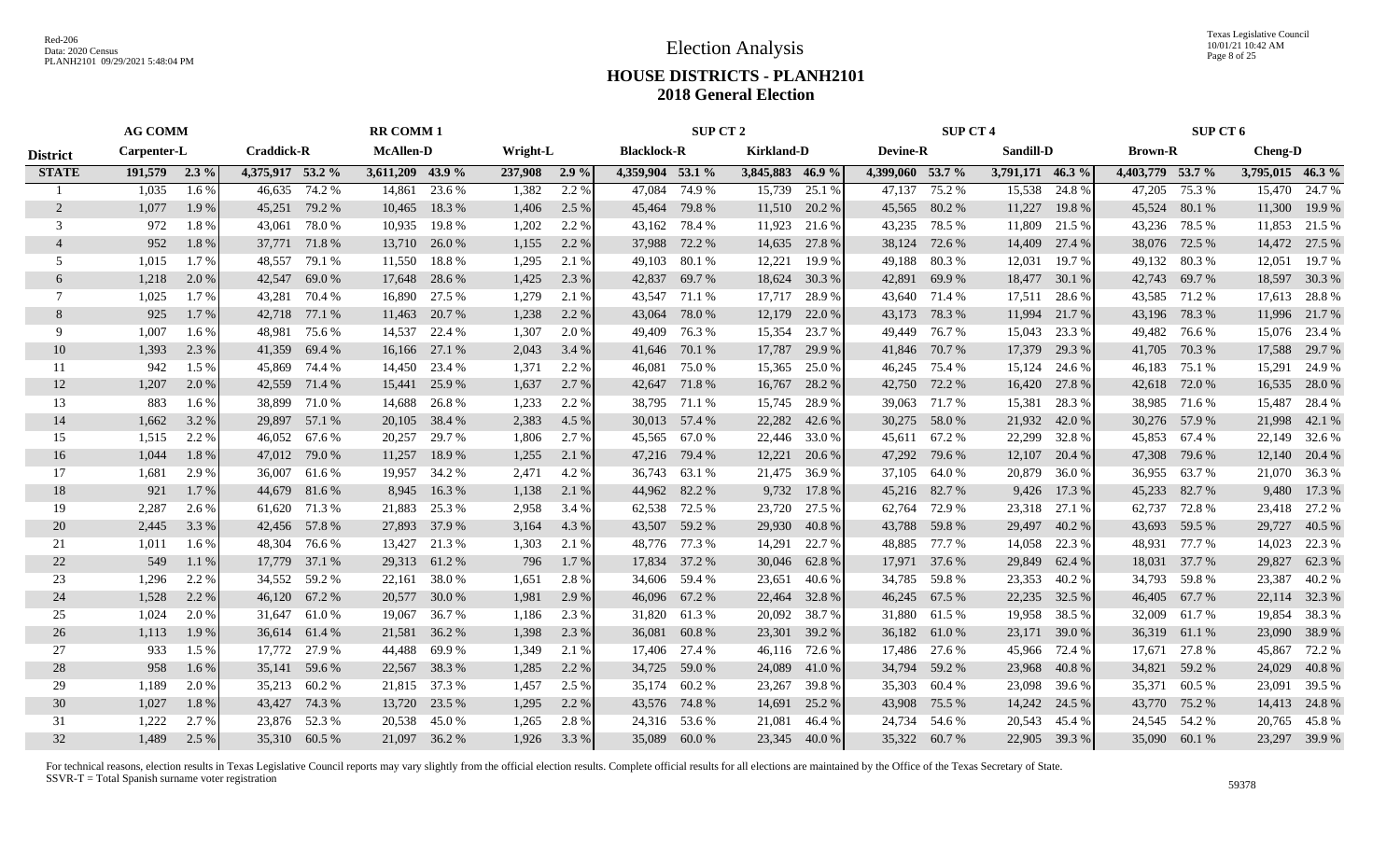# Election Analysis

## HOUSE DISTRICTS - PLANH2101
## 2018 General Election

| | AG COMM | | | | RR COMM 1 | | | | SUP CT 2 | | | | SUP CT 4 | | | | SUP CT 6 | | | |
|---|---|---|---|---|---|---|---|---|---|---|---|---|---|---|---|---|---|---|---|---|
| **District** | **Carpenter-L** | | **Craddick-R** | | **McAllen-D** | | **Wright-L** | | **Blacklock-R** | | **Kirkland-D** | | **Devine-R** | | **Sandill-D** | | **Brown-R** | | **Cheng-D** | |
| **STATE** | **191,579** | **2.3 %** | **4,375,917** | **53.2 %** | **3,611,209** | **43.9 %** | **237,908** | **2.9 %** | **4,359,904** | **53.1 %** | **3,845,883** | **46.9 %** | **4,399,060** | **53.7 %** | **3,791,171** | **46.3 %** | **4,403,779** | **53.7 %** | **3,795,015** | **46.3 %** |
| 1 | 1,035 | 1.6 % | 46,635 | 74.2 % | 14,861 | 23.6 % | 1,382 | 2.2 % | 47,084 | 74.9 % | 15,739 | 25.1 % | 47,137 | 75.2 % | 15,538 | 24.8 % | 47,205 | 75.3 % | 15,470 | 24.7 % |
| 2 | 1,077 | 1.9 % | 45,251 | 79.2 % | 10,465 | 18.3 % | 1,406 | 2.5 % | 45,464 | 79.8 % | 11,510 | 20.2 % | 45,565 | 80.2 % | 11,227 | 19.8 % | 45,524 | 80.1 % | 11,300 | 19.9 % |
| 3 | 972 | 1.8 % | 43,061 | 78.0 % | 10,935 | 19.8 % | 1,202 | 2.2 % | 43,162 | 78.4 % | 11,923 | 21.6 % | 43,235 | 78.5 % | 11,809 | 21.5 % | 43,236 | 78.5 % | 11,853 | 21.5 % |
| 4 | 952 | 1.8 % | 37,771 | 71.8 % | 13,710 | 26.0 % | 1,155 | 2.2 % | 37,988 | 72.2 % | 14,635 | 27.8 % | 38,124 | 72.6 % | 14,409 | 27.4 % | 38,076 | 72.5 % | 14,472 | 27.5 % |
| 5 | 1,015 | 1.7 % | 48,557 | 79.1 % | 11,550 | 18.8 % | 1,295 | 2.1 % | 49,103 | 80.1 % | 12,221 | 19.9 % | 49,188 | 80.3 % | 12,031 | 19.7 % | 49,132 | 80.3 % | 12,051 | 19.7 % |
| 6 | 1,218 | 2.0 % | 42,547 | 69.0 % | 17,648 | 28.6 % | 1,425 | 2.3 % | 42,837 | 69.7 % | 18,624 | 30.3 % | 42,891 | 69.9 % | 18,477 | 30.1 % | 42,743 | 69.7 % | 18,597 | 30.3 % |
| 7 | 1,025 | 1.7 % | 43,281 | 70.4 % | 16,890 | 27.5 % | 1,279 | 2.1 % | 43,547 | 71.1 % | 17,717 | 28.9 % | 43,640 | 71.4 % | 17,511 | 28.6 % | 43,585 | 71.2 % | 17,613 | 28.8 % |
| 8 | 925 | 1.7 % | 42,718 | 77.1 % | 11,463 | 20.7 % | 1,238 | 2.2 % | 43,064 | 78.0 % | 12,179 | 22.0 % | 43,173 | 78.3 % | 11,994 | 21.7 % | 43,196 | 78.3 % | 11,996 | 21.7 % |
| 9 | 1,007 | 1.6 % | 48,981 | 75.6 % | 14,537 | 22.4 % | 1,307 | 2.0 % | 49,409 | 76.3 % | 15,354 | 23.7 % | 49,449 | 76.7 % | 15,043 | 23.3 % | 49,482 | 76.6 % | 15,076 | 23.4 % |
| 10 | 1,393 | 2.3 % | 41,359 | 69.4 % | 16,166 | 27.1 % | 2,043 | 3.4 % | 41,646 | 70.1 % | 17,787 | 29.9 % | 41,846 | 70.7 % | 17,379 | 29.3 % | 41,705 | 70.3 % | 17,588 | 29.7 % |
| 11 | 942 | 1.5 % | 45,869 | 74.4 % | 14,450 | 23.4 % | 1,371 | 2.2 % | 46,081 | 75.0 % | 15,365 | 25.0 % | 46,245 | 75.4 % | 15,124 | 24.6 % | 46,183 | 75.1 % | 15,291 | 24.9 % |
| 12 | 1,207 | 2.0 % | 42,559 | 71.4 % | 15,441 | 25.9 % | 1,637 | 2.7 % | 42,647 | 71.8 % | 16,767 | 28.2 % | 42,750 | 72.2 % | 16,420 | 27.8 % | 42,618 | 72.0 % | 16,535 | 28.0 % |
| 13 | 883 | 1.6 % | 38,899 | 71.0 % | 14,688 | 26.8 % | 1,233 | 2.2 % | 38,795 | 71.1 % | 15,745 | 28.9 % | 39,063 | 71.7 % | 15,381 | 28.3 % | 38,985 | 71.6 % | 15,487 | 28.4 % |
| 14 | 1,662 | 3.2 % | 29,897 | 57.1 % | 20,105 | 38.4 % | 2,383 | 4.5 % | 30,013 | 57.4 % | 22,282 | 42.6 % | 30,275 | 58.0 % | 21,932 | 42.0 % | 30,276 | 57.9 % | 21,998 | 42.1 % |
| 15 | 1,515 | 2.2 % | 46,052 | 67.6 % | 20,257 | 29.7 % | 1,806 | 2.7 % | 45,565 | 67.0 % | 22,446 | 33.0 % | 45,611 | 67.2 % | 22,299 | 32.8 % | 45,853 | 67.4 % | 22,149 | 32.6 % |
| 16 | 1,044 | 1.8 % | 47,012 | 79.0 % | 11,257 | 18.9 % | 1,255 | 2.1 % | 47,216 | 79.4 % | 12,221 | 20.6 % | 47,292 | 79.6 % | 12,107 | 20.4 % | 47,308 | 79.6 % | 12,140 | 20.4 % |
| 17 | 1,681 | 2.9 % | 36,007 | 61.6 % | 19,957 | 34.2 % | 2,471 | 4.2 % | 36,743 | 63.1 % | 21,475 | 36.9 % | 37,105 | 64.0 % | 20,879 | 36.0 % | 36,955 | 63.7 % | 21,070 | 36.3 % |
| 18 | 921 | 1.7 % | 44,679 | 81.6 % | 8,945 | 16.3 % | 1,138 | 2.1 % | 44,962 | 82.2 % | 9,732 | 17.8 % | 45,216 | 82.7 % | 9,426 | 17.3 % | 45,233 | 82.7 % | 9,480 | 17.3 % |
| 19 | 2,287 | 2.6 % | 61,620 | 71.3 % | 21,883 | 25.3 % | 2,958 | 3.4 % | 62,538 | 72.5 % | 23,720 | 27.5 % | 62,764 | 72.9 % | 23,318 | 27.1 % | 62,737 | 72.8 % | 23,418 | 27.2 % |
| 20 | 2,445 | 3.3 % | 42,456 | 57.8 % | 27,893 | 37.9 % | 3,164 | 4.3 % | 43,507 | 59.2 % | 29,930 | 40.8 % | 43,788 | 59.8 % | 29,497 | 40.2 % | 43,693 | 59.5 % | 29,727 | 40.5 % |
| 21 | 1,011 | 1.6 % | 48,304 | 76.6 % | 13,427 | 21.3 % | 1,303 | 2.1 % | 48,776 | 77.3 % | 14,291 | 22.7 % | 48,885 | 77.7 % | 14,058 | 22.3 % | 48,931 | 77.7 % | 14,023 | 22.3 % |
| 22 | 549 | 1.1 % | 17,779 | 37.1 % | 29,313 | 61.2 % | 796 | 1.7 % | 17,834 | 37.2 % | 30,046 | 62.8 % | 17,971 | 37.6 % | 29,849 | 62.4 % | 18,031 | 37.7 % | 29,827 | 62.3 % |
| 23 | 1,296 | 2.2 % | 34,552 | 59.2 % | 22,161 | 38.0 % | 1,651 | 2.8 % | 34,606 | 59.4 % | 23,651 | 40.6 % | 34,785 | 59.8 % | 23,353 | 40.2 % | 34,793 | 59.8 % | 23,387 | 40.2 % |
| 24 | 1,528 | 2.2 % | 46,120 | 67.2 % | 20,577 | 30.0 % | 1,981 | 2.9 % | 46,096 | 67.2 % | 22,464 | 32.8 % | 46,245 | 67.5 % | 22,235 | 32.5 % | 46,405 | 67.7 % | 22,114 | 32.3 % |
| 25 | 1,024 | 2.0 % | 31,647 | 61.0 % | 19,067 | 36.7 % | 1,186 | 2.3 % | 31,820 | 61.3 % | 20,092 | 38.7 % | 31,880 | 61.5 % | 19,958 | 38.5 % | 32,009 | 61.7 % | 19,854 | 38.3 % |
| 26 | 1,113 | 1.9 % | 36,614 | 61.4 % | 21,581 | 36.2 % | 1,398 | 2.3 % | 36,081 | 60.8 % | 23,301 | 39.2 % | 36,182 | 61.0 % | 23,171 | 39.0 % | 36,319 | 61.1 % | 23,090 | 38.9 % |
| 27 | 933 | 1.5 % | 17,772 | 27.9 % | 44,488 | 69.9 % | 1,349 | 2.1 % | 17,406 | 27.4 % | 46,116 | 72.6 % | 17,486 | 27.6 % | 45,966 | 72.4 % | 17,671 | 27.8 % | 45,867 | 72.2 % |
| 28 | 958 | 1.6 % | 35,141 | 59.6 % | 22,567 | 38.3 % | 1,285 | 2.2 % | 34,725 | 59.0 % | 24,089 | 41.0 % | 34,794 | 59.2 % | 23,968 | 40.8 % | 34,821 | 59.2 % | 24,029 | 40.8 % |
| 29 | 1,189 | 2.0 % | 35,213 | 60.2 % | 21,815 | 37.3 % | 1,457 | 2.5 % | 35,174 | 60.2 % | 23,267 | 39.8 % | 35,303 | 60.4 % | 23,098 | 39.6 % | 35,371 | 60.5 % | 23,091 | 39.5 % |
| 30 | 1,027 | 1.8 % | 43,427 | 74.3 % | 13,720 | 23.5 % | 1,295 | 2.2 % | 43,576 | 74.8 % | 14,691 | 25.2 % | 43,908 | 75.5 % | 14,242 | 24.5 % | 43,770 | 75.2 % | 14,413 | 24.8 % |
| 31 | 1,222 | 2.7 % | 23,876 | 52.3 % | 20,538 | 45.0 % | 1,265 | 2.8 % | 24,316 | 53.6 % | 21,081 | 46.4 % | 24,734 | 54.6 % | 20,543 | 45.4 % | 24,545 | 54.2 % | 20,765 | 45.8 % |
| 32 | 1,489 | 2.5 % | 35,310 | 60.5 % | 21,097 | 36.2 % | 1,926 | 3.3 % | 35,089 | 60.0 % | 23,345 | 40.0 % | 35,322 | 60.7 % | 22,905 | 39.3 % | 35,090 | 60.1 % | 23,297 | 39.9 % |

For technical reasons, election results in Texas Legislative Council reports may vary slightly from the official election results. Complete official results for all elections are maintained by the Office of the Texas Secretary of State.
SSVR-T = Total Spanish surname voter registration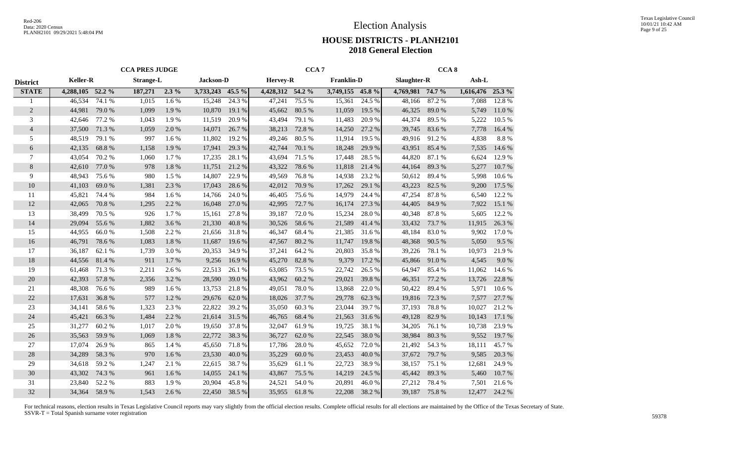# Election Analysis

## HOUSE DISTRICTS - PLANH2101

## 2018 General Election

| | CCA PRES JUDGE | | | | | | CCA 7 | | | | CCA 8 | | | |
|---|---|---|---|---|---|---|---|---|---|---|---|---|---|---|
| District | Keller-R | | Strange-L | | Jackson-D | | Hervey-R | | Franklin-D | | Slaughter-R | | Ash-L | |
| **STATE** | **4,288,105** | **52.2 %** | **187,271** | **2.3 %** | **3,733,243** | **45.5 %** | **4,428,312** | **54.2 %** | **3,749,155** | **45.8 %** | **4,769,981** | **74.7 %** | **1,616,476** | **25.3 %** |
| 1 | 46,534 | 74.1 % | 1,015 | 1.6 % | 15,248 | 24.3 % | 47,241 | 75.5 % | 15,361 | 24.5 % | 48,166 | 87.2 % | 7,088 | 12.8 % |
| 2 | 44,981 | 79.0 % | 1,099 | 1.9 % | 10,870 | 19.1 % | 45,662 | 80.5 % | 11,059 | 19.5 % | 46,325 | 89.0 % | 5,749 | 11.0 % |
| 3 | 42,646 | 77.2 % | 1,043 | 1.9 % | 11,519 | 20.9 % | 43,494 | 79.1 % | 11,483 | 20.9 % | 44,374 | 89.5 % | 5,222 | 10.5 % |
| 4 | 37,500 | 71.3 % | 1,059 | 2.0 % | 14,071 | 26.7 % | 38,213 | 72.8 % | 14,250 | 27.2 % | 39,745 | 83.6 % | 7,778 | 16.4 % |
| 5 | 48,519 | 79.1 % | 997 | 1.6 % | 11,802 | 19.2 % | 49,246 | 80.5 % | 11,914 | 19.5 % | 49,916 | 91.2 % | 4,838 | 8.8 % |
| 6 | 42,135 | 68.8 % | 1,158 | 1.9 % | 17,941 | 29.3 % | 42,744 | 70.1 % | 18,248 | 29.9 % | 43,951 | 85.4 % | 7,535 | 14.6 % |
| 7 | 43,054 | 70.2 % | 1,060 | 1.7 % | 17,235 | 28.1 % | 43,694 | 71.5 % | 17,448 | 28.5 % | 44,820 | 87.1 % | 6,624 | 12.9 % |
| 8 | 42,610 | 77.0 % | 978 | 1.8 % | 11,751 | 21.2 % | 43,322 | 78.6 % | 11,818 | 21.4 % | 44,164 | 89.3 % | 5,277 | 10.7 % |
| 9 | 48,943 | 75.6 % | 980 | 1.5 % | 14,807 | 22.9 % | 49,569 | 76.8 % | 14,938 | 23.2 % | 50,612 | 89.4 % | 5,998 | 10.6 % |
| 10 | 41,103 | 69.0 % | 1,381 | 2.3 % | 17,043 | 28.6 % | 42,012 | 70.9 % | 17,262 | 29.1 % | 43,223 | 82.5 % | 9,200 | 17.5 % |
| 11 | 45,821 | 74.4 % | 984 | 1.6 % | 14,766 | 24.0 % | 46,405 | 75.6 % | 14,979 | 24.4 % | 47,254 | 87.8 % | 6,540 | 12.2 % |
| 12 | 42,065 | 70.8 % | 1,295 | 2.2 % | 16,048 | 27.0 % | 42,995 | 72.7 % | 16,174 | 27.3 % | 44,405 | 84.9 % | 7,922 | 15.1 % |
| 13 | 38,499 | 70.5 % | 926 | 1.7 % | 15,161 | 27.8 % | 39,187 | 72.0 % | 15,234 | 28.0 % | 40,348 | 87.8 % | 5,605 | 12.2 % |
| 14 | 29,094 | 55.6 % | 1,882 | 3.6 % | 21,330 | 40.8 % | 30,526 | 58.6 % | 21,589 | 41.4 % | 33,432 | 73.7 % | 11,915 | 26.3 % |
| 15 | 44,955 | 66.0 % | 1,508 | 2.2 % | 21,656 | 31.8 % | 46,347 | 68.4 % | 21,385 | 31.6 % | 48,184 | 83.0 % | 9,902 | 17.0 % |
| 16 | 46,791 | 78.6 % | 1,083 | 1.8 % | 11,687 | 19.6 % | 47,567 | 80.2 % | 11,747 | 19.8 % | 48,368 | 90.5 % | 5,050 | 9.5 % |
| 17 | 36,187 | 62.1 % | 1,739 | 3.0 % | 20,353 | 34.9 % | 37,241 | 64.2 % | 20,803 | 35.8 % | 39,226 | 78.1 % | 10,973 | 21.9 % |
| 18 | 44,556 | 81.4 % | 911 | 1.7 % | 9,256 | 16.9 % | 45,270 | 82.8 % | 9,379 | 17.2 % | 45,866 | 91.0 % | 4,545 | 9.0 % |
| 19 | 61,468 | 71.3 % | 2,211 | 2.6 % | 22,513 | 26.1 % | 63,085 | 73.5 % | 22,742 | 26.5 % | 64,947 | 85.4 % | 11,062 | 14.6 % |
| 20 | 42,393 | 57.8 % | 2,356 | 3.2 % | 28,590 | 39.0 % | 43,962 | 60.2 % | 29,021 | 39.8 % | 46,351 | 77.2 % | 13,726 | 22.8 % |
| 21 | 48,308 | 76.6 % | 989 | 1.6 % | 13,753 | 21.8 % | 49,051 | 78.0 % | 13,868 | 22.0 % | 50,422 | 89.4 % | 5,971 | 10.6 % |
| 22 | 17,631 | 36.8 % | 577 | 1.2 % | 29,676 | 62.0 % | 18,026 | 37.7 % | 29,778 | 62.3 % | 19,816 | 72.3 % | 7,577 | 27.7 % |
| 23 | 34,141 | 58.6 % | 1,323 | 2.3 % | 22,822 | 39.2 % | 35,050 | 60.3 % | 23,044 | 39.7 % | 37,193 | 78.8 % | 10,027 | 21.2 % |
| 24 | 45,421 | 66.3 % | 1,484 | 2.2 % | 21,614 | 31.5 % | 46,765 | 68.4 % | 21,563 | 31.6 % | 49,128 | 82.9 % | 10,143 | 17.1 % |
| 25 | 31,277 | 60.2 % | 1,017 | 2.0 % | 19,650 | 37.8 % | 32,047 | 61.9 % | 19,725 | 38.1 % | 34,205 | 76.1 % | 10,738 | 23.9 % |
| 26 | 35,563 | 59.9 % | 1,069 | 1.8 % | 22,772 | 38.3 % | 36,727 | 62.0 % | 22,545 | 38.0 % | 38,984 | 80.3 % | 9,552 | 19.7 % |
| 27 | 17,074 | 26.9 % | 865 | 1.4 % | 45,650 | 71.8 % | 17,786 | 28.0 % | 45,652 | 72.0 % | 21,492 | 54.3 % | 18,111 | 45.7 % |
| 28 | 34,289 | 58.3 % | 970 | 1.6 % | 23,530 | 40.0 % | 35,229 | 60.0 % | 23,453 | 40.0 % | 37,672 | 79.7 % | 9,585 | 20.3 % |
| 29 | 34,618 | 59.2 % | 1,247 | 2.1 % | 22,615 | 38.7 % | 35,629 | 61.1 % | 22,723 | 38.9 % | 38,157 | 75.1 % | 12,681 | 24.9 % |
| 30 | 43,302 | 74.3 % | 961 | 1.6 % | 14,055 | 24.1 % | 43,867 | 75.5 % | 14,219 | 24.5 % | 45,442 | 89.3 % | 5,460 | 10.7 % |
| 31 | 23,840 | 52.2 % | 883 | 1.9 % | 20,904 | 45.8 % | 24,521 | 54.0 % | 20,891 | 46.0 % | 27,212 | 78.4 % | 7,501 | 21.6 % |
| 32 | 34,364 | 58.9 % | 1,543 | 2.6 % | 22,450 | 38.5 % | 35,955 | 61.8 % | 22,208 | 38.2 % | 39,187 | 75.8 % | 12,477 | 24.2 % |

For technical reasons, election results in Texas Legislative Council reports may vary slightly from the official election results. Complete official results for all elections are maintained by the Office of the Texas Secretary of State.
SSVR-T = Total Spanish surname voter registration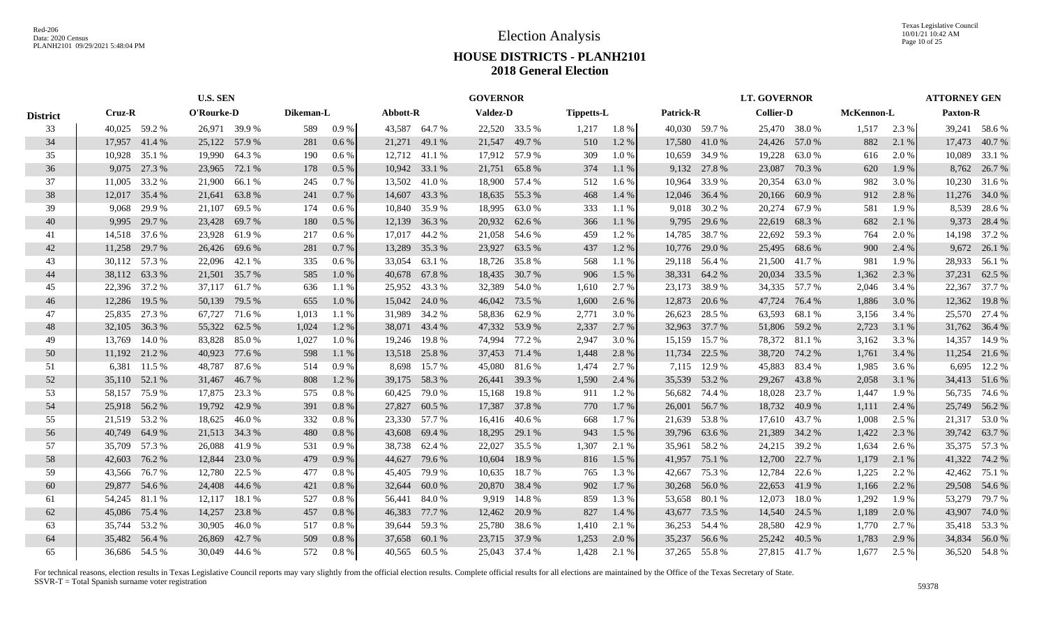# Election Analysis

## HOUSE DISTRICTS - PLANH2101
## 2018 General Election

| District | U.S. SEN | | | | | | GOVERNOR | | | | | | LT. GOVERNOR | | | | | | ATTORNEY GEN | |
|---|---|---|---|---|---|---|---|---|---|---|---|---|---|---|---|---|---|---|---|---|
| | Cruz-R | | O'Rourke-D | | Dikeman-L | | Abbott-R | | Valdez-D | | Tippetts-L | | Patrick-R | | Collier-D | | McKennon-L | | Paxton-R | |
| 33 | 40,025 | 59.2 % | 26,971 | 39.9 % | 589 | 0.9 % | 43,587 | 64.7 % | 22,520 | 33.5 % | 1,217 | 1.8 % | 40,030 | 59.7 % | 25,470 | 38.0 % | 1,517 | 2.3 % | 39,241 | 58.6 % |
| 34 | 17,957 | 41.4 % | 25,122 | 57.9 % | 281 | 0.6 % | 21,271 | 49.1 % | 21,547 | 49.7 % | 510 | 1.2 % | 17,580 | 41.0 % | 24,426 | 57.0 % | 882 | 2.1 % | 17,473 | 40.7 % |
| 35 | 10,928 | 35.1 % | 19,990 | 64.3 % | 190 | 0.6 % | 12,712 | 41.1 % | 17,912 | 57.9 % | 309 | 1.0 % | 10,659 | 34.9 % | 19,228 | 63.0 % | 616 | 2.0 % | 10,089 | 33.1 % |
| 36 | 9,075 | 27.3 % | 23,965 | 72.1 % | 178 | 0.5 % | 10,942 | 33.1 % | 21,751 | 65.8 % | 374 | 1.1 % | 9,132 | 27.8 % | 23,087 | 70.3 % | 620 | 1.9 % | 8,762 | 26.7 % |
| 37 | 11,005 | 33.2 % | 21,900 | 66.1 % | 245 | 0.7 % | 13,502 | 41.0 % | 18,900 | 57.4 % | 512 | 1.6 % | 10,964 | 33.9 % | 20,354 | 63.0 % | 982 | 3.0 % | 10,230 | 31.6 % |
| 38 | 12,017 | 35.4 % | 21,641 | 63.8 % | 241 | 0.7 % | 14,607 | 43.3 % | 18,635 | 55.3 % | 468 | 1.4 % | 12,046 | 36.4 % | 20,166 | 60.9 % | 912 | 2.8 % | 11,276 | 34.0 % |
| 39 | 9,068 | 29.9 % | 21,107 | 69.5 % | 174 | 0.6 % | 10,840 | 35.9 % | 18,995 | 63.0 % | 333 | 1.1 % | 9,018 | 30.2 % | 20,274 | 67.9 % | 581 | 1.9 % | 8,539 | 28.6 % |
| 40 | 9,995 | 29.7 % | 23,428 | 69.7 % | 180 | 0.5 % | 12,139 | 36.3 % | 20,932 | 62.6 % | 366 | 1.1 % | 9,795 | 29.6 % | 22,619 | 68.3 % | 682 | 2.1 % | 9,373 | 28.4 % |
| 41 | 14,518 | 37.6 % | 23,928 | 61.9 % | 217 | 0.6 % | 17,017 | 44.2 % | 21,058 | 54.6 % | 459 | 1.2 % | 14,785 | 38.7 % | 22,692 | 59.3 % | 764 | 2.0 % | 14,198 | 37.2 % |
| 42 | 11,258 | 29.7 % | 26,426 | 69.6 % | 281 | 0.7 % | 13,289 | 35.3 % | 23,927 | 63.5 % | 437 | 1.2 % | 10,776 | 29.0 % | 25,495 | 68.6 % | 900 | 2.4 % | 9,672 | 26.1 % |
| 43 | 30,112 | 57.3 % | 22,096 | 42.1 % | 335 | 0.6 % | 33,054 | 63.1 % | 18,726 | 35.8 % | 568 | 1.1 % | 29,118 | 56.4 % | 21,500 | 41.7 % | 981 | 1.9 % | 28,933 | 56.1 % |
| 44 | 38,112 | 63.3 % | 21,501 | 35.7 % | 585 | 1.0 % | 40,678 | 67.8 % | 18,435 | 30.7 % | 906 | 1.5 % | 38,331 | 64.2 % | 20,034 | 33.5 % | 1,362 | 2.3 % | 37,231 | 62.5 % |
| 45 | 22,396 | 37.2 % | 37,117 | 61.7 % | 636 | 1.1 % | 25,952 | 43.3 % | 32,389 | 54.0 % | 1,610 | 2.7 % | 23,173 | 38.9 % | 34,335 | 57.7 % | 2,046 | 3.4 % | 22,367 | 37.7 % |
| 46 | 12,286 | 19.5 % | 50,139 | 79.5 % | 655 | 1.0 % | 15,042 | 24.0 % | 46,042 | 73.5 % | 1,600 | 2.6 % | 12,873 | 20.6 % | 47,724 | 76.4 % | 1,886 | 3.0 % | 12,362 | 19.8 % |
| 47 | 25,835 | 27.3 % | 67,727 | 71.6 % | 1,013 | 1.1 % | 31,989 | 34.2 % | 58,836 | 62.9 % | 2,771 | 3.0 % | 26,623 | 28.5 % | 63,593 | 68.1 % | 3,156 | 3.4 % | 25,570 | 27.4 % |
| 48 | 32,105 | 36.3 % | 55,322 | 62.5 % | 1,024 | 1.2 % | 38,071 | 43.4 % | 47,332 | 53.9 % | 2,337 | 2.7 % | 32,963 | 37.7 % | 51,806 | 59.2 % | 2,723 | 3.1 % | 31,762 | 36.4 % |
| 49 | 13,769 | 14.0 % | 83,828 | 85.0 % | 1,027 | 1.0 % | 19,246 | 19.8 % | 74,994 | 77.2 % | 2,947 | 3.0 % | 15,159 | 15.7 % | 78,372 | 81.1 % | 3,162 | 3.3 % | 14,357 | 14.9 % |
| 50 | 11,192 | 21.2 % | 40,923 | 77.6 % | 598 | 1.1 % | 13,518 | 25.8 % | 37,453 | 71.4 % | 1,448 | 2.8 % | 11,734 | 22.5 % | 38,720 | 74.2 % | 1,761 | 3.4 % | 11,254 | 21.6 % |
| 51 | 6,381 | 11.5 % | 48,787 | 87.6 % | 514 | 0.9 % | 8,698 | 15.7 % | 45,080 | 81.6 % | 1,474 | 2.7 % | 7,115 | 12.9 % | 45,883 | 83.4 % | 1,985 | 3.6 % | 6,695 | 12.2 % |
| 52 | 35,110 | 52.1 % | 31,467 | 46.7 % | 808 | 1.2 % | 39,175 | 58.3 % | 26,441 | 39.3 % | 1,590 | 2.4 % | 35,539 | 53.2 % | 29,267 | 43.8 % | 2,058 | 3.1 % | 34,413 | 51.6 % |
| 53 | 58,157 | 75.9 % | 17,875 | 23.3 % | 575 | 0.8 % | 60,425 | 79.0 % | 15,168 | 19.8 % | 911 | 1.2 % | 56,682 | 74.4 % | 18,028 | 23.7 % | 1,447 | 1.9 % | 56,735 | 74.6 % |
| 54 | 25,918 | 56.2 % | 19,792 | 42.9 % | 391 | 0.8 % | 27,827 | 60.5 % | 17,387 | 37.8 % | 770 | 1.7 % | 26,001 | 56.7 % | 18,732 | 40.9 % | 1,111 | 2.4 % | 25,749 | 56.2 % |
| 55 | 21,519 | 53.2 % | 18,625 | 46.0 % | 332 | 0.8 % | 23,330 | 57.7 % | 16,416 | 40.6 % | 668 | 1.7 % | 21,639 | 53.8 % | 17,610 | 43.7 % | 1,008 | 2.5 % | 21,317 | 53.0 % |
| 56 | 40,749 | 64.9 % | 21,513 | 34.3 % | 480 | 0.8 % | 43,608 | 69.4 % | 18,295 | 29.1 % | 943 | 1.5 % | 39,796 | 63.6 % | 21,389 | 34.2 % | 1,422 | 2.3 % | 39,742 | 63.7 % |
| 57 | 35,709 | 57.3 % | 26,088 | 41.9 % | 531 | 0.9 % | 38,738 | 62.4 % | 22,027 | 35.5 % | 1,307 | 2.1 % | 35,961 | 58.2 % | 24,215 | 39.2 % | 1,634 | 2.6 % | 35,375 | 57.3 % |
| 58 | 42,603 | 76.2 % | 12,844 | 23.0 % | 479 | 0.9 % | 44,627 | 79.6 % | 10,604 | 18.9 % | 816 | 1.5 % | 41,957 | 75.1 % | 12,700 | 22.7 % | 1,179 | 2.1 % | 41,322 | 74.2 % |
| 59 | 43,566 | 76.7 % | 12,780 | 22.5 % | 477 | 0.8 % | 45,405 | 79.9 % | 10,635 | 18.7 % | 765 | 1.3 % | 42,667 | 75.3 % | 12,784 | 22.6 % | 1,225 | 2.2 % | 42,462 | 75.1 % |
| 60 | 29,877 | 54.6 % | 24,408 | 44.6 % | 421 | 0.8 % | 32,644 | 60.0 % | 20,870 | 38.4 % | 902 | 1.7 % | 30,268 | 56.0 % | 22,653 | 41.9 % | 1,166 | 2.2 % | 29,508 | 54.6 % |
| 61 | 54,245 | 81.1 % | 12,117 | 18.1 % | 527 | 0.8 % | 56,441 | 84.0 % | 9,919 | 14.8 % | 859 | 1.3 % | 53,658 | 80.1 % | 12,073 | 18.0 % | 1,292 | 1.9 % | 53,279 | 79.7 % |
| 62 | 45,086 | 75.4 % | 14,257 | 23.8 % | 457 | 0.8 % | 46,383 | 77.7 % | 12,462 | 20.9 % | 827 | 1.4 % | 43,677 | 73.5 % | 14,540 | 24.5 % | 1,189 | 2.0 % | 43,907 | 74.0 % |
| 63 | 35,744 | 53.2 % | 30,905 | 46.0 % | 517 | 0.8 % | 39,644 | 59.3 % | 25,780 | 38.6 % | 1,410 | 2.1 % | 36,253 | 54.4 % | 28,580 | 42.9 % | 1,770 | 2.7 % | 35,418 | 53.3 % |
| 64 | 35,482 | 56.4 % | 26,869 | 42.7 % | 509 | 0.8 % | 37,658 | 60.1 % | 23,715 | 37.9 % | 1,253 | 2.0 % | 35,237 | 56.6 % | 25,242 | 40.5 % | 1,783 | 2.9 % | 34,834 | 56.0 % |
| 65 | 36,686 | 54.5 % | 30,049 | 44.6 % | 572 | 0.8 % | 40,565 | 60.5 % | 25,043 | 37.4 % | 1,428 | 2.1 % | 37,265 | 55.8 % | 27,815 | 41.7 % | 1,677 | 2.5 % | 36,520 | 54.8 % |

For technical reasons, election results in Texas Legislative Council reports may vary slightly from the official election results. Complete official results for all elections are maintained by the Office of the Texas Secretary of State.
SSVR-T = Total Spanish surname voter registration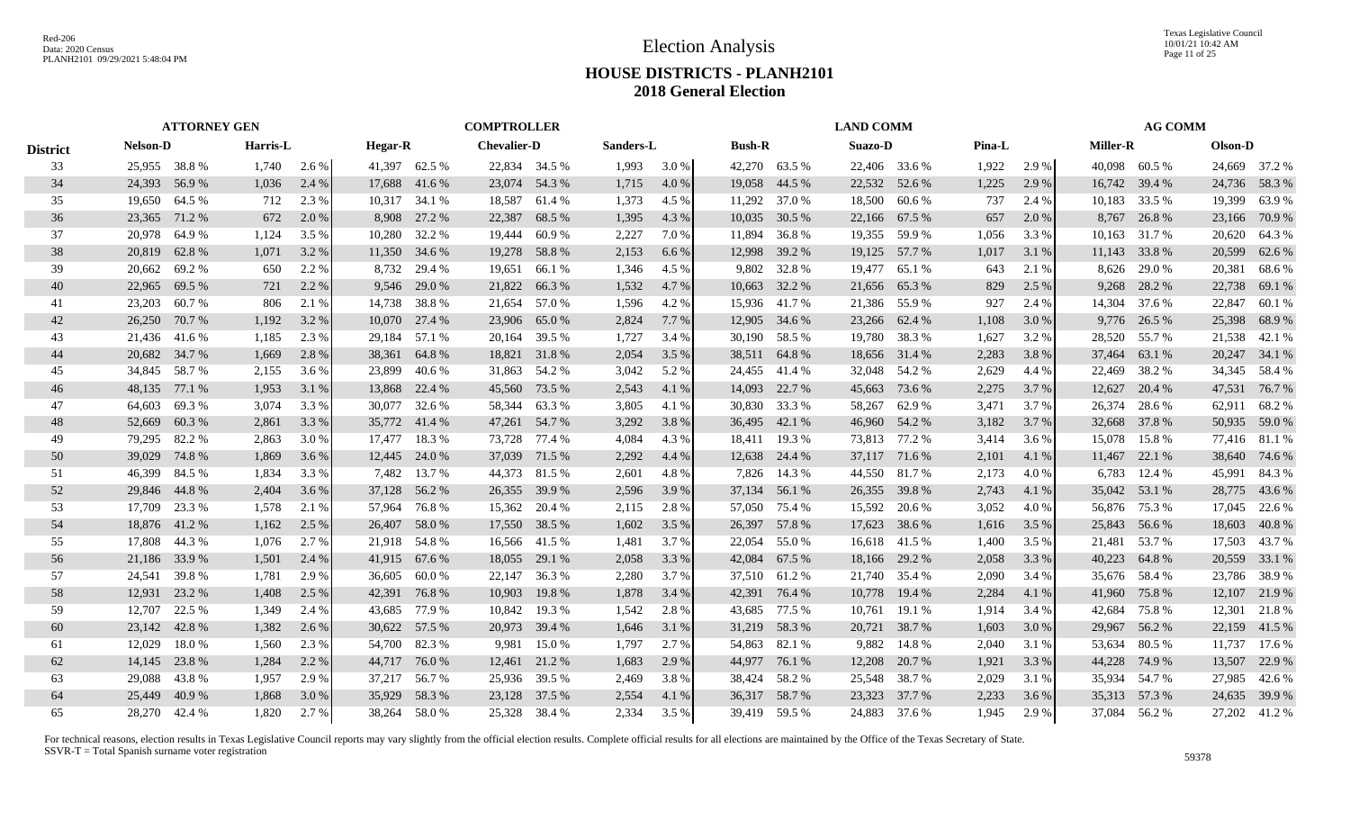# Election Analysis

## HOUSE DISTRICTS - PLANH2101
## 2018 General Election

| | ATTORNEY GEN | | | | COMPTROLLER | | | | | | LAND COMM | | | | | | AG COMM | | | |
|---|---|---|---|---|---|---|---|---|---|---|---|---|---|---|---|---|---|---|---|---|
| **District** | **Nelson-D** | | **Harris-L** | | **Hegar-R** | | **Chevalier-D** | | **Sanders-L** | | **Bush-R** | | **Suazo-D** | | **Pina-L** | | **Miller-R** | | **Olson-D** | |
| 33 | 25,955 | 38.8 % | 1,740 | 2.6 % | 41,397 | 62.5 % | 22,834 | 34.5 % | 1,993 | 3.0 % | 42,270 | 63.5 % | 22,406 | 33.6 % | 1,922 | 2.9 % | 40,098 | 60.5 % | 24,669 | 37.2 % |
| 34 | 24,393 | 56.9 % | 1,036 | 2.4 % | 17,688 | 41.6 % | 23,074 | 54.3 % | 1,715 | 4.0 % | 19,058 | 44.5 % | 22,532 | 52.6 % | 1,225 | 2.9 % | 16,742 | 39.4 % | 24,736 | 58.3 % |
| 35 | 19,650 | 64.5 % | 712 | 2.3 % | 10,317 | 34.1 % | 18,587 | 61.4 % | 1,373 | 4.5 % | 11,292 | 37.0 % | 18,500 | 60.6 % | 737 | 2.4 % | 10,183 | 33.5 % | 19,399 | 63.9 % |
| 36 | 23,365 | 71.2 % | 672 | 2.0 % | 8,908 | 27.2 % | 22,387 | 68.5 % | 1,395 | 4.3 % | 10,035 | 30.5 % | 22,166 | 67.5 % | 657 | 2.0 % | 8,767 | 26.8 % | 23,166 | 70.9 % |
| 37 | 20,978 | 64.9 % | 1,124 | 3.5 % | 10,280 | 32.2 % | 19,444 | 60.9 % | 2,227 | 7.0 % | 11,894 | 36.8 % | 19,355 | 59.9 % | 1,056 | 3.3 % | 10,163 | 31.7 % | 20,620 | 64.3 % |
| 38 | 20,819 | 62.8 % | 1,071 | 3.2 % | 11,350 | 34.6 % | 19,278 | 58.8 % | 2,153 | 6.6 % | 12,998 | 39.2 % | 19,125 | 57.7 % | 1,017 | 3.1 % | 11,143 | 33.8 % | 20,599 | 62.6 % |
| 39 | 20,662 | 69.2 % | 650 | 2.2 % | 8,732 | 29.4 % | 19,651 | 66.1 % | 1,346 | 4.5 % | 9,802 | 32.8 % | 19,477 | 65.1 % | 643 | 2.1 % | 8,626 | 29.0 % | 20,381 | 68.6 % |
| 40 | 22,965 | 69.5 % | 721 | 2.2 % | 9,546 | 29.0 % | 21,822 | 66.3 % | 1,532 | 4.7 % | 10,663 | 32.2 % | 21,656 | 65.3 % | 829 | 2.5 % | 9,268 | 28.2 % | 22,738 | 69.1 % |
| 41 | 23,203 | 60.7 % | 806 | 2.1 % | 14,738 | 38.8 % | 21,654 | 57.0 % | 1,596 | 4.2 % | 15,936 | 41.7 % | 21,386 | 55.9 % | 927 | 2.4 % | 14,304 | 37.6 % | 22,847 | 60.1 % |
| 42 | 26,250 | 70.7 % | 1,192 | 3.2 % | 10,070 | 27.4 % | 23,906 | 65.0 % | 2,824 | 7.7 % | 12,905 | 34.6 % | 23,266 | 62.4 % | 1,108 | 3.0 % | 9,776 | 26.5 % | 25,398 | 68.9 % |
| 43 | 21,436 | 41.6 % | 1,185 | 2.3 % | 29,184 | 57.1 % | 20,164 | 39.5 % | 1,727 | 3.4 % | 30,190 | 58.5 % | 19,780 | 38.3 % | 1,627 | 3.2 % | 28,520 | 55.7 % | 21,538 | 42.1 % |
| 44 | 20,682 | 34.7 % | 1,669 | 2.8 % | 38,361 | 64.8 % | 18,821 | 31.8 % | 2,054 | 3.5 % | 38,511 | 64.8 % | 18,656 | 31.4 % | 2,283 | 3.8 % | 37,464 | 63.1 % | 20,247 | 34.1 % |
| 45 | 34,845 | 58.7 % | 2,155 | 3.6 % | 23,899 | 40.6 % | 31,863 | 54.2 % | 3,042 | 5.2 % | 24,455 | 41.4 % | 32,048 | 54.2 % | 2,629 | 4.4 % | 22,469 | 38.2 % | 34,345 | 58.4 % |
| 46 | 48,135 | 77.1 % | 1,953 | 3.1 % | 13,868 | 22.4 % | 45,560 | 73.5 % | 2,543 | 4.1 % | 14,093 | 22.7 % | 45,663 | 73.6 % | 2,275 | 3.7 % | 12,627 | 20.4 % | 47,531 | 76.7 % |
| 47 | 64,603 | 69.3 % | 3,074 | 3.3 % | 30,077 | 32.6 % | 58,344 | 63.3 % | 3,805 | 4.1 % | 30,830 | 33.3 % | 58,267 | 62.9 % | 3,471 | 3.7 % | 26,374 | 28.6 % | 62,911 | 68.2 % |
| 48 | 52,669 | 60.3 % | 2,861 | 3.3 % | 35,772 | 41.4 % | 47,261 | 54.7 % | 3,292 | 3.8 % | 36,495 | 42.1 % | 46,960 | 54.2 % | 3,182 | 3.7 % | 32,668 | 37.8 % | 50,935 | 59.0 % |
| 49 | 79,295 | 82.2 % | 2,863 | 3.0 % | 17,477 | 18.3 % | 73,728 | 77.4 % | 4,084 | 4.3 % | 18,411 | 19.3 % | 73,813 | 77.2 % | 3,414 | 3.6 % | 15,078 | 15.8 % | 77,416 | 81.1 % |
| 50 | 39,029 | 74.8 % | 1,869 | 3.6 % | 12,445 | 24.0 % | 37,039 | 71.5 % | 2,292 | 4.4 % | 12,638 | 24.4 % | 37,117 | 71.6 % | 2,101 | 4.1 % | 11,467 | 22.1 % | 38,640 | 74.6 % |
| 51 | 46,399 | 84.5 % | 1,834 | 3.3 % | 7,482 | 13.7 % | 44,373 | 81.5 % | 2,601 | 4.8 % | 7,826 | 14.3 % | 44,550 | 81.7 % | 2,173 | 4.0 % | 6,783 | 12.4 % | 45,991 | 84.3 % |
| 52 | 29,846 | 44.8 % | 2,404 | 3.6 % | 37,128 | 56.2 % | 26,355 | 39.9 % | 2,596 | 3.9 % | 37,134 | 56.1 % | 26,355 | 39.8 % | 2,743 | 4.1 % | 35,042 | 53.1 % | 28,775 | 43.6 % |
| 53 | 17,709 | 23.3 % | 1,578 | 2.1 % | 57,964 | 76.8 % | 15,362 | 20.4 % | 2,115 | 2.8 % | 57,050 | 75.4 % | 15,592 | 20.6 % | 3,052 | 4.0 % | 56,876 | 75.3 % | 17,045 | 22.6 % |
| 54 | 18,876 | 41.2 % | 1,162 | 2.5 % | 26,407 | 58.0 % | 17,550 | 38.5 % | 1,602 | 3.5 % | 26,397 | 57.8 % | 17,623 | 38.6 % | 1,616 | 3.5 % | 25,843 | 56.6 % | 18,603 | 40.8 % |
| 55 | 17,808 | 44.3 % | 1,076 | 2.7 % | 21,918 | 54.8 % | 16,566 | 41.5 % | 1,481 | 3.7 % | 22,054 | 55.0 % | 16,618 | 41.5 % | 1,400 | 3.5 % | 21,481 | 53.7 % | 17,503 | 43.7 % |
| 56 | 21,186 | 33.9 % | 1,501 | 2.4 % | 41,915 | 67.6 % | 18,055 | 29.1 % | 2,058 | 3.3 % | 42,084 | 67.5 % | 18,166 | 29.2 % | 2,058 | 3.3 % | 40,223 | 64.8 % | 20,559 | 33.1 % |
| 57 | 24,541 | 39.8 % | 1,781 | 2.9 % | 36,605 | 60.0 % | 22,147 | 36.3 % | 2,280 | 3.7 % | 37,510 | 61.2 % | 21,740 | 35.4 % | 2,090 | 3.4 % | 35,676 | 58.4 % | 23,786 | 38.9 % |
| 58 | 12,931 | 23.2 % | 1,408 | 2.5 % | 42,391 | 76.8 % | 10,903 | 19.8 % | 1,878 | 3.4 % | 42,391 | 76.4 % | 10,778 | 19.4 % | 2,284 | 4.1 % | 41,960 | 75.8 % | 12,107 | 21.9 % |
| 59 | 12,707 | 22.5 % | 1,349 | 2.4 % | 43,685 | 77.9 % | 10,842 | 19.3 % | 1,542 | 2.8 % | 43,685 | 77.5 % | 10,761 | 19.1 % | 1,914 | 3.4 % | 42,684 | 75.8 % | 12,301 | 21.8 % |
| 60 | 23,142 | 42.8 % | 1,382 | 2.6 % | 30,622 | 57.5 % | 20,973 | 39.4 % | 1,646 | 3.1 % | 31,219 | 58.3 % | 20,721 | 38.7 % | 1,603 | 3.0 % | 29,967 | 56.2 % | 22,159 | 41.5 % |
| 61 | 12,029 | 18.0 % | 1,560 | 2.3 % | 54,700 | 82.3 % | 9,981 | 15.0 % | 1,797 | 2.7 % | 54,863 | 82.1 % | 9,882 | 14.8 % | 2,040 | 3.1 % | 53,634 | 80.5 % | 11,737 | 17.6 % |
| 62 | 14,145 | 23.8 % | 1,284 | 2.2 % | 44,717 | 76.0 % | 12,461 | 21.2 % | 1,683 | 2.9 % | 44,977 | 76.1 % | 12,208 | 20.7 % | 1,921 | 3.3 % | 44,228 | 74.9 % | 13,507 | 22.9 % |
| 63 | 29,088 | 43.8 % | 1,957 | 2.9 % | 37,217 | 56.7 % | 25,936 | 39.5 % | 2,469 | 3.8 % | 38,424 | 58.2 % | 25,548 | 38.7 % | 2,029 | 3.1 % | 35,934 | 54.7 % | 27,985 | 42.6 % |
| 64 | 25,449 | 40.9 % | 1,868 | 3.0 % | 35,929 | 58.3 % | 23,128 | 37.5 % | 2,554 | 4.1 % | 36,317 | 58.7 % | 23,323 | 37.7 % | 2,233 | 3.6 % | 35,313 | 57.3 % | 24,635 | 39.9 % |
| 65 | 28,270 | 42.4 % | 1,820 | 2.7 % | 38,264 | 58.0 % | 25,328 | 38.4 % | 2,334 | 3.5 % | 39,419 | 59.5 % | 24,883 | 37.6 % | 1,945 | 2.9 % | 37,084 | 56.2 % | 27,202 | 41.2 % |

For technical reasons, election results in Texas Legislative Council reports may vary slightly from the official election results. Complete official results for all elections are maintained by the Office of the Texas Secretary of State.
SSVR-T = Total Spanish surname voter registration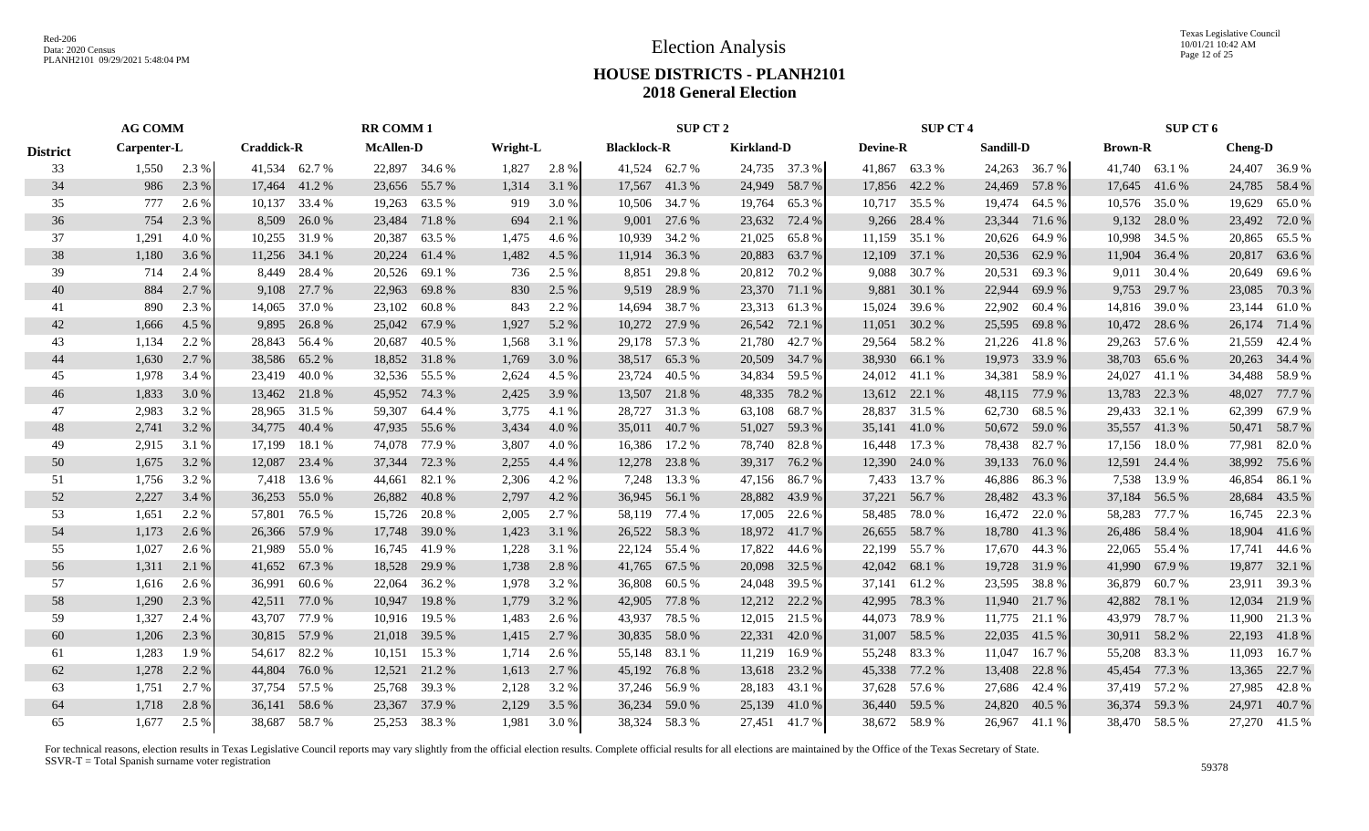# Election Analysis

## HOUSE DISTRICTS - PLANH2101
## 2018 General Election

| District | AG COMM | | | | RR COMM 1 | | | | | | SUP CT 2 | | | | SUP CT 4 | | | | SUP CT 6 | | | |
|---|---|---|---|---|---|---|---|---|---|---|---|---|---|---|---|---|---|---|---|---|---|---|
| | Carpenter-L | | Craddick-R | | McAllen-D | | Wright-L | | Blacklock-R | | Kirkland-D | | Devine-R | | Sandill-D | | Brown-R | | Cheng-D | |
| 33 | 1,550 | 2.3 % | 41,534 | 62.7 % | 22,897 | 34.6 % | 1,827 | 2.8 % | 41,524 | 62.7 % | 24,735 | 37.3 % | 41,867 | 63.3 % | 24,263 | 36.7 % | 41,740 | 63.1 % | 24,407 | 36.9 % |
| 34 | 986 | 2.3 % | 17,464 | 41.2 % | 23,656 | 55.7 % | 1,314 | 3.1 % | 17,567 | 41.3 % | 24,949 | 58.7 % | 17,856 | 42.2 % | 24,469 | 57.8 % | 17,645 | 41.6 % | 24,785 | 58.4 % |
| 35 | 777 | 2.6 % | 10,137 | 33.4 % | 19,263 | 63.5 % | 919 | 3.0 % | 10,506 | 34.7 % | 19,764 | 65.3 % | 10,717 | 35.5 % | 19,474 | 64.5 % | 10,576 | 35.0 % | 19,629 | 65.0 % |
| 36 | 754 | 2.3 % | 8,509 | 26.0 % | 23,484 | 71.8 % | 694 | 2.1 % | 9,001 | 27.6 % | 23,632 | 72.4 % | 9,266 | 28.4 % | 23,344 | 71.6 % | 9,132 | 28.0 % | 23,492 | 72.0 % |
| 37 | 1,291 | 4.0 % | 10,255 | 31.9 % | 20,387 | 63.5 % | 1,475 | 4.6 % | 10,939 | 34.2 % | 21,025 | 65.8 % | 11,159 | 35.1 % | 20,626 | 64.9 % | 10,998 | 34.5 % | 20,865 | 65.5 % |
| 38 | 1,180 | 3.6 % | 11,256 | 34.1 % | 20,224 | 61.4 % | 1,482 | 4.5 % | 11,914 | 36.3 % | 20,883 | 63.7 % | 12,109 | 37.1 % | 20,536 | 62.9 % | 11,904 | 36.4 % | 20,817 | 63.6 % |
| 39 | 714 | 2.4 % | 8,449 | 28.4 % | 20,526 | 69.1 % | 736 | 2.5 % | 8,851 | 29.8 % | 20,812 | 70.2 % | 9,088 | 30.7 % | 20,531 | 69.3 % | 9,011 | 30.4 % | 20,649 | 69.6 % |
| 40 | 884 | 2.7 % | 9,108 | 27.7 % | 22,963 | 69.8 % | 830 | 2.5 % | 9,519 | 28.9 % | 23,370 | 71.1 % | 9,881 | 30.1 % | 22,944 | 69.9 % | 9,753 | 29.7 % | 23,085 | 70.3 % |
| 41 | 890 | 2.3 % | 14,065 | 37.0 % | 23,102 | 60.8 % | 843 | 2.2 % | 14,694 | 38.7 % | 23,313 | 61.3 % | 15,024 | 39.6 % | 22,902 | 60.4 % | 14,816 | 39.0 % | 23,144 | 61.0 % |
| 42 | 1,666 | 4.5 % | 9,895 | 26.8 % | 25,042 | 67.9 % | 1,927 | 5.2 % | 10,272 | 27.9 % | 26,542 | 72.1 % | 11,051 | 30.2 % | 25,595 | 69.8 % | 10,472 | 28.6 % | 26,174 | 71.4 % |
| 43 | 1,134 | 2.2 % | 28,843 | 56.4 % | 20,687 | 40.5 % | 1,568 | 3.1 % | 29,178 | 57.3 % | 21,780 | 42.7 % | 29,564 | 58.2 % | 21,226 | 41.8 % | 29,263 | 57.6 % | 21,559 | 42.4 % |
| 44 | 1,630 | 2.7 % | 38,586 | 65.2 % | 18,852 | 31.8 % | 1,769 | 3.0 % | 38,517 | 65.3 % | 20,509 | 34.7 % | 38,930 | 66.1 % | 19,973 | 33.9 % | 38,703 | 65.6 % | 20,263 | 34.4 % |
| 45 | 1,978 | 3.4 % | 23,419 | 40.0 % | 32,536 | 55.5 % | 2,624 | 4.5 % | 23,724 | 40.5 % | 34,834 | 59.5 % | 24,012 | 41.1 % | 34,381 | 58.9 % | 24,027 | 41.1 % | 34,488 | 58.9 % |
| 46 | 1,833 | 3.0 % | 13,462 | 21.8 % | 45,952 | 74.3 % | 2,425 | 3.9 % | 13,507 | 21.8 % | 48,335 | 78.2 % | 13,612 | 22.1 % | 48,115 | 77.9 % | 13,783 | 22.3 % | 48,027 | 77.7 % |
| 47 | 2,983 | 3.2 % | 28,965 | 31.5 % | 59,307 | 64.4 % | 3,775 | 4.1 % | 28,727 | 31.3 % | 63,108 | 68.7 % | 28,837 | 31.5 % | 62,730 | 68.5 % | 29,433 | 32.1 % | 62,399 | 67.9 % |
| 48 | 2,741 | 3.2 % | 34,775 | 40.4 % | 47,935 | 55.6 % | 3,434 | 4.0 % | 35,011 | 40.7 % | 51,027 | 59.3 % | 35,141 | 41.0 % | 50,672 | 59.0 % | 35,557 | 41.3 % | 50,471 | 58.7 % |
| 49 | 2,915 | 3.1 % | 17,199 | 18.1 % | 74,078 | 77.9 % | 3,807 | 4.0 % | 16,386 | 17.2 % | 78,740 | 82.8 % | 16,448 | 17.3 % | 78,438 | 82.7 % | 17,156 | 18.0 % | 77,981 | 82.0 % |
| 50 | 1,675 | 3.2 % | 12,087 | 23.4 % | 37,344 | 72.3 % | 2,255 | 4.4 % | 12,278 | 23.8 % | 39,317 | 76.2 % | 12,390 | 24.0 % | 39,133 | 76.0 % | 12,591 | 24.4 % | 38,992 | 75.6 % |
| 51 | 1,756 | 3.2 % | 7,418 | 13.6 % | 44,661 | 82.1 % | 2,306 | 4.2 % | 7,248 | 13.3 % | 47,156 | 86.7 % | 7,433 | 13.7 % | 46,886 | 86.3 % | 7,538 | 13.9 % | 46,854 | 86.1 % |
| 52 | 2,227 | 3.4 % | 36,253 | 55.0 % | 26,882 | 40.8 % | 2,797 | 4.2 % | 36,945 | 56.1 % | 28,882 | 43.9 % | 37,221 | 56.7 % | 28,482 | 43.3 % | 37,184 | 56.5 % | 28,684 | 43.5 % |
| 53 | 1,651 | 2.2 % | 57,801 | 76.5 % | 15,726 | 20.8 % | 2,005 | 2.7 % | 58,119 | 77.4 % | 17,005 | 22.6 % | 58,485 | 78.0 % | 16,472 | 22.0 % | 58,283 | 77.7 % | 16,745 | 22.3 % |
| 54 | 1,173 | 2.6 % | 26,366 | 57.9 % | 17,748 | 39.0 % | 1,423 | 3.1 % | 26,522 | 58.3 % | 18,972 | 41.7 % | 26,655 | 58.7 % | 18,780 | 41.3 % | 26,486 | 58.4 % | 18,904 | 41.6 % |
| 55 | 1,027 | 2.6 % | 21,989 | 55.0 % | 16,745 | 41.9 % | 1,228 | 3.1 % | 22,124 | 55.4 % | 17,822 | 44.6 % | 22,199 | 55.7 % | 17,670 | 44.3 % | 22,065 | 55.4 % | 17,741 | 44.6 % |
| 56 | 1,311 | 2.1 % | 41,652 | 67.3 % | 18,528 | 29.9 % | 1,738 | 2.8 % | 41,765 | 67.5 % | 20,098 | 32.5 % | 42,042 | 68.1 % | 19,728 | 31.9 % | 41,990 | 67.9 % | 19,877 | 32.1 % |
| 57 | 1,616 | 2.6 % | 36,991 | 60.6 % | 22,064 | 36.2 % | 1,978 | 3.2 % | 36,808 | 60.5 % | 24,048 | 39.5 % | 37,141 | 61.2 % | 23,595 | 38.8 % | 36,879 | 60.7 % | 23,911 | 39.3 % |
| 58 | 1,290 | 2.3 % | 42,511 | 77.0 % | 10,947 | 19.8 % | 1,779 | 3.2 % | 42,905 | 77.8 % | 12,212 | 22.2 % | 42,995 | 78.3 % | 11,940 | 21.7 % | 42,882 | 78.1 % | 12,034 | 21.9 % |
| 59 | 1,327 | 2.4 % | 43,707 | 77.9 % | 10,916 | 19.5 % | 1,483 | 2.6 % | 43,937 | 78.5 % | 12,015 | 21.5 % | 44,073 | 78.9 % | 11,775 | 21.1 % | 43,979 | 78.7 % | 11,900 | 21.3 % |
| 60 | 1,206 | 2.3 % | 30,815 | 57.9 % | 21,018 | 39.5 % | 1,415 | 2.7 % | 30,835 | 58.0 % | 22,331 | 42.0 % | 31,007 | 58.5 % | 22,035 | 41.5 % | 30,911 | 58.2 % | 22,193 | 41.8 % |
| 61 | 1,283 | 1.9 % | 54,617 | 82.2 % | 10,151 | 15.3 % | 1,714 | 2.6 % | 55,148 | 83.1 % | 11,219 | 16.9 % | 55,248 | 83.3 % | 11,047 | 16.7 % | 55,208 | 83.3 % | 11,093 | 16.7 % |
| 62 | 1,278 | 2.2 % | 44,804 | 76.0 % | 12,521 | 21.2 % | 1,613 | 2.7 % | 45,192 | 76.8 % | 13,618 | 23.2 % | 45,338 | 77.2 % | 13,408 | 22.8 % | 45,454 | 77.3 % | 13,365 | 22.7 % |
| 63 | 1,751 | 2.7 % | 37,754 | 57.5 % | 25,768 | 39.3 % | 2,128 | 3.2 % | 37,246 | 56.9 % | 28,183 | 43.1 % | 37,628 | 57.6 % | 27,686 | 42.4 % | 37,419 | 57.2 % | 27,985 | 42.8 % |
| 64 | 1,718 | 2.8 % | 36,141 | 58.6 % | 23,367 | 37.9 % | 2,129 | 3.5 % | 36,234 | 59.0 % | 25,139 | 41.0 % | 36,440 | 59.5 % | 24,820 | 40.5 % | 36,374 | 59.3 % | 24,971 | 40.7 % |
| 65 | 1,677 | 2.5 % | 38,687 | 58.7 % | 25,253 | 38.3 % | 1,981 | 3.0 % | 38,324 | 58.3 % | 27,451 | 41.7 % | 38,672 | 58.9 % | 26,967 | 41.1 % | 38,470 | 58.5 % | 27,270 | 41.5 % |

For technical reasons, election results in Texas Legislative Council reports may vary slightly from the official election results. Complete official results for all elections are maintained by the Office of the Texas Secretary of State.
SSVR-T = Total Spanish surname voter registration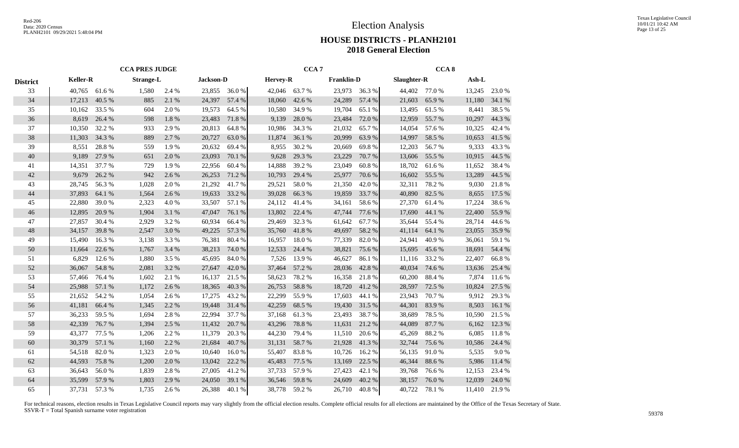# Election Analysis

## HOUSE DISTRICTS - PLANH2101
## 2018 General Election

| District | CCA PRES JUDGE | | | | | | CCA 7 | | | | CCA 8 | | | |
|---|---|---|---|---|---|---|---|---|---|---|---|---|---|---|
| | Keller-R | | Strange-L | | Jackson-D | | Hervey-R | | Franklin-D | | Slaughter-R | | Ash-L | |
| 33 | 40,765 | 61.6 % | 1,580 | 2.4 % | 23,855 | 36.0 % | 42,046 | 63.7 % | 23,973 | 36.3 % | 44,402 | 77.0 % | 13,245 | 23.0 % |
| 34 | 17,213 | 40.5 % | 885 | 2.1 % | 24,397 | 57.4 % | 18,060 | 42.6 % | 24,289 | 57.4 % | 21,603 | 65.9 % | 11,180 | 34.1 % |
| 35 | 10,162 | 33.5 % | 604 | 2.0 % | 19,573 | 64.5 % | 10,580 | 34.9 % | 19,704 | 65.1 % | 13,495 | 61.5 % | 8,441 | 38.5 % |
| 36 | 8,619 | 26.4 % | 598 | 1.8 % | 23,483 | 71.8 % | 9,139 | 28.0 % | 23,484 | 72.0 % | 12,959 | 55.7 % | 10,297 | 44.3 % |
| 37 | 10,350 | 32.2 % | 933 | 2.9 % | 20,813 | 64.8 % | 10,986 | 34.3 % | 21,032 | 65.7 % | 14,054 | 57.6 % | 10,325 | 42.4 % |
| 38 | 11,303 | 34.3 % | 889 | 2.7 % | 20,727 | 63.0 % | 11,874 | 36.1 % | 20,999 | 63.9 % | 14,997 | 58.5 % | 10,653 | 41.5 % |
| 39 | 8,551 | 28.8 % | 559 | 1.9 % | 20,632 | 69.4 % | 8,955 | 30.2 % | 20,669 | 69.8 % | 12,203 | 56.7 % | 9,333 | 43.3 % |
| 40 | 9,189 | 27.9 % | 651 | 2.0 % | 23,093 | 70.1 % | 9,628 | 29.3 % | 23,229 | 70.7 % | 13,606 | 55.5 % | 10,915 | 44.5 % |
| 41 | 14,351 | 37.7 % | 729 | 1.9 % | 22,956 | 60.4 % | 14,888 | 39.2 % | 23,049 | 60.8 % | 18,702 | 61.6 % | 11,652 | 38.4 % |
| 42 | 9,679 | 26.2 % | 942 | 2.6 % | 26,253 | 71.2 % | 10,793 | 29.4 % | 25,977 | 70.6 % | 16,602 | 55.5 % | 13,289 | 44.5 % |
| 43 | 28,745 | 56.3 % | 1,028 | 2.0 % | 21,292 | 41.7 % | 29,521 | 58.0 % | 21,350 | 42.0 % | 32,311 | 78.2 % | 9,030 | 21.8 % |
| 44 | 37,893 | 64.1 % | 1,564 | 2.6 % | 19,633 | 33.2 % | 39,028 | 66.3 % | 19,859 | 33.7 % | 40,890 | 82.5 % | 8,655 | 17.5 % |
| 45 | 22,880 | 39.0 % | 2,323 | 4.0 % | 33,507 | 57.1 % | 24,112 | 41.4 % | 34,161 | 58.6 % | 27,370 | 61.4 % | 17,224 | 38.6 % |
| 46 | 12,895 | 20.9 % | 1,904 | 3.1 % | 47,047 | 76.1 % | 13,802 | 22.4 % | 47,744 | 77.6 % | 17,690 | 44.1 % | 22,400 | 55.9 % |
| 47 | 27,857 | 30.4 % | 2,929 | 3.2 % | 60,934 | 66.4 % | 29,469 | 32.3 % | 61,642 | 67.7 % | 35,644 | 55.4 % | 28,714 | 44.6 % |
| 48 | 34,157 | 39.8 % | 2,547 | 3.0 % | 49,225 | 57.3 % | 35,760 | 41.8 % | 49,697 | 58.2 % | 41,114 | 64.1 % | 23,055 | 35.9 % |
| 49 | 15,490 | 16.3 % | 3,138 | 3.3 % | 76,381 | 80.4 % | 16,957 | 18.0 % | 77,339 | 82.0 % | 24,941 | 40.9 % | 36,061 | 59.1 % |
| 50 | 11,664 | 22.6 % | 1,767 | 3.4 % | 38,213 | 74.0 % | 12,533 | 24.4 % | 38,821 | 75.6 % | 15,695 | 45.6 % | 18,691 | 54.4 % |
| 51 | 6,829 | 12.6 % | 1,880 | 3.5 % | 45,695 | 84.0 % | 7,526 | 13.9 % | 46,627 | 86.1 % | 11,116 | 33.2 % | 22,407 | 66.8 % |
| 52 | 36,067 | 54.8 % | 2,081 | 3.2 % | 27,647 | 42.0 % | 37,464 | 57.2 % | 28,036 | 42.8 % | 40,034 | 74.6 % | 13,636 | 25.4 % |
| 53 | 57,466 | 76.4 % | 1,602 | 2.1 % | 16,137 | 21.5 % | 58,623 | 78.2 % | 16,358 | 21.8 % | 60,200 | 88.4 % | 7,874 | 11.6 % |
| 54 | 25,988 | 57.1 % | 1,172 | 2.6 % | 18,365 | 40.3 % | 26,753 | 58.8 % | 18,720 | 41.2 % | 28,597 | 72.5 % | 10,824 | 27.5 % |
| 55 | 21,652 | 54.2 % | 1,054 | 2.6 % | 17,275 | 43.2 % | 22,299 | 55.9 % | 17,603 | 44.1 % | 23,943 | 70.7 % | 9,912 | 29.3 % |
| 56 | 41,181 | 66.4 % | 1,345 | 2.2 % | 19,448 | 31.4 % | 42,259 | 68.5 % | 19,430 | 31.5 % | 44,301 | 83.9 % | 8,503 | 16.1 % |
| 57 | 36,233 | 59.5 % | 1,694 | 2.8 % | 22,994 | 37.7 % | 37,168 | 61.3 % | 23,493 | 38.7 % | 38,689 | 78.5 % | 10,590 | 21.5 % |
| 58 | 42,339 | 76.7 % | 1,394 | 2.5 % | 11,432 | 20.7 % | 43,296 | 78.8 % | 11,631 | 21.2 % | 44,089 | 87.7 % | 6,162 | 12.3 % |
| 59 | 43,377 | 77.5 % | 1,206 | 2.2 % | 11,379 | 20.3 % | 44,230 | 79.4 % | 11,510 | 20.6 % | 45,269 | 88.2 % | 6,085 | 11.8 % |
| 60 | 30,379 | 57.1 % | 1,160 | 2.2 % | 21,684 | 40.7 % | 31,131 | 58.7 % | 21,928 | 41.3 % | 32,744 | 75.6 % | 10,586 | 24.4 % |
| 61 | 54,518 | 82.0 % | 1,323 | 2.0 % | 10,640 | 16.0 % | 55,407 | 83.8 % | 10,726 | 16.2 % | 56,135 | 91.0 % | 5,535 | 9.0 % |
| 62 | 44,593 | 75.8 % | 1,200 | 2.0 % | 13,042 | 22.2 % | 45,483 | 77.5 % | 13,169 | 22.5 % | 46,344 | 88.6 % | 5,986 | 11.4 % |
| 63 | 36,643 | 56.0 % | 1,839 | 2.8 % | 27,005 | 41.2 % | 37,733 | 57.9 % | 27,423 | 42.1 % | 39,768 | 76.6 % | 12,153 | 23.4 % |
| 64 | 35,599 | 57.9 % | 1,803 | 2.9 % | 24,050 | 39.1 % | 36,546 | 59.8 % | 24,609 | 40.2 % | 38,157 | 76.0 % | 12,039 | 24.0 % |
| 65 | 37,731 | 57.3 % | 1,735 | 2.6 % | 26,388 | 40.1 % | 38,778 | 59.2 % | 26,710 | 40.8 % | 40,722 | 78.1 % | 11,410 | 21.9 % |

For technical reasons, election results in Texas Legislative Council reports may vary slightly from the official election results. Complete official results for all elections are maintained by the Office of the Texas Secretary of State.
SSVR-T = Total Spanish surname voter registration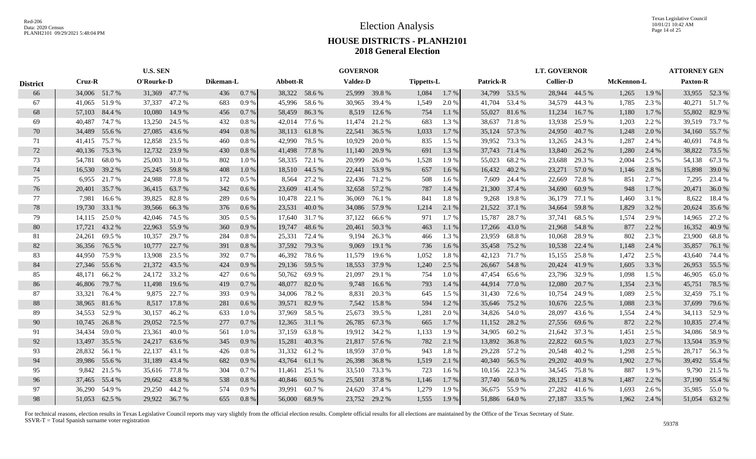# Election Analysis

## HOUSE DISTRICTS - PLANH2101

## 2018 General Election

| District | U.S. SEN | | | | | | GOVERNOR | | | | | | LT. GOVERNOR | | | | | | ATTORNEY GEN | |
|---|---|---|---|---|---|---|---|---|---|---|---|---|---|---|---|---|---|---|---|---|
| | Cruz-R | | O'Rourke-D | | Dikeman-L | | Abbott-R | | Valdez-D | | Tippetts-L | | Patrick-R | | Collier-D | | McKennon-L | | Paxton-R | |
| 66 | 34,006 | 51.7 % | 31,369 | 47.7 % | 436 | 0.7 % | 38,322 | 58.6 % | 25,999 | 39.8 % | 1,084 | 1.7 % | 34,799 | 53.5 % | 28,944 | 44.5 % | 1,265 | 1.9 % | 33,955 | 52.3 % |
| 67 | 41,065 | 51.9 % | 37,337 | 47.2 % | 683 | 0.9 % | 45,996 | 58.6 % | 30,965 | 39.4 % | 1,549 | 2.0 % | 41,704 | 53.4 % | 34,579 | 44.3 % | 1,785 | 2.3 % | 40,271 | 51.7 % |
| 68 | 57,103 | 84.4 % | 10,080 | 14.9 % | 456 | 0.7 % | 58,459 | 86.3 % | 8,519 | 12.6 % | 754 | 1.1 % | 55,027 | 81.6 % | 11,234 | 16.7 % | 1,180 | 1.7 % | 55,802 | 82.9 % |
| 69 | 40,487 | 74.7 % | 13,250 | 24.5 % | 432 | 0.8 % | 42,014 | 77.6 % | 11,474 | 21.2 % | 683 | 1.3 % | 38,637 | 71.8 % | 13,938 | 25.9 % | 1,203 | 2.2 % | 39,519 | 73.7 % |
| 70 | 34,489 | 55.6 % | 27,085 | 43.6 % | 494 | 0.8 % | 38,113 | 61.8 % | 22,541 | 36.5 % | 1,033 | 1.7 % | 35,124 | 57.3 % | 24,950 | 40.7 % | 1,248 | 2.0 % | 34,160 | 55.7 % |
| 71 | 41,415 | 75.7 % | 12,858 | 23.5 % | 460 | 0.8 % | 42,990 | 78.5 % | 10,929 | 20.0 % | 835 | 1.5 % | 39,952 | 73.3 % | 13,265 | 24.3 % | 1,287 | 2.4 % | 40,691 | 74.8 % |
| 72 | 40,136 | 75.3 % | 12,732 | 23.9 % | 430 | 0.8 % | 41,498 | 77.8 % | 11,140 | 20.9 % | 691 | 1.3 % | 37,743 | 71.4 % | 13,840 | 26.2 % | 1,280 | 2.4 % | 38,822 | 73.5 % |
| 73 | 54,781 | 68.0 % | 25,003 | 31.0 % | 802 | 1.0 % | 58,335 | 72.1 % | 20,999 | 26.0 % | 1,528 | 1.9 % | 55,023 | 68.2 % | 23,688 | 29.3 % | 2,004 | 2.5 % | 54,138 | 67.3 % |
| 74 | 16,530 | 39.2 % | 25,245 | 59.8 % | 408 | 1.0 % | 18,510 | 44.5 % | 22,441 | 53.9 % | 657 | 1.6 % | 16,432 | 40.2 % | 23,271 | 57.0 % | 1,146 | 2.8 % | 15,898 | 39.0 % |
| 75 | 6,955 | 21.7 % | 24,988 | 77.8 % | 172 | 0.5 % | 8,564 | 27.2 % | 22,436 | 71.2 % | 508 | 1.6 % | 7,609 | 24.4 % | 22,669 | 72.8 % | 851 | 2.7 % | 7,295 | 23.4 % |
| 76 | 20,401 | 35.7 % | 36,415 | 63.7 % | 342 | 0.6 % | 23,609 | 41.4 % | 32,658 | 57.2 % | 787 | 1.4 % | 21,300 | 37.4 % | 34,690 | 60.9 % | 948 | 1.7 % | 20,471 | 36.0 % |
| 77 | 7,981 | 16.6 % | 39,825 | 82.8 % | 289 | 0.6 % | 10,478 | 22.1 % | 36,069 | 76.1 % | 841 | 1.8 % | 9,268 | 19.8 % | 36,179 | 77.1 % | 1,460 | 3.1 % | 8,622 | 18.4 % |
| 78 | 19,730 | 33.1 % | 39,566 | 66.3 % | 376 | 0.6 % | 23,531 | 40.0 % | 34,086 | 57.9 % | 1,214 | 2.1 % | 21,522 | 37.1 % | 34,664 | 59.8 % | 1,829 | 3.2 % | 20,624 | 35.6 % |
| 79 | 14,115 | 25.0 % | 42,046 | 74.5 % | 305 | 0.5 % | 17,640 | 31.7 % | 37,122 | 66.6 % | 971 | 1.7 % | 15,787 | 28.7 % | 37,741 | 68.5 % | 1,574 | 2.9 % | 14,965 | 27.2 % |
| 80 | 17,721 | 43.2 % | 22,963 | 55.9 % | 360 | 0.9 % | 19,747 | 48.6 % | 20,461 | 50.3 % | 463 | 1.1 % | 17,266 | 43.0 % | 21,968 | 54.8 % | 877 | 2.2 % | 16,352 | 40.9 % |
| 81 | 24,261 | 69.5 % | 10,357 | 29.7 % | 284 | 0.8 % | 25,331 | 72.4 % | 9,194 | 26.3 % | 466 | 1.3 % | 23,959 | 68.8 % | 10,068 | 28.9 % | 802 | 2.3 % | 23,900 | 68.8 % |
| 82 | 36,356 | 76.5 % | 10,777 | 22.7 % | 391 | 0.8 % | 37,592 | 79.3 % | 9,069 | 19.1 % | 736 | 1.6 % | 35,458 | 75.2 % | 10,538 | 22.4 % | 1,148 | 2.4 % | 35,857 | 76.1 % |
| 83 | 44,950 | 75.9 % | 13,908 | 23.5 % | 392 | 0.7 % | 46,392 | 78.6 % | 11,579 | 19.6 % | 1,052 | 1.8 % | 42,123 | 71.7 % | 15,155 | 25.8 % | 1,472 | 2.5 % | 43,640 | 74.4 % |
| 84 | 27,346 | 55.6 % | 21,372 | 43.5 % | 424 | 0.9 % | 29,136 | 59.5 % | 18,553 | 37.9 % | 1,240 | 2.5 % | 26,667 | 54.8 % | 20,424 | 41.9 % | 1,605 | 3.3 % | 26,953 | 55.5 % |
| 85 | 48,171 | 66.2 % | 24,172 | 33.2 % | 427 | 0.6 % | 50,762 | 69.9 % | 21,097 | 29.1 % | 754 | 1.0 % | 47,454 | 65.6 % | 23,796 | 32.9 % | 1,098 | 1.5 % | 46,905 | 65.0 % |
| 86 | 46,806 | 79.7 % | 11,498 | 19.6 % | 419 | 0.7 % | 48,077 | 82.0 % | 9,748 | 16.6 % | 793 | 1.4 % | 44,914 | 77.0 % | 12,080 | 20.7 % | 1,354 | 2.3 % | 45,751 | 78.5 % |
| 87 | 33,321 | 76.4 % | 9,875 | 22.7 % | 393 | 0.9 % | 34,006 | 78.2 % | 8,831 | 20.3 % | 645 | 1.5 % | 31,430 | 72.6 % | 10,754 | 24.9 % | 1,089 | 2.5 % | 32,459 | 75.1 % |
| 88 | 38,965 | 81.6 % | 8,517 | 17.8 % | 281 | 0.6 % | 39,571 | 82.9 % | 7,542 | 15.8 % | 594 | 1.2 % | 35,646 | 75.2 % | 10,676 | 22.5 % | 1,088 | 2.3 % | 37,699 | 79.6 % |
| 89 | 34,553 | 52.9 % | 30,157 | 46.2 % | 633 | 1.0 % | 37,969 | 58.5 % | 25,673 | 39.5 % | 1,281 | 2.0 % | 34,826 | 54.0 % | 28,097 | 43.6 % | 1,554 | 2.4 % | 34,113 | 52.9 % |
| 90 | 10,745 | 26.8 % | 29,052 | 72.5 % | 277 | 0.7 % | 12,365 | 31.1 % | 26,785 | 67.3 % | 665 | 1.7 % | 11,152 | 28.2 % | 27,556 | 69.6 % | 872 | 2.2 % | 10,835 | 27.4 % |
| 91 | 34,434 | 59.0 % | 23,361 | 40.0 % | 561 | 1.0 % | 37,159 | 63.8 % | 19,912 | 34.2 % | 1,133 | 1.9 % | 34,905 | 60.2 % | 21,642 | 37.3 % | 1,451 | 2.5 % | 34,086 | 58.9 % |
| 92 | 13,497 | 35.5 % | 24,217 | 63.6 % | 345 | 0.9 % | 15,281 | 40.3 % | 21,817 | 57.6 % | 782 | 2.1 % | 13,892 | 36.8 % | 22,822 | 60.5 % | 1,023 | 2.7 % | 13,504 | 35.9 % |
| 93 | 28,832 | 56.1 % | 22,137 | 43.1 % | 426 | 0.8 % | 31,332 | 61.2 % | 18,959 | 37.0 % | 943 | 1.8 % | 29,228 | 57.2 % | 20,548 | 40.2 % | 1,298 | 2.5 % | 28,717 | 56.3 % |
| 94 | 39,986 | 55.6 % | 31,189 | 43.4 % | 682 | 0.9 % | 43,764 | 61.1 % | 26,398 | 36.8 % | 1,519 | 2.1 % | 40,340 | 56.5 % | 29,202 | 40.9 % | 1,902 | 2.7 % | 39,492 | 55.4 % |
| 95 | 9,842 | 21.5 % | 35,616 | 77.8 % | 304 | 0.7 % | 11,461 | 25.1 % | 33,510 | 73.3 % | 723 | 1.6 % | 10,156 | 22.3 % | 34,545 | 75.8 % | 887 | 1.9 % | 9,790 | 21.5 % |
| 96 | 37,465 | 55.4 % | 29,662 | 43.8 % | 538 | 0.8 % | 40,846 | 60.5 % | 25,501 | 37.8 % | 1,146 | 1.7 % | 37,740 | 56.0 % | 28,125 | 41.8 % | 1,487 | 2.2 % | 37,190 | 55.4 % |
| 97 | 36,290 | 54.9 % | 29,250 | 44.2 % | 574 | 0.9 % | 39,991 | 60.7 % | 24,620 | 37.4 % | 1,279 | 1.9 % | 36,675 | 55.9 % | 27,282 | 41.6 % | 1,693 | 2.6 % | 35,985 | 55.0 % |
| 98 | 51,053 | 62.5 % | 29,922 | 36.7 % | 655 | 0.8 % | 56,000 | 68.9 % | 23,752 | 29.2 % | 1,555 | 1.9 % | 51,886 | 64.0 % | 27,187 | 33.5 % | 1,962 | 2.4 % | 51,054 | 63.2 % |

For technical reasons, election results in Texas Legislative Council reports may vary slightly from the official election results. Complete official results for all elections are maintained by the Office of the Texas Secretary of State.
SSVR-T = Total Spanish surname voter registration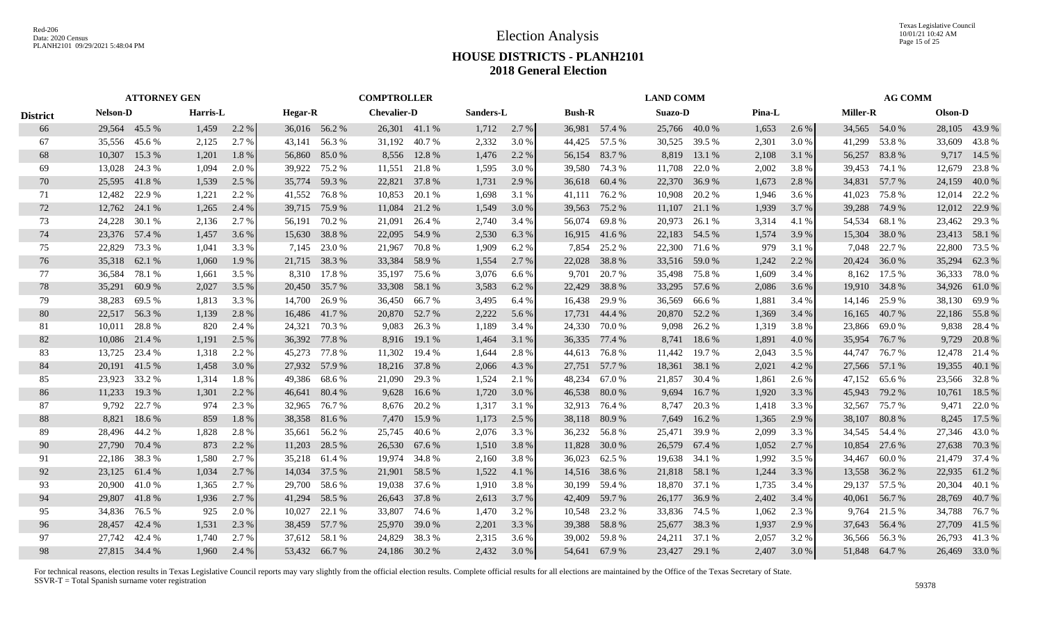# Election Analysis

## HOUSE DISTRICTS - PLANH2101
## 2018 General Election

| District | ATTORNEY GEN | | | | COMPTROLLER | | | | | | LAND COMM | | | | | | AG COMM | | | |
|---|---|---|---|---|---|---|---|---|---|---|---|---|---|---|---|---|---|---|---|---|
| | Nelson-D | | Harris-L | | Hegar-R | | Chevalier-D | | Sanders-L | | Bush-R | | Suazo-D | | Pina-L | | Miller-R | | Olson-D | |
| 66 | 29,564 | 45.5 % | 1,459 | 2.2 % | 36,016 | 56.2 % | 26,301 | 41.1 % | 1,712 | 2.7 % | 36,981 | 57.4 % | 25,766 | 40.0 % | 1,653 | 2.6 % | 34,565 | 54.0 % | 28,105 | 43.9 % |
| 67 | 35,556 | 45.6 % | 2,125 | 2.7 % | 43,141 | 56.3 % | 31,192 | 40.7 % | 2,332 | 3.0 % | 44,425 | 57.5 % | 30,525 | 39.5 % | 2,301 | 3.0 % | 41,299 | 53.8 % | 33,609 | 43.8 % |
| 68 | 10,307 | 15.3 % | 1,201 | 1.8 % | 56,860 | 85.0 % | 8,556 | 12.8 % | 1,476 | 2.2 % | 56,154 | 83.7 % | 8,819 | 13.1 % | 2,108 | 3.1 % | 56,257 | 83.8 % | 9,717 | 14.5 % |
| 69 | 13,028 | 24.3 % | 1,094 | 2.0 % | 39,922 | 75.2 % | 11,551 | 21.8 % | 1,595 | 3.0 % | 39,580 | 74.3 % | 11,708 | 22.0 % | 2,002 | 3.8 % | 39,453 | 74.1 % | 12,679 | 23.8 % |
| 70 | 25,595 | 41.8 % | 1,539 | 2.5 % | 35,774 | 59.3 % | 22,821 | 37.8 % | 1,731 | 2.9 % | 36,618 | 60.4 % | 22,370 | 36.9 % | 1,673 | 2.8 % | 34,831 | 57.7 % | 24,159 | 40.0 % |
| 71 | 12,482 | 22.9 % | 1,221 | 2.2 % | 41,552 | 76.8 % | 10,853 | 20.1 % | 1,698 | 3.1 % | 41,111 | 76.2 % | 10,908 | 20.2 % | 1,946 | 3.6 % | 41,023 | 75.8 % | 12,014 | 22.2 % |
| 72 | 12,762 | 24.1 % | 1,265 | 2.4 % | 39,715 | 75.9 % | 11,084 | 21.2 % | 1,549 | 3.0 % | 39,563 | 75.2 % | 11,107 | 21.1 % | 1,939 | 3.7 % | 39,288 | 74.9 % | 12,012 | 22.9 % |
| 73 | 24,228 | 30.1 % | 2,136 | 2.7 % | 56,191 | 70.2 % | 21,091 | 26.4 % | 2,740 | 3.4 % | 56,074 | 69.8 % | 20,973 | 26.1 % | 3,314 | 4.1 % | 54,534 | 68.1 % | 23,462 | 29.3 % |
| 74 | 23,376 | 57.4 % | 1,457 | 3.6 % | 15,630 | 38.8 % | 22,095 | 54.9 % | 2,530 | 6.3 % | 16,915 | 41.6 % | 22,183 | 54.5 % | 1,574 | 3.9 % | 15,304 | 38.0 % | 23,413 | 58.1 % |
| 75 | 22,829 | 73.3 % | 1,041 | 3.3 % | 7,145 | 23.0 % | 21,967 | 70.8 % | 1,909 | 6.2 % | 7,854 | 25.2 % | 22,300 | 71.6 % | 979 | 3.1 % | 7,048 | 22.7 % | 22,800 | 73.5 % |
| 76 | 35,318 | 62.1 % | 1,060 | 1.9 % | 21,715 | 38.3 % | 33,384 | 58.9 % | 1,554 | 2.7 % | 22,028 | 38.8 % | 33,516 | 59.0 % | 1,242 | 2.2 % | 20,424 | 36.0 % | 35,294 | 62.3 % |
| 77 | 36,584 | 78.1 % | 1,661 | 3.5 % | 8,310 | 17.8 % | 35,197 | 75.6 % | 3,076 | 6.6 % | 9,701 | 20.7 % | 35,498 | 75.8 % | 1,609 | 3.4 % | 8,162 | 17.5 % | 36,333 | 78.0 % |
| 78 | 35,291 | 60.9 % | 2,027 | 3.5 % | 20,450 | 35.7 % | 33,308 | 58.1 % | 3,583 | 6.2 % | 22,429 | 38.8 % | 33,295 | 57.6 % | 2,086 | 3.6 % | 19,910 | 34.8 % | 34,926 | 61.0 % |
| 79 | 38,283 | 69.5 % | 1,813 | 3.3 % | 14,700 | 26.9 % | 36,450 | 66.7 % | 3,495 | 6.4 % | 16,438 | 29.9 % | 36,569 | 66.6 % | 1,881 | 3.4 % | 14,146 | 25.9 % | 38,130 | 69.9 % |
| 80 | 22,517 | 56.3 % | 1,139 | 2.8 % | 16,486 | 41.7 % | 20,870 | 52.7 % | 2,222 | 5.6 % | 17,731 | 44.4 % | 20,870 | 52.2 % | 1,369 | 3.4 % | 16,165 | 40.7 % | 22,186 | 55.8 % |
| 81 | 10,011 | 28.8 % | 820 | 2.4 % | 24,321 | 70.3 % | 9,083 | 26.3 % | 1,189 | 3.4 % | 24,330 | 70.0 % | 9,098 | 26.2 % | 1,319 | 3.8 % | 23,866 | 69.0 % | 9,838 | 28.4 % |
| 82 | 10,086 | 21.4 % | 1,191 | 2.5 % | 36,392 | 77.8 % | 8,916 | 19.1 % | 1,464 | 3.1 % | 36,335 | 77.4 % | 8,741 | 18.6 % | 1,891 | 4.0 % | 35,954 | 76.7 % | 9,729 | 20.8 % |
| 83 | 13,725 | 23.4 % | 1,318 | 2.2 % | 45,273 | 77.8 % | 11,302 | 19.4 % | 1,644 | 2.8 % | 44,613 | 76.8 % | 11,442 | 19.7 % | 2,043 | 3.5 % | 44,747 | 76.7 % | 12,478 | 21.4 % |
| 84 | 20,191 | 41.5 % | 1,458 | 3.0 % | 27,932 | 57.9 % | 18,216 | 37.8 % | 2,066 | 4.3 % | 27,751 | 57.7 % | 18,361 | 38.1 % | 2,021 | 4.2 % | 27,566 | 57.1 % | 19,355 | 40.1 % |
| 85 | 23,923 | 33.2 % | 1,314 | 1.8 % | 49,386 | 68.6 % | 21,090 | 29.3 % | 1,524 | 2.1 % | 48,234 | 67.0 % | 21,857 | 30.4 % | 1,861 | 2.6 % | 47,152 | 65.6 % | 23,566 | 32.8 % |
| 86 | 11,233 | 19.3 % | 1,301 | 2.2 % | 46,641 | 80.4 % | 9,628 | 16.6 % | 1,720 | 3.0 % | 46,538 | 80.0 % | 9,694 | 16.7 % | 1,920 | 3.3 % | 45,943 | 79.2 % | 10,761 | 18.5 % |
| 87 | 9,792 | 22.7 % | 974 | 2.3 % | 32,965 | 76.7 % | 8,676 | 20.2 % | 1,317 | 3.1 % | 32,913 | 76.4 % | 8,747 | 20.3 % | 1,418 | 3.3 % | 32,567 | 75.7 % | 9,471 | 22.0 % |
| 88 | 8,821 | 18.6 % | 859 | 1.8 % | 38,358 | 81.6 % | 7,470 | 15.9 % | 1,173 | 2.5 % | 38,118 | 80.9 % | 7,649 | 16.2 % | 1,365 | 2.9 % | 38,107 | 80.8 % | 8,245 | 17.5 % |
| 89 | 28,496 | 44.2 % | 1,828 | 2.8 % | 35,661 | 56.2 % | 25,745 | 40.6 % | 2,076 | 3.3 % | 36,232 | 56.8 % | 25,471 | 39.9 % | 2,099 | 3.3 % | 34,545 | 54.4 % | 27,346 | 43.0 % |
| 90 | 27,790 | 70.4 % | 873 | 2.2 % | 11,203 | 28.5 % | 26,530 | 67.6 % | 1,510 | 3.8 % | 11,828 | 30.0 % | 26,579 | 67.4 % | 1,052 | 2.7 % | 10,854 | 27.6 % | 27,638 | 70.3 % |
| 91 | 22,186 | 38.3 % | 1,580 | 2.7 % | 35,218 | 61.4 % | 19,974 | 34.8 % | 2,160 | 3.8 % | 36,023 | 62.5 % | 19,638 | 34.1 % | 1,992 | 3.5 % | 34,467 | 60.0 % | 21,479 | 37.4 % |
| 92 | 23,125 | 61.4 % | 1,034 | 2.7 % | 14,034 | 37.5 % | 21,901 | 58.5 % | 1,522 | 4.1 % | 14,516 | 38.6 % | 21,818 | 58.1 % | 1,244 | 3.3 % | 13,558 | 36.2 % | 22,935 | 61.2 % |
| 93 | 20,900 | 41.0 % | 1,365 | 2.7 % | 29,700 | 58.6 % | 19,038 | 37.6 % | 1,910 | 3.8 % | 30,199 | 59.4 % | 18,870 | 37.1 % | 1,735 | 3.4 % | 29,137 | 57.5 % | 20,304 | 40.1 % |
| 94 | 29,807 | 41.8 % | 1,936 | 2.7 % | 41,294 | 58.5 % | 26,643 | 37.8 % | 2,613 | 3.7 % | 42,409 | 59.7 % | 26,177 | 36.9 % | 2,402 | 3.4 % | 40,061 | 56.7 % | 28,769 | 40.7 % |
| 95 | 34,836 | 76.5 % | 925 | 2.0 % | 10,027 | 22.1 % | 33,807 | 74.6 % | 1,470 | 3.2 % | 10,548 | 23.2 % | 33,836 | 74.5 % | 1,062 | 2.3 % | 9,764 | 21.5 % | 34,788 | 76.7 % |
| 96 | 28,457 | 42.4 % | 1,531 | 2.3 % | 38,459 | 57.7 % | 25,970 | 39.0 % | 2,201 | 3.3 % | 39,388 | 58.8 % | 25,677 | 38.3 % | 1,937 | 2.9 % | 37,643 | 56.4 % | 27,709 | 41.5 % |
| 97 | 27,742 | 42.4 % | 1,740 | 2.7 % | 37,612 | 58.1 % | 24,829 | 38.3 % | 2,315 | 3.6 % | 39,002 | 59.8 % | 24,211 | 37.1 % | 2,057 | 3.2 % | 36,566 | 56.3 % | 26,793 | 41.3 % |
| 98 | 27,815 | 34.4 % | 1,960 | 2.4 % | 53,432 | 66.7 % | 24,186 | 30.2 % | 2,432 | 3.0 % | 54,641 | 67.9 % | 23,427 | 29.1 % | 2,407 | 3.0 % | 51,848 | 64.7 % | 26,469 | 33.0 % |

For technical reasons, election results in Texas Legislative Council reports may vary slightly from the official election results. Complete official results for all elections are maintained by the Office of the Texas Secretary of State.
SSVR-T = Total Spanish surname voter registration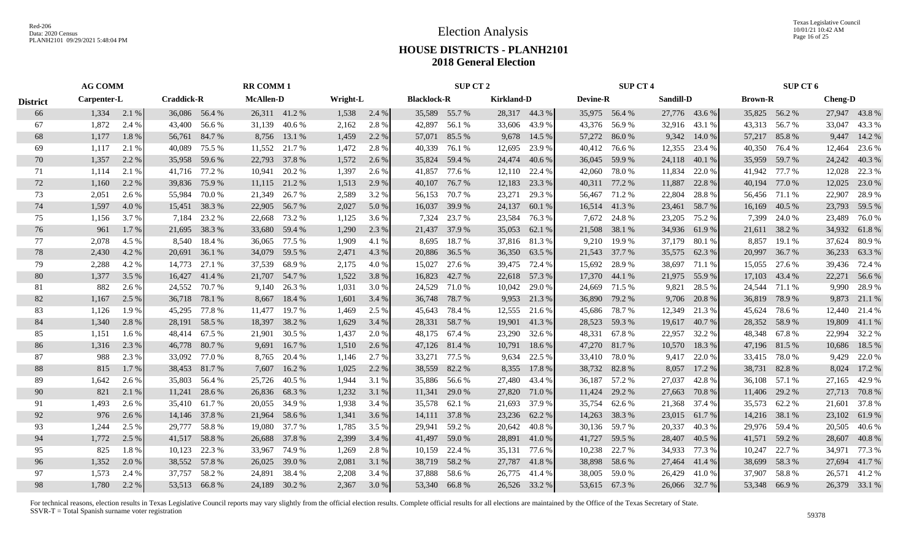# Election Analysis

## HOUSE DISTRICTS - PLANH2101

### 2018 General Election

| | AG COMM | | RR COMM 1 | | | | | | SUP CT 2 | | | | SUP CT 4 | | | | SUP CT 6 | | | |
|---|---|---|---|---|---|---|---|---|---|---|---|---|---|---|---|---|---|---|---|---|
| **District** | **Carpenter-L** | | **Craddick-R** | | **McAllen-D** | | **Wright-L** | | **Blacklock-R** | | **Kirkland-D** | | **Devine-R** | | **Sandill-D** | | **Brown-R** | | **Cheng-D** | |
| 66 | 1,334 | 2.1 % | 36,086 | 56.4 % | 26,311 | 41.2 % | 1,538 | 2.4 % | 35,589 | 55.7 % | 28,317 | 44.3 % | 35,975 | 56.4 % | 27,776 | 43.6 % | 35,825 | 56.2 % | 27,947 | 43.8 % |
| 67 | 1,872 | 2.4 % | 43,400 | 56.6 % | 31,139 | 40.6 % | 2,162 | 2.8 % | 42,897 | 56.1 % | 33,606 | 43.9 % | 43,376 | 56.9 % | 32,916 | 43.1 % | 43,313 | 56.7 % | 33,047 | 43.3 % |
| 68 | 1,177 | 1.8 % | 56,761 | 84.7 % | 8,756 | 13.1 % | 1,459 | 2.2 % | 57,071 | 85.5 % | 9,678 | 14.5 % | 57,272 | 86.0 % | 9,342 | 14.0 % | 57,217 | 85.8 % | 9,447 | 14.2 % |
| 69 | 1,117 | 2.1 % | 40,089 | 75.5 % | 11,552 | 21.7 % | 1,472 | 2.8 % | 40,339 | 76.1 % | 12,695 | 23.9 % | 40,412 | 76.6 % | 12,355 | 23.4 % | 40,350 | 76.4 % | 12,464 | 23.6 % |
| 70 | 1,357 | 2.2 % | 35,958 | 59.6 % | 22,793 | 37.8 % | 1,572 | 2.6 % | 35,824 | 59.4 % | 24,474 | 40.6 % | 36,045 | 59.9 % | 24,118 | 40.1 % | 35,959 | 59.7 % | 24,242 | 40.3 % |
| 71 | 1,114 | 2.1 % | 41,716 | 77.2 % | 10,941 | 20.2 % | 1,397 | 2.6 % | 41,857 | 77.6 % | 12,110 | 22.4 % | 42,060 | 78.0 % | 11,834 | 22.0 % | 41,942 | 77.7 % | 12,028 | 22.3 % |
| 72 | 1,160 | 2.2 % | 39,836 | 75.9 % | 11,115 | 21.2 % | 1,513 | 2.9 % | 40,107 | 76.7 % | 12,183 | 23.3 % | 40,311 | 77.2 % | 11,887 | 22.8 % | 40,194 | 77.0 % | 12,025 | 23.0 % |
| 73 | 2,051 | 2.6 % | 55,984 | 70.0 % | 21,349 | 26.7 % | 2,589 | 3.2 % | 56,153 | 70.7 % | 23,271 | 29.3 % | 56,467 | 71.2 % | 22,804 | 28.8 % | 56,456 | 71.1 % | 22,907 | 28.9 % |
| 74 | 1,597 | 4.0 % | 15,451 | 38.3 % | 22,905 | 56.7 % | 2,027 | 5.0 % | 16,037 | 39.9 % | 24,137 | 60.1 % | 16,514 | 41.3 % | 23,461 | 58.7 % | 16,169 | 40.5 % | 23,793 | 59.5 % |
| 75 | 1,156 | 3.7 % | 7,184 | 23.2 % | 22,668 | 73.2 % | 1,125 | 3.6 % | 7,324 | 23.7 % | 23,584 | 76.3 % | 7,672 | 24.8 % | 23,205 | 75.2 % | 7,399 | 24.0 % | 23,489 | 76.0 % |
| 76 | 961 | 1.7 % | 21,695 | 38.3 % | 33,680 | 59.4 % | 1,290 | 2.3 % | 21,437 | 37.9 % | 35,053 | 62.1 % | 21,508 | 38.1 % | 34,936 | 61.9 % | 21,611 | 38.2 % | 34,932 | 61.8 % |
| 77 | 2,078 | 4.5 % | 8,540 | 18.4 % | 36,065 | 77.5 % | 1,909 | 4.1 % | 8,695 | 18.7 % | 37,816 | 81.3 % | 9,210 | 19.9 % | 37,179 | 80.1 % | 8,857 | 19.1 % | 37,624 | 80.9 % |
| 78 | 2,430 | 4.2 % | 20,691 | 36.1 % | 34,079 | 59.5 % | 2,471 | 4.3 % | 20,886 | 36.5 % | 36,350 | 63.5 % | 21,543 | 37.7 % | 35,575 | 62.3 % | 20,997 | 36.7 % | 36,233 | 63.3 % |
| 79 | 2,288 | 4.2 % | 14,773 | 27.1 % | 37,539 | 68.9 % | 2,175 | 4.0 % | 15,027 | 27.6 % | 39,475 | 72.4 % | 15,692 | 28.9 % | 38,697 | 71.1 % | 15,055 | 27.6 % | 39,436 | 72.4 % |
| 80 | 1,377 | 3.5 % | 16,427 | 41.4 % | 21,707 | 54.7 % | 1,522 | 3.8 % | 16,823 | 42.7 % | 22,618 | 57.3 % | 17,370 | 44.1 % | 21,975 | 55.9 % | 17,103 | 43.4 % | 22,271 | 56.6 % |
| 81 | 882 | 2.6 % | 24,552 | 70.7 % | 9,140 | 26.3 % | 1,031 | 3.0 % | 24,529 | 71.0 % | 10,042 | 29.0 % | 24,669 | 71.5 % | 9,821 | 28.5 % | 24,544 | 71.1 % | 9,990 | 28.9 % |
| 82 | 1,167 | 2.5 % | 36,718 | 78.1 % | 8,667 | 18.4 % | 1,601 | 3.4 % | 36,748 | 78.7 % | 9,953 | 21.3 % | 36,890 | 79.2 % | 9,706 | 20.8 % | 36,819 | 78.9 % | 9,873 | 21.1 % |
| 83 | 1,126 | 1.9 % | 45,295 | 77.8 % | 11,477 | 19.7 % | 1,469 | 2.5 % | 45,643 | 78.4 % | 12,555 | 21.6 % | 45,686 | 78.7 % | 12,349 | 21.3 % | 45,624 | 78.6 % | 12,440 | 21.4 % |
| 84 | 1,340 | 2.8 % | 28,191 | 58.5 % | 18,397 | 38.2 % | 1,629 | 3.4 % | 28,331 | 58.7 % | 19,901 | 41.3 % | 28,523 | 59.3 % | 19,617 | 40.7 % | 28,352 | 58.9 % | 19,809 | 41.1 % |
| 85 | 1,151 | 1.6 % | 48,414 | 67.5 % | 21,901 | 30.5 % | 1,437 | 2.0 % | 48,175 | 67.4 % | 23,290 | 32.6 % | 48,331 | 67.8 % | 22,957 | 32.2 % | 48,348 | 67.8 % | 22,994 | 32.2 % |
| 86 | 1,316 | 2.3 % | 46,778 | 80.7 % | 9,691 | 16.7 % | 1,510 | 2.6 % | 47,126 | 81.4 % | 10,791 | 18.6 % | 47,270 | 81.7 % | 10,570 | 18.3 % | 47,196 | 81.5 % | 10,686 | 18.5 % |
| 87 | 988 | 2.3 % | 33,092 | 77.0 % | 8,765 | 20.4 % | 1,146 | 2.7 % | 33,271 | 77.5 % | 9,634 | 22.5 % | 33,410 | 78.0 % | 9,417 | 22.0 % | 33,415 | 78.0 % | 9,429 | 22.0 % |
| 88 | 815 | 1.7 % | 38,453 | 81.7 % | 7,607 | 16.2 % | 1,025 | 2.2 % | 38,559 | 82.2 % | 8,355 | 17.8 % | 38,732 | 82.8 % | 8,057 | 17.2 % | 38,731 | 82.8 % | 8,024 | 17.2 % |
| 89 | 1,642 | 2.6 % | 35,803 | 56.4 % | 25,726 | 40.5 % | 1,944 | 3.1 % | 35,886 | 56.6 % | 27,480 | 43.4 % | 36,187 | 57.2 % | 27,037 | 42.8 % | 36,108 | 57.1 % | 27,165 | 42.9 % |
| 90 | 821 | 2.1 % | 11,241 | 28.6 % | 26,836 | 68.3 % | 1,232 | 3.1 % | 11,341 | 29.0 % | 27,820 | 71.0 % | 11,424 | 29.2 % | 27,663 | 70.8 % | 11,406 | 29.2 % | 27,713 | 70.8 % |
| 91 | 1,493 | 2.6 % | 35,410 | 61.7 % | 20,055 | 34.9 % | 1,938 | 3.4 % | 35,578 | 62.1 % | 21,693 | 37.9 % | 35,754 | 62.6 % | 21,368 | 37.4 % | 35,573 | 62.2 % | 21,601 | 37.8 % |
| 92 | 976 | 2.6 % | 14,146 | 37.8 % | 21,964 | 58.6 % | 1,341 | 3.6 % | 14,111 | 37.8 % | 23,236 | 62.2 % | 14,263 | 38.3 % | 23,015 | 61.7 % | 14,216 | 38.1 % | 23,102 | 61.9 % |
| 93 | 1,244 | 2.5 % | 29,777 | 58.8 % | 19,080 | 37.7 % | 1,785 | 3.5 % | 29,941 | 59.2 % | 20,642 | 40.8 % | 30,136 | 59.7 % | 20,337 | 40.3 % | 29,976 | 59.4 % | 20,505 | 40.6 % |
| 94 | 1,772 | 2.5 % | 41,517 | 58.8 % | 26,688 | 37.8 % | 2,399 | 3.4 % | 41,497 | 59.0 % | 28,891 | 41.0 % | 41,727 | 59.5 % | 28,407 | 40.5 % | 41,571 | 59.2 % | 28,607 | 40.8 % |
| 95 | 825 | 1.8 % | 10,123 | 22.3 % | 33,967 | 74.9 % | 1,269 | 2.8 % | 10,159 | 22.4 % | 35,131 | 77.6 % | 10,238 | 22.7 % | 34,933 | 77.3 % | 10,247 | 22.7 % | 34,971 | 77.3 % |
| 96 | 1,352 | 2.0 % | 38,552 | 57.8 % | 26,025 | 39.0 % | 2,081 | 3.1 % | 38,719 | 58.2 % | 27,787 | 41.8 % | 38,898 | 58.6 % | 27,464 | 41.4 % | 38,699 | 58.3 % | 27,694 | 41.7 % |
| 97 | 1,573 | 2.4 % | 37,757 | 58.2 % | 24,891 | 38.4 % | 2,208 | 3.4 % | 37,888 | 58.6 % | 26,775 | 41.4 % | 38,005 | 59.0 % | 26,429 | 41.0 % | 37,907 | 58.8 % | 26,571 | 41.2 % |
| 98 | 1,780 | 2.2 % | 53,513 | 66.8 % | 24,189 | 30.2 % | 2,367 | 3.0 % | 53,340 | 66.8 % | 26,526 | 33.2 % | 53,615 | 67.3 % | 26,066 | 32.7 % | 53,348 | 66.9 % | 26,379 | 33.1 % |

For technical reasons, election results in Texas Legislative Council reports may vary slightly from the official election results. Complete official results for all elections are maintained by the Office of the Texas Secretary of State.
SSVR-T = Total Spanish surname voter registration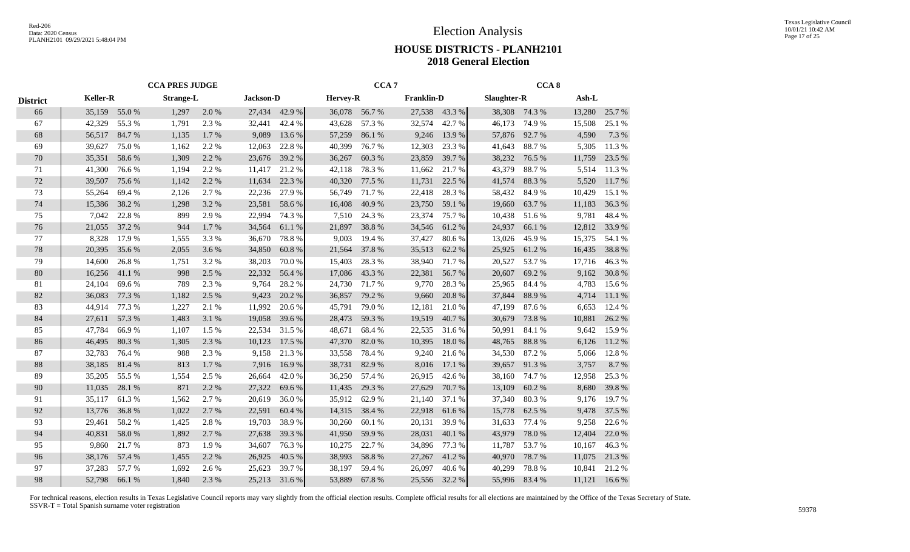# Election Analysis

## HOUSE DISTRICTS - PLANH2101
## 2018 General Election

| | CCA PRES JUDGE | | | | | | CCA 7 | | | | CCA 8 | | | |
|---|---|---|---|---|---|---|---|---|---|---|---|---|---|---|
| **District** | **Keller-R** | | **Strange-L** | | **Jackson-D** | | **Hervey-R** | | **Franklin-D** | | **Slaughter-R** | | **Ash-L** | |
| 66 | 35,159 | 55.0 % | 1,297 | 2.0 % | 27,434 | 42.9 % | 36,078 | 56.7 % | 27,538 | 43.3 % | 38,308 | 74.3 % | 13,280 | 25.7 % |
| 67 | 42,329 | 55.3 % | 1,791 | 2.3 % | 32,441 | 42.4 % | 43,628 | 57.3 % | 32,574 | 42.7 % | 46,173 | 74.9 % | 15,508 | 25.1 % |
| 68 | 56,517 | 84.7 % | 1,135 | 1.7 % | 9,089 | 13.6 % | 57,259 | 86.1 % | 9,246 | 13.9 % | 57,876 | 92.7 % | 4,590 | 7.3 % |
| 69 | 39,627 | 75.0 % | 1,162 | 2.2 % | 12,063 | 22.8 % | 40,399 | 76.7 % | 12,303 | 23.3 % | 41,643 | 88.7 % | 5,305 | 11.3 % |
| 70 | 35,351 | 58.6 % | 1,309 | 2.2 % | 23,676 | 39.2 % | 36,267 | 60.3 % | 23,859 | 39.7 % | 38,232 | 76.5 % | 11,759 | 23.5 % |
| 71 | 41,300 | 76.6 % | 1,194 | 2.2 % | 11,417 | 21.2 % | 42,118 | 78.3 % | 11,662 | 21.7 % | 43,379 | 88.7 % | 5,514 | 11.3 % |
| 72 | 39,507 | 75.6 % | 1,142 | 2.2 % | 11,634 | 22.3 % | 40,320 | 77.5 % | 11,731 | 22.5 % | 41,574 | 88.3 % | 5,520 | 11.7 % |
| 73 | 55,264 | 69.4 % | 2,126 | 2.7 % | 22,236 | 27.9 % | 56,749 | 71.7 % | 22,418 | 28.3 % | 58,432 | 84.9 % | 10,429 | 15.1 % |
| 74 | 15,386 | 38.2 % | 1,298 | 3.2 % | 23,581 | 58.6 % | 16,408 | 40.9 % | 23,750 | 59.1 % | 19,660 | 63.7 % | 11,183 | 36.3 % |
| 75 | 7,042 | 22.8 % | 899 | 2.9 % | 22,994 | 74.3 % | 7,510 | 24.3 % | 23,374 | 75.7 % | 10,438 | 51.6 % | 9,781 | 48.4 % |
| 76 | 21,055 | 37.2 % | 944 | 1.7 % | 34,564 | 61.1 % | 21,897 | 38.8 % | 34,546 | 61.2 % | 24,937 | 66.1 % | 12,812 | 33.9 % |
| 77 | 8,328 | 17.9 % | 1,555 | 3.3 % | 36,670 | 78.8 % | 9,003 | 19.4 % | 37,427 | 80.6 % | 13,026 | 45.9 % | 15,375 | 54.1 % |
| 78 | 20,395 | 35.6 % | 2,055 | 3.6 % | 34,850 | 60.8 % | 21,564 | 37.8 % | 35,513 | 62.2 % | 25,925 | 61.2 % | 16,435 | 38.8 % |
| 79 | 14,600 | 26.8 % | 1,751 | 3.2 % | 38,203 | 70.0 % | 15,403 | 28.3 % | 38,940 | 71.7 % | 20,527 | 53.7 % | 17,716 | 46.3 % |
| 80 | 16,256 | 41.1 % | 998 | 2.5 % | 22,332 | 56.4 % | 17,086 | 43.3 % | 22,381 | 56.7 % | 20,607 | 69.2 % | 9,162 | 30.8 % |
| 81 | 24,104 | 69.6 % | 789 | 2.3 % | 9,764 | 28.2 % | 24,730 | 71.7 % | 9,770 | 28.3 % | 25,965 | 84.4 % | 4,783 | 15.6 % |
| 82 | 36,083 | 77.3 % | 1,182 | 2.5 % | 9,423 | 20.2 % | 36,857 | 79.2 % | 9,660 | 20.8 % | 37,844 | 88.9 % | 4,714 | 11.1 % |
| 83 | 44,914 | 77.3 % | 1,227 | 2.1 % | 11,992 | 20.6 % | 45,791 | 79.0 % | 12,181 | 21.0 % | 47,199 | 87.6 % | 6,653 | 12.4 % |
| 84 | 27,611 | 57.3 % | 1,483 | 3.1 % | 19,058 | 39.6 % | 28,473 | 59.3 % | 19,519 | 40.7 % | 30,679 | 73.8 % | 10,881 | 26.2 % |
| 85 | 47,784 | 66.9 % | 1,107 | 1.5 % | 22,534 | 31.5 % | 48,671 | 68.4 % | 22,535 | 31.6 % | 50,991 | 84.1 % | 9,642 | 15.9 % |
| 86 | 46,495 | 80.3 % | 1,305 | 2.3 % | 10,123 | 17.5 % | 47,370 | 82.0 % | 10,395 | 18.0 % | 48,765 | 88.8 % | 6,126 | 11.2 % |
| 87 | 32,783 | 76.4 % | 988 | 2.3 % | 9,158 | 21.3 % | 33,558 | 78.4 % | 9,240 | 21.6 % | 34,530 | 87.2 % | 5,066 | 12.8 % |
| 88 | 38,185 | 81.4 % | 813 | 1.7 % | 7,916 | 16.9 % | 38,731 | 82.9 % | 8,016 | 17.1 % | 39,657 | 91.3 % | 3,757 | 8.7 % |
| 89 | 35,205 | 55.5 % | 1,554 | 2.5 % | 26,664 | 42.0 % | 36,250 | 57.4 % | 26,915 | 42.6 % | 38,160 | 74.7 % | 12,958 | 25.3 % |
| 90 | 11,035 | 28.1 % | 871 | 2.2 % | 27,322 | 69.6 % | 11,435 | 29.3 % | 27,629 | 70.7 % | 13,109 | 60.2 % | 8,680 | 39.8 % |
| 91 | 35,117 | 61.3 % | 1,562 | 2.7 % | 20,619 | 36.0 % | 35,912 | 62.9 % | 21,140 | 37.1 % | 37,340 | 80.3 % | 9,176 | 19.7 % |
| 92 | 13,776 | 36.8 % | 1,022 | 2.7 % | 22,591 | 60.4 % | 14,315 | 38.4 % | 22,918 | 61.6 % | 15,778 | 62.5 % | 9,478 | 37.5 % |
| 93 | 29,461 | 58.2 % | 1,425 | 2.8 % | 19,703 | 38.9 % | 30,260 | 60.1 % | 20,131 | 39.9 % | 31,633 | 77.4 % | 9,258 | 22.6 % |
| 94 | 40,831 | 58.0 % | 1,892 | 2.7 % | 27,638 | 39.3 % | 41,950 | 59.9 % | 28,031 | 40.1 % | 43,979 | 78.0 % | 12,404 | 22.0 % |
| 95 | 9,860 | 21.7 % | 873 | 1.9 % | 34,607 | 76.3 % | 10,275 | 22.7 % | 34,896 | 77.3 % | 11,787 | 53.7 % | 10,167 | 46.3 % |
| 96 | 38,176 | 57.4 % | 1,455 | 2.2 % | 26,925 | 40.5 % | 38,993 | 58.8 % | 27,267 | 41.2 % | 40,970 | 78.7 % | 11,075 | 21.3 % |
| 97 | 37,283 | 57.7 % | 1,692 | 2.6 % | 25,623 | 39.7 % | 38,197 | 59.4 % | 26,097 | 40.6 % | 40,299 | 78.8 % | 10,841 | 21.2 % |
| 98 | 52,798 | 66.1 % | 1,840 | 2.3 % | 25,213 | 31.6 % | 53,889 | 67.8 % | 25,556 | 32.2 % | 55,996 | 83.4 % | 11,121 | 16.6 % |

For technical reasons, election results in Texas Legislative Council reports may vary slightly from the official election results. Complete official results for all elections are maintained by the Office of the Texas Secretary of State.
SSVR-T = Total Spanish surname voter registration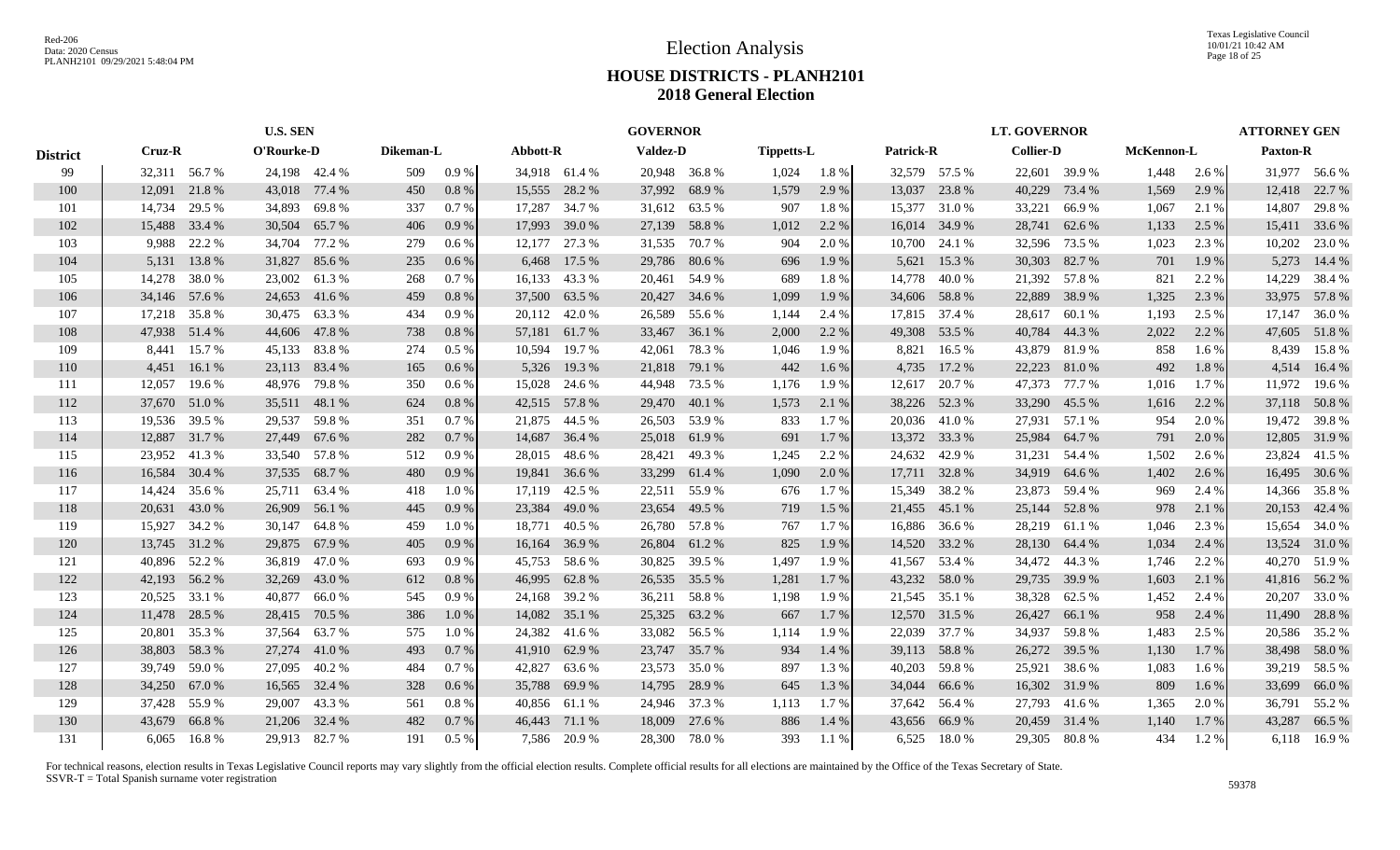# Election Analysis

## HOUSE DISTRICTS - PLANH2101
## 2018 General Election

| District | U.S. SEN | | | | | | GOVERNOR | | | | | | LT. GOVERNOR | | | | | | ATTORNEY GEN | |
|---|---|---|---|---|---|---|---|---|---|---|---|---|---|---|---|---|---|---|---|---|
| | Cruz-R | | O'Rourke-D | | Dikeman-L | | Abbott-R | | Valdez-D | | Tippetts-L | | Patrick-R | | Collier-D | | McKennon-L | | Paxton-R | |
| 99 | 32,311 | 56.7 % | 24,198 | 42.4 % | 509 | 0.9 % | 34,918 | 61.4 % | 20,948 | 36.8 % | 1,024 | 1.8 % | 32,579 | 57.5 % | 22,601 | 39.9 % | 1,448 | 2.6 % | 31,977 | 56.6 % |
| 100 | 12,091 | 21.8 % | 43,018 | 77.4 % | 450 | 0.8 % | 15,555 | 28.2 % | 37,992 | 68.9 % | 1,579 | 2.9 % | 13,037 | 23.8 % | 40,229 | 73.4 % | 1,569 | 2.9 % | 12,418 | 22.7 % |
| 101 | 14,734 | 29.5 % | 34,893 | 69.8 % | 337 | 0.7 % | 17,287 | 34.7 % | 31,612 | 63.5 % | 907 | 1.8 % | 15,377 | 31.0 % | 33,221 | 66.9 % | 1,067 | 2.1 % | 14,807 | 29.8 % |
| 102 | 15,488 | 33.4 % | 30,504 | 65.7 % | 406 | 0.9 % | 17,993 | 39.0 % | 27,139 | 58.8 % | 1,012 | 2.2 % | 16,014 | 34.9 % | 28,741 | 62.6 % | 1,133 | 2.5 % | 15,411 | 33.6 % |
| 103 | 9,988 | 22.2 % | 34,704 | 77.2 % | 279 | 0.6 % | 12,177 | 27.3 % | 31,535 | 70.7 % | 904 | 2.0 % | 10,700 | 24.1 % | 32,596 | 73.5 % | 1,023 | 2.3 % | 10,202 | 23.0 % |
| 104 | 5,131 | 13.8 % | 31,827 | 85.6 % | 235 | 0.6 % | 6,468 | 17.5 % | 29,786 | 80.6 % | 696 | 1.9 % | 5,621 | 15.3 % | 30,303 | 82.7 % | 701 | 1.9 % | 5,273 | 14.4 % |
| 105 | 14,278 | 38.0 % | 23,002 | 61.3 % | 268 | 0.7 % | 16,133 | 43.3 % | 20,461 | 54.9 % | 689 | 1.8 % | 14,778 | 40.0 % | 21,392 | 57.8 % | 821 | 2.2 % | 14,229 | 38.4 % |
| 106 | 34,146 | 57.6 % | 24,653 | 41.6 % | 459 | 0.8 % | 37,500 | 63.5 % | 20,427 | 34.6 % | 1,099 | 1.9 % | 34,606 | 58.8 % | 22,889 | 38.9 % | 1,325 | 2.3 % | 33,975 | 57.8 % |
| 107 | 17,218 | 35.8 % | 30,475 | 63.3 % | 434 | 0.9 % | 20,112 | 42.0 % | 26,589 | 55.6 % | 1,144 | 2.4 % | 17,815 | 37.4 % | 28,617 | 60.1 % | 1,193 | 2.5 % | 17,147 | 36.0 % |
| 108 | 47,938 | 51.4 % | 44,606 | 47.8 % | 738 | 0.8 % | 57,181 | 61.7 % | 33,467 | 36.1 % | 2,000 | 2.2 % | 49,308 | 53.5 % | 40,784 | 44.3 % | 2,022 | 2.2 % | 47,605 | 51.8 % |
| 109 | 8,441 | 15.7 % | 45,133 | 83.8 % | 274 | 0.5 % | 10,594 | 19.7 % | 42,061 | 78.3 % | 1,046 | 1.9 % | 8,821 | 16.5 % | 43,879 | 81.9 % | 858 | 1.6 % | 8,439 | 15.8 % |
| 110 | 4,451 | 16.1 % | 23,113 | 83.4 % | 165 | 0.6 % | 5,326 | 19.3 % | 21,818 | 79.1 % | 442 | 1.6 % | 4,735 | 17.2 % | 22,223 | 81.0 % | 492 | 1.8 % | 4,514 | 16.4 % |
| 111 | 12,057 | 19.6 % | 48,976 | 79.8 % | 350 | 0.6 % | 15,028 | 24.6 % | 44,948 | 73.5 % | 1,176 | 1.9 % | 12,617 | 20.7 % | 47,373 | 77.7 % | 1,016 | 1.7 % | 11,972 | 19.6 % |
| 112 | 37,670 | 51.0 % | 35,511 | 48.1 % | 624 | 0.8 % | 42,515 | 57.8 % | 29,470 | 40.1 % | 1,573 | 2.1 % | 38,226 | 52.3 % | 33,290 | 45.5 % | 1,616 | 2.2 % | 37,118 | 50.8 % |
| 113 | 19,536 | 39.5 % | 29,537 | 59.8 % | 351 | 0.7 % | 21,875 | 44.5 % | 26,503 | 53.9 % | 833 | 1.7 % | 20,036 | 41.0 % | 27,931 | 57.1 % | 954 | 2.0 % | 19,472 | 39.8 % |
| 114 | 12,887 | 31.7 % | 27,449 | 67.6 % | 282 | 0.7 % | 14,687 | 36.4 % | 25,018 | 61.9 % | 691 | 1.7 % | 13,372 | 33.3 % | 25,984 | 64.7 % | 791 | 2.0 % | 12,805 | 31.9 % |
| 115 | 23,952 | 41.3 % | 33,540 | 57.8 % | 512 | 0.9 % | 28,015 | 48.6 % | 28,421 | 49.3 % | 1,245 | 2.2 % | 24,632 | 42.9 % | 31,231 | 54.4 % | 1,502 | 2.6 % | 23,824 | 41.5 % |
| 116 | 16,584 | 30.4 % | 37,535 | 68.7 % | 480 | 0.9 % | 19,841 | 36.6 % | 33,299 | 61.4 % | 1,090 | 2.0 % | 17,711 | 32.8 % | 34,919 | 64.6 % | 1,402 | 2.6 % | 16,495 | 30.6 % |
| 117 | 14,424 | 35.6 % | 25,711 | 63.4 % | 418 | 1.0 % | 17,119 | 42.5 % | 22,511 | 55.9 % | 676 | 1.7 % | 15,349 | 38.2 % | 23,873 | 59.4 % | 969 | 2.4 % | 14,366 | 35.8 % |
| 118 | 20,631 | 43.0 % | 26,909 | 56.1 % | 445 | 0.9 % | 23,384 | 49.0 % | 23,654 | 49.5 % | 719 | 1.5 % | 21,455 | 45.1 % | 25,144 | 52.8 % | 978 | 2.1 % | 20,153 | 42.4 % |
| 119 | 15,927 | 34.2 % | 30,147 | 64.8 % | 459 | 1.0 % | 18,771 | 40.5 % | 26,780 | 57.8 % | 767 | 1.7 % | 16,886 | 36.6 % | 28,219 | 61.1 % | 1,046 | 2.3 % | 15,654 | 34.0 % |
| 120 | 13,745 | 31.2 % | 29,875 | 67.9 % | 405 | 0.9 % | 16,164 | 36.9 % | 26,804 | 61.2 % | 825 | 1.9 % | 14,520 | 33.2 % | 28,130 | 64.4 % | 1,034 | 2.4 % | 13,524 | 31.0 % |
| 121 | 40,896 | 52.2 % | 36,819 | 47.0 % | 693 | 0.9 % | 45,753 | 58.6 % | 30,825 | 39.5 % | 1,497 | 1.9 % | 41,567 | 53.4 % | 34,472 | 44.3 % | 1,746 | 2.2 % | 40,270 | 51.9 % |
| 122 | 42,193 | 56.2 % | 32,269 | 43.0 % | 612 | 0.8 % | 46,995 | 62.8 % | 26,535 | 35.5 % | 1,281 | 1.7 % | 43,232 | 58.0 % | 29,735 | 39.9 % | 1,603 | 2.1 % | 41,816 | 56.2 % |
| 123 | 20,525 | 33.1 % | 40,877 | 66.0 % | 545 | 0.9 % | 24,168 | 39.2 % | 36,211 | 58.8 % | 1,198 | 1.9 % | 21,545 | 35.1 % | 38,328 | 62.5 % | 1,452 | 2.4 % | 20,207 | 33.0 % |
| 124 | 11,478 | 28.5 % | 28,415 | 70.5 % | 386 | 1.0 % | 14,082 | 35.1 % | 25,325 | 63.2 % | 667 | 1.7 % | 12,570 | 31.5 % | 26,427 | 66.1 % | 958 | 2.4 % | 11,490 | 28.8 % |
| 125 | 20,801 | 35.3 % | 37,564 | 63.7 % | 575 | 1.0 % | 24,382 | 41.6 % | 33,082 | 56.5 % | 1,114 | 1.9 % | 22,039 | 37.7 % | 34,937 | 59.8 % | 1,483 | 2.5 % | 20,586 | 35.2 % |
| 126 | 38,803 | 58.3 % | 27,274 | 41.0 % | 493 | 0.7 % | 41,910 | 62.9 % | 23,747 | 35.7 % | 934 | 1.4 % | 39,113 | 58.8 % | 26,272 | 39.5 % | 1,130 | 1.7 % | 38,498 | 58.0 % |
| 127 | 39,749 | 59.0 % | 27,095 | 40.2 % | 484 | 0.7 % | 42,827 | 63.6 % | 23,573 | 35.0 % | 897 | 1.3 % | 40,203 | 59.8 % | 25,921 | 38.6 % | 1,083 | 1.6 % | 39,219 | 58.5 % |
| 128 | 34,250 | 67.0 % | 16,565 | 32.4 % | 328 | 0.6 % | 35,788 | 69.9 % | 14,795 | 28.9 % | 645 | 1.3 % | 34,044 | 66.6 % | 16,302 | 31.9 % | 809 | 1.6 % | 33,699 | 66.0 % |
| 129 | 37,428 | 55.9 % | 29,007 | 43.3 % | 561 | 0.8 % | 40,856 | 61.1 % | 24,946 | 37.3 % | 1,113 | 1.7 % | 37,642 | 56.4 % | 27,793 | 41.6 % | 1,365 | 2.0 % | 36,791 | 55.2 % |
| 130 | 43,679 | 66.8 % | 21,206 | 32.4 % | 482 | 0.7 % | 46,443 | 71.1 % | 18,009 | 27.6 % | 886 | 1.4 % | 43,656 | 66.9 % | 20,459 | 31.4 % | 1,140 | 1.7 % | 43,287 | 66.5 % |
| 131 | 6,065 | 16.8 % | 29,913 | 82.7 % | 191 | 0.5 % | 7,586 | 20.9 % | 28,300 | 78.0 % | 393 | 1.1 % | 6,525 | 18.0 % | 29,305 | 80.8 % | 434 | 1.2 % | 6,118 | 16.9 % |

For technical reasons, election results in Texas Legislative Council reports may vary slightly from the official election results. Complete official results for all elections are maintained by the Office of the Texas Secretary of State.
SSVR-T = Total Spanish surname voter registration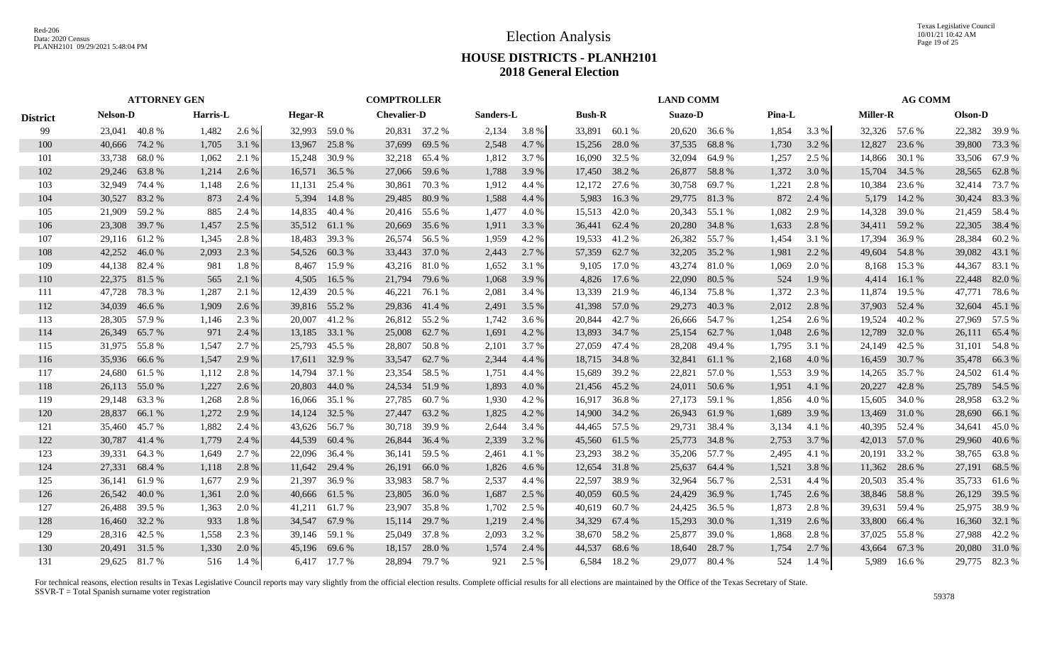# Election Analysis

## HOUSE DISTRICTS - PLANH2101
## 2018 General Election

| District | ATTORNEY GEN | | | | COMPTROLLER | | | | | | LAND COMM | | | | | | AG COMM | | | |
|---|---|---|---|---|---|---|---|---|---|---|---|---|---|---|---|---|---|---|---|---|
| | Nelson-D | | Harris-L | | Hegar-R | | Chevalier-D | | Sanders-L | | Bush-R | | Suazo-D | | Pina-L | | Miller-R | | Olson-D | |
| 99 | 23,041 | 40.8 % | 1,482 | 2.6 % | 32,993 | 59.0 % | 20,831 | 37.2 % | 2,134 | 3.8 % | 33,891 | 60.1 % | 20,620 | 36.6 % | 1,854 | 3.3 % | 32,326 | 57.6 % | 22,382 | 39.9 % |
| 100 | 40,666 | 74.2 % | 1,705 | 3.1 % | 13,967 | 25.8 % | 37,699 | 69.5 % | 2,548 | 4.7 % | 15,256 | 28.0 % | 37,535 | 68.8 % | 1,730 | 3.2 % | 12,827 | 23.6 % | 39,800 | 73.3 % |
| 101 | 33,738 | 68.0 % | 1,062 | 2.1 % | 15,248 | 30.9 % | 32,218 | 65.4 % | 1,812 | 3.7 % | 16,090 | 32.5 % | 32,094 | 64.9 % | 1,257 | 2.5 % | 14,866 | 30.1 % | 33,506 | 67.9 % |
| 102 | 29,246 | 63.8 % | 1,214 | 2.6 % | 16,571 | 36.5 % | 27,066 | 59.6 % | 1,788 | 3.9 % | 17,450 | 38.2 % | 26,877 | 58.8 % | 1,372 | 3.0 % | 15,704 | 34.5 % | 28,565 | 62.8 % |
| 103 | 32,949 | 74.4 % | 1,148 | 2.6 % | 11,131 | 25.4 % | 30,861 | 70.3 % | 1,912 | 4.4 % | 12,172 | 27.6 % | 30,758 | 69.7 % | 1,221 | 2.8 % | 10,384 | 23.6 % | 32,414 | 73.7 % |
| 104 | 30,527 | 83.2 % | 873 | 2.4 % | 5,394 | 14.8 % | 29,485 | 80.9 % | 1,588 | 4.4 % | 5,983 | 16.3 % | 29,775 | 81.3 % | 872 | 2.4 % | 5,179 | 14.2 % | 30,424 | 83.3 % |
| 105 | 21,909 | 59.2 % | 885 | 2.4 % | 14,835 | 40.4 % | 20,416 | 55.6 % | 1,477 | 4.0 % | 15,513 | 42.0 % | 20,343 | 55.1 % | 1,082 | 2.9 % | 14,328 | 39.0 % | 21,459 | 58.4 % |
| 106 | 23,308 | 39.7 % | 1,457 | 2.5 % | 35,512 | 61.1 % | 20,669 | 35.6 % | 1,911 | 3.3 % | 36,441 | 62.4 % | 20,280 | 34.8 % | 1,633 | 2.8 % | 34,411 | 59.2 % | 22,305 | 38.4 % |
| 107 | 29,116 | 61.2 % | 1,345 | 2.8 % | 18,483 | 39.3 % | 26,574 | 56.5 % | 1,959 | 4.2 % | 19,533 | 41.2 % | 26,382 | 55.7 % | 1,454 | 3.1 % | 17,394 | 36.9 % | 28,384 | 60.2 % |
| 108 | 42,252 | 46.0 % | 2,093 | 2.3 % | 54,526 | 60.3 % | 33,443 | 37.0 % | 2,443 | 2.7 % | 57,359 | 62.7 % | 32,205 | 35.2 % | 1,981 | 2.2 % | 49,604 | 54.8 % | 39,082 | 43.1 % |
| 109 | 44,138 | 82.4 % | 981 | 1.8 % | 8,467 | 15.9 % | 43,216 | 81.0 % | 1,652 | 3.1 % | 9,105 | 17.0 % | 43,274 | 81.0 % | 1,069 | 2.0 % | 8,168 | 15.3 % | 44,367 | 83.1 % |
| 110 | 22,375 | 81.5 % | 565 | 2.1 % | 4,505 | 16.5 % | 21,794 | 79.6 % | 1,068 | 3.9 % | 4,826 | 17.6 % | 22,090 | 80.5 % | 524 | 1.9 % | 4,414 | 16.1 % | 22,448 | 82.0 % |
| 111 | 47,728 | 78.3 % | 1,287 | 2.1 % | 12,439 | 20.5 % | 46,221 | 76.1 % | 2,081 | 3.4 % | 13,339 | 21.9 % | 46,134 | 75.8 % | 1,372 | 2.3 % | 11,874 | 19.5 % | 47,771 | 78.6 % |
| 112 | 34,039 | 46.6 % | 1,909 | 2.6 % | 39,816 | 55.2 % | 29,836 | 41.4 % | 2,491 | 3.5 % | 41,398 | 57.0 % | 29,273 | 40.3 % | 2,012 | 2.8 % | 37,903 | 52.4 % | 32,604 | 45.1 % |
| 113 | 28,305 | 57.9 % | 1,146 | 2.3 % | 20,007 | 41.2 % | 26,812 | 55.2 % | 1,742 | 3.6 % | 20,844 | 42.7 % | 26,666 | 54.7 % | 1,254 | 2.6 % | 19,524 | 40.2 % | 27,969 | 57.5 % |
| 114 | 26,349 | 65.7 % | 971 | 2.4 % | 13,185 | 33.1 % | 25,008 | 62.7 % | 1,691 | 4.2 % | 13,893 | 34.7 % | 25,154 | 62.7 % | 1,048 | 2.6 % | 12,789 | 32.0 % | 26,111 | 65.4 % |
| 115 | 31,975 | 55.8 % | 1,547 | 2.7 % | 25,793 | 45.5 % | 28,807 | 50.8 % | 2,101 | 3.7 % | 27,059 | 47.4 % | 28,208 | 49.4 % | 1,795 | 3.1 % | 24,149 | 42.5 % | 31,101 | 54.8 % |
| 116 | 35,936 | 66.6 % | 1,547 | 2.9 % | 17,611 | 32.9 % | 33,547 | 62.7 % | 2,344 | 4.4 % | 18,715 | 34.8 % | 32,841 | 61.1 % | 2,168 | 4.0 % | 16,459 | 30.7 % | 35,478 | 66.3 % |
| 117 | 24,680 | 61.5 % | 1,112 | 2.8 % | 14,794 | 37.1 % | 23,354 | 58.5 % | 1,751 | 4.4 % | 15,689 | 39.2 % | 22,821 | 57.0 % | 1,553 | 3.9 % | 14,265 | 35.7 % | 24,502 | 61.4 % |
| 118 | 26,113 | 55.0 % | 1,227 | 2.6 % | 20,803 | 44.0 % | 24,534 | 51.9 % | 1,893 | 4.0 % | 21,456 | 45.2 % | 24,011 | 50.6 % | 1,951 | 4.1 % | 20,227 | 42.8 % | 25,789 | 54.5 % |
| 119 | 29,148 | 63.3 % | 1,268 | 2.8 % | 16,066 | 35.1 % | 27,785 | 60.7 % | 1,930 | 4.2 % | 16,917 | 36.8 % | 27,173 | 59.1 % | 1,856 | 4.0 % | 15,605 | 34.0 % | 28,958 | 63.2 % |
| 120 | 28,837 | 66.1 % | 1,272 | 2.9 % | 14,124 | 32.5 % | 27,447 | 63.2 % | 1,825 | 4.2 % | 14,900 | 34.2 % | 26,943 | 61.9 % | 1,689 | 3.9 % | 13,469 | 31.0 % | 28,690 | 66.1 % |
| 121 | 35,460 | 45.7 % | 1,882 | 2.4 % | 43,626 | 56.7 % | 30,718 | 39.9 % | 2,644 | 3.4 % | 44,465 | 57.5 % | 29,731 | 38.4 % | 3,134 | 4.1 % | 40,395 | 52.4 % | 34,641 | 45.0 % |
| 122 | 30,787 | 41.4 % | 1,779 | 2.4 % | 44,539 | 60.4 % | 26,844 | 36.4 % | 2,339 | 3.2 % | 45,560 | 61.5 % | 25,773 | 34.8 % | 2,753 | 3.7 % | 42,013 | 57.0 % | 29,960 | 40.6 % |
| 123 | 39,331 | 64.3 % | 1,649 | 2.7 % | 22,096 | 36.4 % | 36,141 | 59.5 % | 2,461 | 4.1 % | 23,293 | 38.2 % | 35,206 | 57.7 % | 2,495 | 4.1 % | 20,191 | 33.2 % | 38,765 | 63.8 % |
| 124 | 27,331 | 68.4 % | 1,118 | 2.8 % | 11,642 | 29.4 % | 26,191 | 66.0 % | 1,826 | 4.6 % | 12,654 | 31.8 % | 25,637 | 64.4 % | 1,521 | 3.8 % | 11,362 | 28.6 % | 27,191 | 68.5 % |
| 125 | 36,141 | 61.9 % | 1,677 | 2.9 % | 21,397 | 36.9 % | 33,983 | 58.7 % | 2,537 | 4.4 % | 22,597 | 38.9 % | 32,964 | 56.7 % | 2,531 | 4.4 % | 20,503 | 35.4 % | 35,733 | 61.6 % |
| 126 | 26,542 | 40.0 % | 1,361 | 2.0 % | 40,666 | 61.5 % | 23,805 | 36.0 % | 1,687 | 2.5 % | 40,059 | 60.5 % | 24,429 | 36.9 % | 1,745 | 2.6 % | 38,846 | 58.8 % | 26,129 | 39.5 % |
| 127 | 26,488 | 39.5 % | 1,363 | 2.0 % | 41,211 | 61.7 % | 23,907 | 35.8 % | 1,702 | 2.5 % | 40,619 | 60.7 % | 24,425 | 36.5 % | 1,873 | 2.8 % | 39,631 | 59.4 % | 25,975 | 38.9 % |
| 128 | 16,460 | 32.2 % | 933 | 1.8 % | 34,547 | 67.9 % | 15,114 | 29.7 % | 1,219 | 2.4 % | 34,329 | 67.4 % | 15,293 | 30.0 % | 1,319 | 2.6 % | 33,800 | 66.4 % | 16,360 | 32.1 % |
| 129 | 28,316 | 42.5 % | 1,558 | 2.3 % | 39,146 | 59.1 % | 25,049 | 37.8 % | 2,093 | 3.2 % | 38,670 | 58.2 % | 25,877 | 39.0 % | 1,868 | 2.8 % | 37,025 | 55.8 % | 27,988 | 42.2 % |
| 130 | 20,491 | 31.5 % | 1,330 | 2.0 % | 45,196 | 69.6 % | 18,157 | 28.0 % | 1,574 | 2.4 % | 44,537 | 68.6 % | 18,640 | 28.7 % | 1,754 | 2.7 % | 43,664 | 67.3 % | 20,080 | 31.0 % |
| 131 | 29,625 | 81.7 % | 516 | 1.4 % | 6,417 | 17.7 % | 28,894 | 79.7 % | 921 | 2.5 % | 6,584 | 18.2 % | 29,077 | 80.4 % | 524 | 1.4 % | 5,989 | 16.6 % | 29,775 | 82.3 % |

For technical reasons, election results in Texas Legislative Council reports may vary slightly from the official election results. Complete official results for all elections are maintained by the Office of the Texas Secretary of State.
SSVR-T = Total Spanish surname voter registration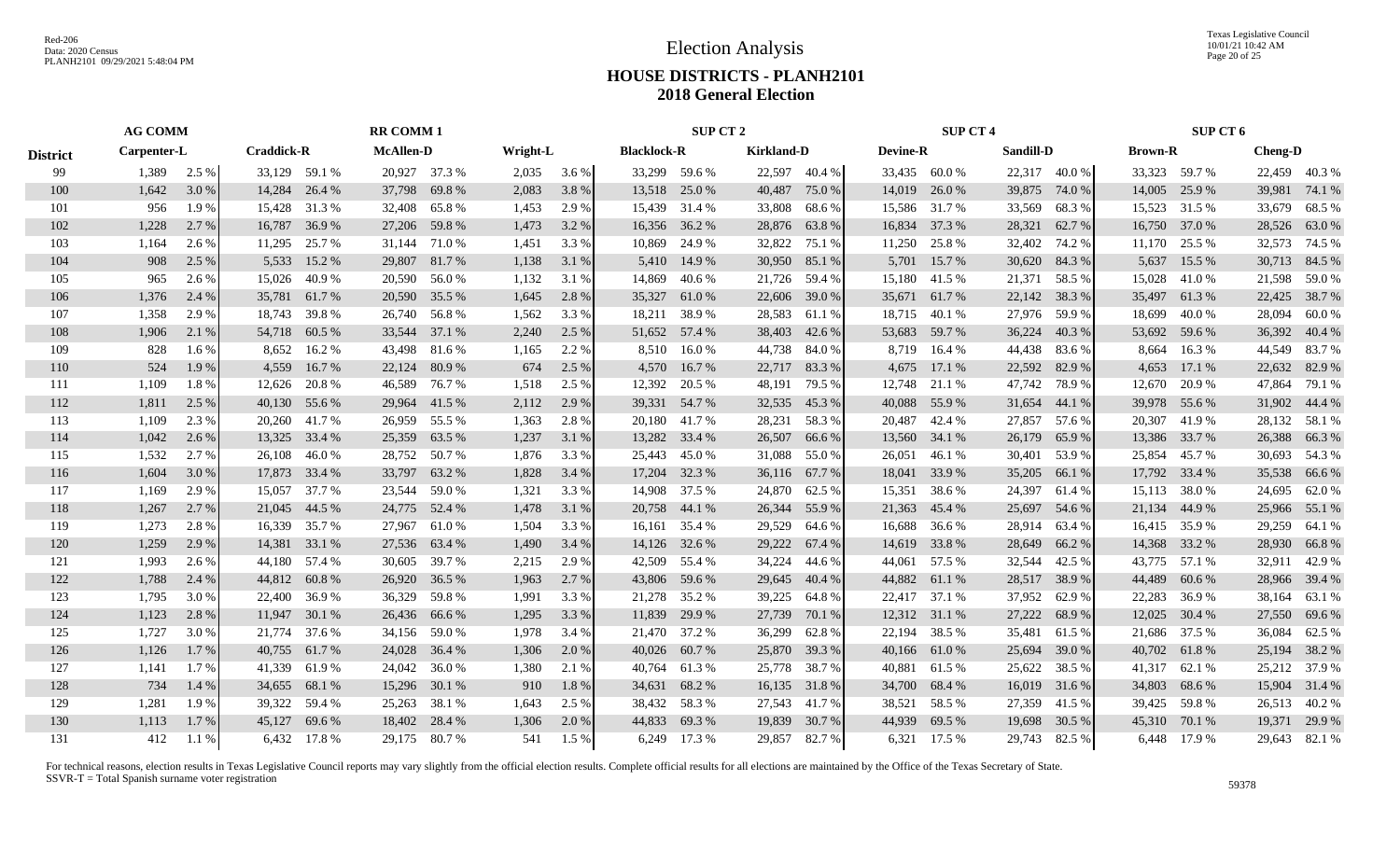# Election Analysis

## HOUSE DISTRICTS - PLANH2101
## 2018 General Election

| District | AG COMM Carpenter-L | | RR COMM 1 Craddick-R | | McAllen-D | | Wright-L | | SUP CT 2 Blacklock-R | | Kirkland-D | | SUP CT 4 Devine-R | | Sandill-D | | SUP CT 6 Brown-R | | Cheng-D | |
|---|---|---|---|---|---|---|---|---|---|---|---|---|---|---|---|---|---|---|---|---|
| 99 | 1,389 | 2.5 % | 33,129 | 59.1 % | 20,927 | 37.3 % | 2,035 | 3.6 % | 33,299 | 59.6 % | 22,597 | 40.4 % | 33,435 | 60.0 % | 22,317 | 40.0 % | 33,323 | 59.7 % | 22,459 | 40.3 % |
| 100 | 1,642 | 3.0 % | 14,284 | 26.4 % | 37,798 | 69.8 % | 2,083 | 3.8 % | 13,518 | 25.0 % | 40,487 | 75.0 % | 14,019 | 26.0 % | 39,875 | 74.0 % | 14,005 | 25.9 % | 39,981 | 74.1 % |
| 101 | 956 | 1.9 % | 15,428 | 31.3 % | 32,408 | 65.8 % | 1,453 | 2.9 % | 15,439 | 31.4 % | 33,808 | 68.6 % | 15,586 | 31.7 % | 33,569 | 68.3 % | 15,523 | 31.5 % | 33,679 | 68.5 % |
| 102 | 1,228 | 2.7 % | 16,787 | 36.9 % | 27,206 | 59.8 % | 1,473 | 3.2 % | 16,356 | 36.2 % | 28,876 | 63.8 % | 16,834 | 37.3 % | 28,321 | 62.7 % | 16,750 | 37.0 % | 28,526 | 63.0 % |
| 103 | 1,164 | 2.6 % | 11,295 | 25.7 % | 31,144 | 71.0 % | 1,451 | 3.3 % | 10,869 | 24.9 % | 32,822 | 75.1 % | 11,250 | 25.8 % | 32,402 | 74.2 % | 11,170 | 25.5 % | 32,573 | 74.5 % |
| 104 | 908 | 2.5 % | 5,533 | 15.2 % | 29,807 | 81.7 % | 1,138 | 3.1 % | 5,410 | 14.9 % | 30,950 | 85.1 % | 5,701 | 15.7 % | 30,620 | 84.3 % | 5,637 | 15.5 % | 30,713 | 84.5 % |
| 105 | 965 | 2.6 % | 15,026 | 40.9 % | 20,590 | 56.0 % | 1,132 | 3.1 % | 14,869 | 40.6 % | 21,726 | 59.4 % | 15,180 | 41.5 % | 21,371 | 58.5 % | 15,028 | 41.0 % | 21,598 | 59.0 % |
| 106 | 1,376 | 2.4 % | 35,781 | 61.7 % | 20,590 | 35.5 % | 1,645 | 2.8 % | 35,327 | 61.0 % | 22,606 | 39.0 % | 35,671 | 61.7 % | 22,142 | 38.3 % | 35,497 | 61.3 % | 22,425 | 38.7 % |
| 107 | 1,358 | 2.9 % | 18,743 | 39.8 % | 26,740 | 56.8 % | 1,562 | 3.3 % | 18,211 | 38.9 % | 28,583 | 61.1 % | 18,715 | 40.1 % | 27,976 | 59.9 % | 18,699 | 40.0 % | 28,094 | 60.0 % |
| 108 | 1,906 | 2.1 % | 54,718 | 60.5 % | 33,544 | 37.1 % | 2,240 | 2.5 % | 51,652 | 57.4 % | 38,403 | 42.6 % | 53,683 | 59.7 % | 36,224 | 40.3 % | 53,692 | 59.6 % | 36,392 | 40.4 % |
| 109 | 828 | 1.6 % | 8,652 | 16.2 % | 43,498 | 81.6 % | 1,165 | 2.2 % | 8,510 | 16.0 % | 44,738 | 84.0 % | 8,719 | 16.4 % | 44,438 | 83.6 % | 8,664 | 16.3 % | 44,549 | 83.7 % |
| 110 | 524 | 1.9 % | 4,559 | 16.7 % | 22,124 | 80.9 % | 674 | 2.5 % | 4,570 | 16.7 % | 22,717 | 83.3 % | 4,675 | 17.1 % | 22,592 | 82.9 % | 4,653 | 17.1 % | 22,632 | 82.9 % |
| 111 | 1,109 | 1.8 % | 12,626 | 20.8 % | 46,589 | 76.7 % | 1,518 | 2.5 % | 12,392 | 20.5 % | 48,191 | 79.5 % | 12,748 | 21.1 % | 47,742 | 78.9 % | 12,670 | 20.9 % | 47,864 | 79.1 % |
| 112 | 1,811 | 2.5 % | 40,130 | 55.6 % | 29,964 | 41.5 % | 2,112 | 2.9 % | 39,331 | 54.7 % | 32,535 | 45.3 % | 40,088 | 55.9 % | 31,654 | 44.1 % | 39,978 | 55.6 % | 31,902 | 44.4 % |
| 113 | 1,109 | 2.3 % | 20,260 | 41.7 % | 26,959 | 55.5 % | 1,363 | 2.8 % | 20,180 | 41.7 % | 28,231 | 58.3 % | 20,487 | 42.4 % | 27,857 | 57.6 % | 20,307 | 41.9 % | 28,132 | 58.1 % |
| 114 | 1,042 | 2.6 % | 13,325 | 33.4 % | 25,359 | 63.5 % | 1,237 | 3.1 % | 13,282 | 33.4 % | 26,507 | 66.6 % | 13,560 | 34.1 % | 26,179 | 65.9 % | 13,386 | 33.7 % | 26,388 | 66.3 % |
| 115 | 1,532 | 2.7 % | 26,108 | 46.0 % | 28,752 | 50.7 % | 1,876 | 3.3 % | 25,443 | 45.0 % | 31,088 | 55.0 % | 26,051 | 46.1 % | 30,401 | 53.9 % | 25,854 | 45.7 % | 30,693 | 54.3 % |
| 116 | 1,604 | 3.0 % | 17,873 | 33.4 % | 33,797 | 63.2 % | 1,828 | 3.4 % | 17,204 | 32.3 % | 36,116 | 67.7 % | 18,041 | 33.9 % | 35,205 | 66.1 % | 17,792 | 33.4 % | 35,538 | 66.6 % |
| 117 | 1,169 | 2.9 % | 15,057 | 37.7 % | 23,544 | 59.0 % | 1,321 | 3.3 % | 14,908 | 37.5 % | 24,870 | 62.5 % | 15,351 | 38.6 % | 24,397 | 61.4 % | 15,113 | 38.0 % | 24,695 | 62.0 % |
| 118 | 1,267 | 2.7 % | 21,045 | 44.5 % | 24,775 | 52.4 % | 1,478 | 3.1 % | 20,758 | 44.1 % | 26,344 | 55.9 % | 21,363 | 45.4 % | 25,697 | 54.6 % | 21,134 | 44.9 % | 25,966 | 55.1 % |
| 119 | 1,273 | 2.8 % | 16,339 | 35.7 % | 27,967 | 61.0 % | 1,504 | 3.3 % | 16,161 | 35.4 % | 29,529 | 64.6 % | 16,688 | 36.6 % | 28,914 | 63.4 % | 16,415 | 35.9 % | 29,259 | 64.1 % |
| 120 | 1,259 | 2.9 % | 14,381 | 33.1 % | 27,536 | 63.4 % | 1,490 | 3.4 % | 14,126 | 32.6 % | 29,222 | 67.4 % | 14,619 | 33.8 % | 28,649 | 66.2 % | 14,368 | 33.2 % | 28,930 | 66.8 % |
| 121 | 1,993 | 2.6 % | 44,180 | 57.4 % | 30,605 | 39.7 % | 2,215 | 2.9 % | 42,509 | 55.4 % | 34,224 | 44.6 % | 44,061 | 57.5 % | 32,544 | 42.5 % | 43,775 | 57.1 % | 32,911 | 42.9 % |
| 122 | 1,788 | 2.4 % | 44,812 | 60.8 % | 26,920 | 36.5 % | 1,963 | 2.7 % | 43,806 | 59.6 % | 29,645 | 40.4 % | 44,882 | 61.1 % | 28,517 | 38.9 % | 44,489 | 60.6 % | 28,966 | 39.4 % |
| 123 | 1,795 | 3.0 % | 22,400 | 36.9 % | 36,329 | 59.8 % | 1,991 | 3.3 % | 21,278 | 35.2 % | 39,225 | 64.8 % | 22,417 | 37.1 % | 37,952 | 62.9 % | 22,283 | 36.9 % | 38,164 | 63.1 % |
| 124 | 1,123 | 2.8 % | 11,947 | 30.1 % | 26,436 | 66.6 % | 1,295 | 3.3 % | 11,839 | 29.9 % | 27,739 | 70.1 % | 12,312 | 31.1 % | 27,222 | 68.9 % | 12,025 | 30.4 % | 27,550 | 69.6 % |
| 125 | 1,727 | 3.0 % | 21,774 | 37.6 % | 34,156 | 59.0 % | 1,978 | 3.4 % | 21,470 | 37.2 % | 36,299 | 62.8 % | 22,194 | 38.5 % | 35,481 | 61.5 % | 21,686 | 37.5 % | 36,084 | 62.5 % |
| 126 | 1,126 | 1.7 % | 40,755 | 61.7 % | 24,028 | 36.4 % | 1,306 | 2.0 % | 40,026 | 60.7 % | 25,870 | 39.3 % | 40,166 | 61.0 % | 25,694 | 39.0 % | 40,702 | 61.8 % | 25,194 | 38.2 % |
| 127 | 1,141 | 1.7 % | 41,339 | 61.9 % | 24,042 | 36.0 % | 1,380 | 2.1 % | 40,764 | 61.3 % | 25,778 | 38.7 % | 40,881 | 61.5 % | 25,622 | 38.5 % | 41,317 | 62.1 % | 25,212 | 37.9 % |
| 128 | 734 | 1.4 % | 34,655 | 68.1 % | 15,296 | 30.1 % | 910 | 1.8 % | 34,631 | 68.2 % | 16,135 | 31.8 % | 34,700 | 68.4 % | 16,019 | 31.6 % | 34,803 | 68.6 % | 15,904 | 31.4 % |
| 129 | 1,281 | 1.9 % | 39,322 | 59.4 % | 25,263 | 38.1 % | 1,643 | 2.5 % | 38,432 | 58.3 % | 27,543 | 41.7 % | 38,521 | 58.5 % | 27,359 | 41.5 % | 39,425 | 59.8 % | 26,513 | 40.2 % |
| 130 | 1,113 | 1.7 % | 45,127 | 69.6 % | 18,402 | 28.4 % | 1,306 | 2.0 % | 44,833 | 69.3 % | 19,839 | 30.7 % | 44,939 | 69.5 % | 19,698 | 30.5 % | 45,310 | 70.1 % | 19,371 | 29.9 % |
| 131 | 412 | 1.1 % | 6,432 | 17.8 % | 29,175 | 80.7 % | 541 | 1.5 % | 6,249 | 17.3 % | 29,857 | 82.7 % | 6,321 | 17.5 % | 29,743 | 82.5 % | 6,448 | 17.9 % | 29,643 | 82.1 % |

For technical reasons, election results in Texas Legislative Council reports may vary slightly from the official election results. Complete official results for all elections are maintained by the Office of the Texas Secretary of State.
SSVR-T = Total Spanish surname voter registration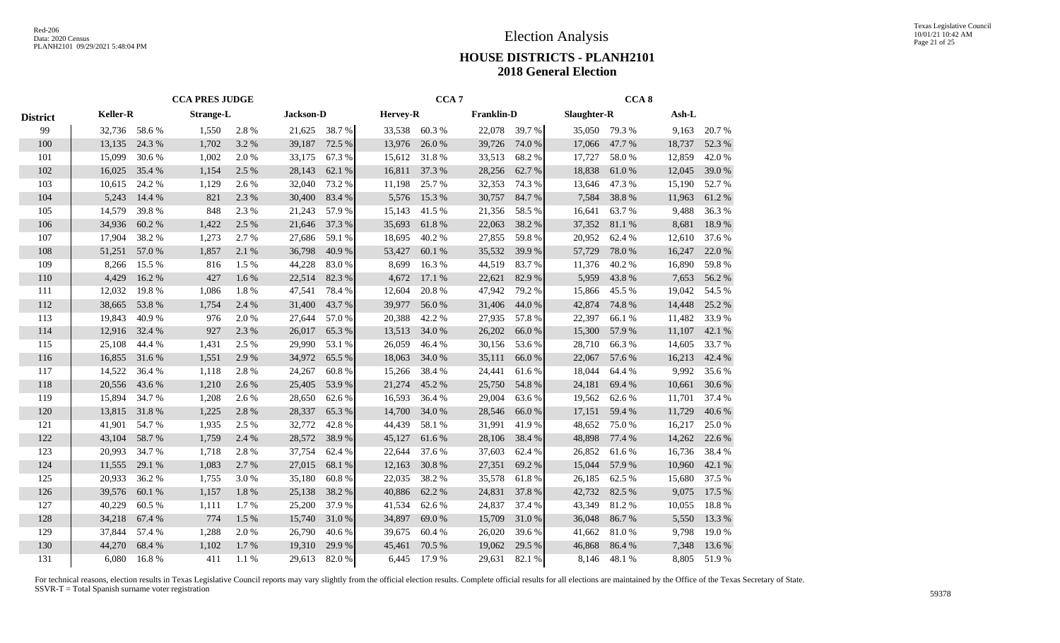# Election Analysis

## HOUSE DISTRICTS - PLANH2101
## 2018 General Election

| | CCA PRES JUDGE | | | | | | CCA 7 | | | | CCA 8 | | | |
|---|---|---|---|---|---|---|---|---|---|---|---|---|---|---|
| **District** | **Keller-R** | | **Strange-L** | | **Jackson-D** | | **Hervey-R** | | **Franklin-D** | | **Slaughter-R** | | **Ash-L** | |
| 99 | 32,736 | 58.6 % | 1,550 | 2.8 % | 21,625 | 38.7 % | 33,538 | 60.3 % | 22,078 | 39.7 % | 35,050 | 79.3 % | 9,163 | 20.7 % |
| 100 | 13,135 | 24.3 % | 1,702 | 3.2 % | 39,187 | 72.5 % | 13,976 | 26.0 % | 39,726 | 74.0 % | 17,066 | 47.7 % | 18,737 | 52.3 % |
| 101 | 15,099 | 30.6 % | 1,002 | 2.0 % | 33,175 | 67.3 % | 15,612 | 31.8 % | 33,513 | 68.2 % | 17,727 | 58.0 % | 12,859 | 42.0 % |
| 102 | 16,025 | 35.4 % | 1,154 | 2.5 % | 28,143 | 62.1 % | 16,811 | 37.3 % | 28,256 | 62.7 % | 18,838 | 61.0 % | 12,045 | 39.0 % |
| 103 | 10,615 | 24.2 % | 1,129 | 2.6 % | 32,040 | 73.2 % | 11,198 | 25.7 % | 32,353 | 74.3 % | 13,646 | 47.3 % | 15,190 | 52.7 % |
| 104 | 5,243 | 14.4 % | 821 | 2.3 % | 30,400 | 83.4 % | 5,576 | 15.3 % | 30,757 | 84.7 % | 7,584 | 38.8 % | 11,963 | 61.2 % |
| 105 | 14,579 | 39.8 % | 848 | 2.3 % | 21,243 | 57.9 % | 15,143 | 41.5 % | 21,356 | 58.5 % | 16,641 | 63.7 % | 9,488 | 36.3 % |
| 106 | 34,936 | 60.2 % | 1,422 | 2.5 % | 21,646 | 37.3 % | 35,693 | 61.8 % | 22,063 | 38.2 % | 37,352 | 81.1 % | 8,681 | 18.9 % |
| 107 | 17,904 | 38.2 % | 1,273 | 2.7 % | 27,686 | 59.1 % | 18,695 | 40.2 % | 27,855 | 59.8 % | 20,952 | 62.4 % | 12,610 | 37.6 % |
| 108 | 51,251 | 57.0 % | 1,857 | 2.1 % | 36,798 | 40.9 % | 53,427 | 60.1 % | 35,532 | 39.9 % | 57,729 | 78.0 % | 16,247 | 22.0 % |
| 109 | 8,266 | 15.5 % | 816 | 1.5 % | 44,228 | 83.0 % | 8,699 | 16.3 % | 44,519 | 83.7 % | 11,376 | 40.2 % | 16,890 | 59.8 % |
| 110 | 4,429 | 16.2 % | 427 | 1.6 % | 22,514 | 82.3 % | 4,672 | 17.1 % | 22,621 | 82.9 % | 5,959 | 43.8 % | 7,653 | 56.2 % |
| 111 | 12,032 | 19.8 % | 1,086 | 1.8 % | 47,541 | 78.4 % | 12,604 | 20.8 % | 47,942 | 79.2 % | 15,866 | 45.5 % | 19,042 | 54.5 % |
| 112 | 38,665 | 53.8 % | 1,754 | 2.4 % | 31,400 | 43.7 % | 39,977 | 56.0 % | 31,406 | 44.0 % | 42,874 | 74.8 % | 14,448 | 25.2 % |
| 113 | 19,843 | 40.9 % | 976 | 2.0 % | 27,644 | 57.0 % | 20,388 | 42.2 % | 27,935 | 57.8 % | 22,397 | 66.1 % | 11,482 | 33.9 % |
| 114 | 12,916 | 32.4 % | 927 | 2.3 % | 26,017 | 65.3 % | 13,513 | 34.0 % | 26,202 | 66.0 % | 15,300 | 57.9 % | 11,107 | 42.1 % |
| 115 | 25,108 | 44.4 % | 1,431 | 2.5 % | 29,990 | 53.1 % | 26,059 | 46.4 % | 30,156 | 53.6 % | 28,710 | 66.3 % | 14,605 | 33.7 % |
| 116 | 16,855 | 31.6 % | 1,551 | 2.9 % | 34,972 | 65.5 % | 18,063 | 34.0 % | 35,111 | 66.0 % | 22,067 | 57.6 % | 16,213 | 42.4 % |
| 117 | 14,522 | 36.4 % | 1,118 | 2.8 % | 24,267 | 60.8 % | 15,266 | 38.4 % | 24,441 | 61.6 % | 18,044 | 64.4 % | 9,992 | 35.6 % |
| 118 | 20,556 | 43.6 % | 1,210 | 2.6 % | 25,405 | 53.9 % | 21,274 | 45.2 % | 25,750 | 54.8 % | 24,181 | 69.4 % | 10,661 | 30.6 % |
| 119 | 15,894 | 34.7 % | 1,208 | 2.6 % | 28,650 | 62.6 % | 16,593 | 36.4 % | 29,004 | 63.6 % | 19,562 | 62.6 % | 11,701 | 37.4 % |
| 120 | 13,815 | 31.8 % | 1,225 | 2.8 % | 28,337 | 65.3 % | 14,700 | 34.0 % | 28,546 | 66.0 % | 17,151 | 59.4 % | 11,729 | 40.6 % |
| 121 | 41,901 | 54.7 % | 1,935 | 2.5 % | 32,772 | 42.8 % | 44,439 | 58.1 % | 31,991 | 41.9 % | 48,652 | 75.0 % | 16,217 | 25.0 % |
| 122 | 43,104 | 58.7 % | 1,759 | 2.4 % | 28,572 | 38.9 % | 45,127 | 61.6 % | 28,106 | 38.4 % | 48,898 | 77.4 % | 14,262 | 22.6 % |
| 123 | 20,993 | 34.7 % | 1,718 | 2.8 % | 37,754 | 62.4 % | 22,644 | 37.6 % | 37,603 | 62.4 % | 26,852 | 61.6 % | 16,736 | 38.4 % |
| 124 | 11,555 | 29.1 % | 1,083 | 2.7 % | 27,015 | 68.1 % | 12,163 | 30.8 % | 27,351 | 69.2 % | 15,044 | 57.9 % | 10,960 | 42.1 % |
| 125 | 20,933 | 36.2 % | 1,755 | 3.0 % | 35,180 | 60.8 % | 22,035 | 38.2 % | 35,578 | 61.8 % | 26,185 | 62.5 % | 15,680 | 37.5 % |
| 126 | 39,576 | 60.1 % | 1,157 | 1.8 % | 25,138 | 38.2 % | 40,886 | 62.2 % | 24,831 | 37.8 % | 42,732 | 82.5 % | 9,075 | 17.5 % |
| 127 | 40,229 | 60.5 % | 1,111 | 1.7 % | 25,200 | 37.9 % | 41,534 | 62.6 % | 24,837 | 37.4 % | 43,349 | 81.2 % | 10,055 | 18.8 % |
| 128 | 34,218 | 67.4 % | 774 | 1.5 % | 15,740 | 31.0 % | 34,897 | 69.0 % | 15,709 | 31.0 % | 36,048 | 86.7 % | 5,550 | 13.3 % |
| 129 | 37,844 | 57.4 % | 1,288 | 2.0 % | 26,790 | 40.6 % | 39,675 | 60.4 % | 26,020 | 39.6 % | 41,662 | 81.0 % | 9,798 | 19.0 % |
| 130 | 44,270 | 68.4 % | 1,102 | 1.7 % | 19,310 | 29.9 % | 45,461 | 70.5 % | 19,062 | 29.5 % | 46,868 | 86.4 % | 7,348 | 13.6 % |
| 131 | 6,080 | 16.8 % | 411 | 1.1 % | 29,613 | 82.0 % | 6,445 | 17.9 % | 29,631 | 82.1 % | 8,146 | 48.1 % | 8,805 | 51.9 % |

For technical reasons, election results in Texas Legislative Council reports may vary slightly from the official election results. Complete official results for all elections are maintained by the Office of the Texas Secretary of State.
SSVR-T = Total Spanish surname voter registration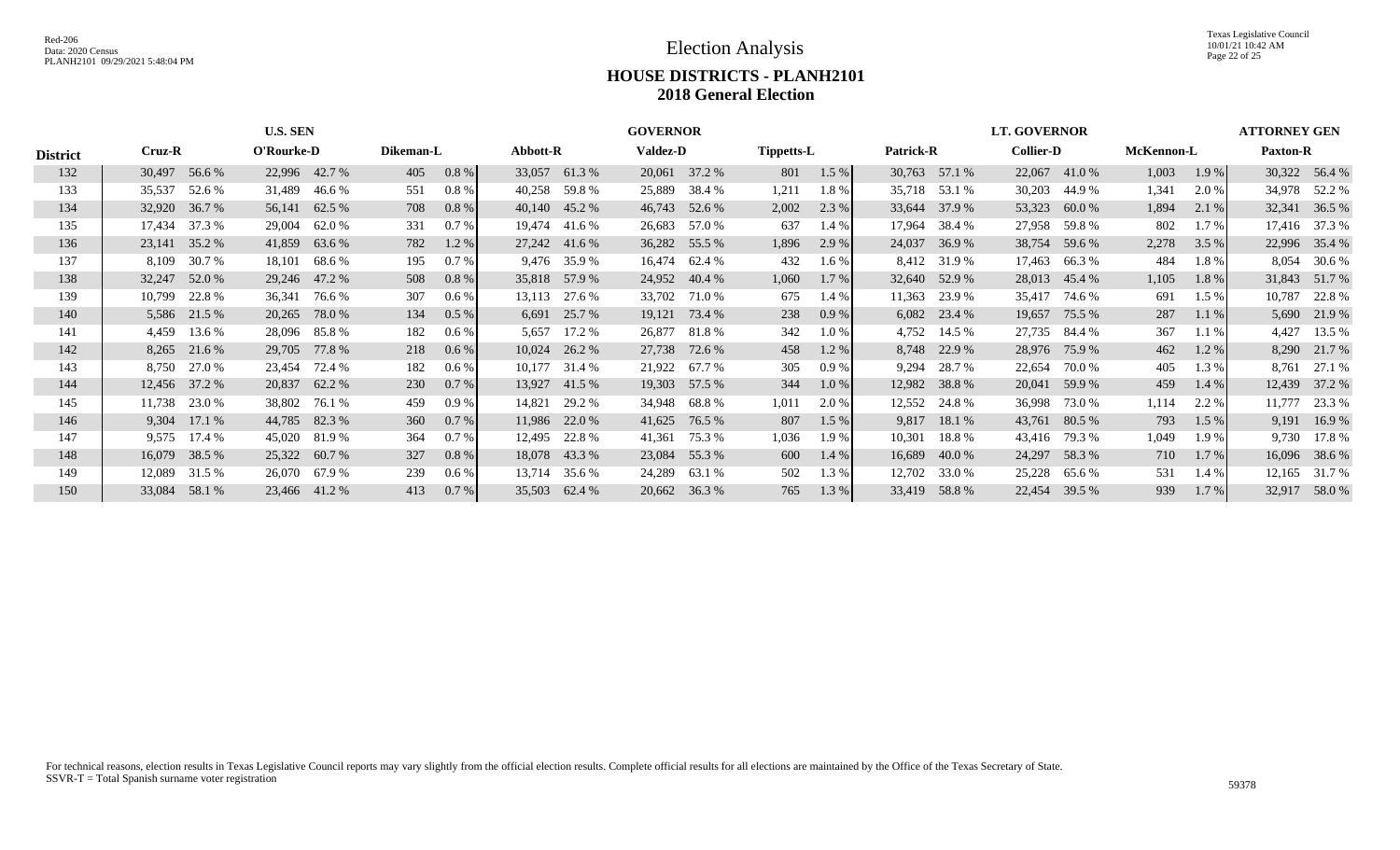# Election Analysis

## HOUSE DISTRICTS - PLANH2101
## 2018 General Election

Red-206
Data: 2020 Census
PLANH2101 09/29/2021 5:48:04 PM

Texas Legislative Council
10/01/21 10:42 AM

| | U.S. SEN | | | | | | GOVERNOR | | | | | | LT. GOVERNOR | | | | | | ATTORNEY GEN | |
|---|---|---|---|---|---|---|---|---|---|---|---|---|---|---|---|---|---|---|---|---|
| District | Cruz-R | | O'Rourke-D | | Dikeman-L | | Abbott-R | | Valdez-D | | Tippetts-L | | Patrick-R | | Collier-D | | McKennon-L | | Paxton-R | |
| 132 | 30,497 | 56.6 % | 22,996 | 42.7 % | 405 | 0.8 % | 33,057 | 61.3 % | 20,061 | 37.2 % | 801 | 1.5 % | 30,763 | 57.1 % | 22,067 | 41.0 % | 1,003 | 1.9 % | 30,322 | 56.4 % |
| 133 | 35,537 | 52.6 % | 31,489 | 46.6 % | 551 | 0.8 % | 40,258 | 59.8 % | 25,889 | 38.4 % | 1,211 | 1.8 % | 35,718 | 53.1 % | 30,203 | 44.9 % | 1,341 | 2.0 % | 34,978 | 52.2 % |
| 134 | 32,920 | 36.7 % | 56,141 | 62.5 % | 708 | 0.8 % | 40,140 | 45.2 % | 46,743 | 52.6 % | 2,002 | 2.3 % | 33,644 | 37.9 % | 53,323 | 60.0 % | 1,894 | 2.1 % | 32,341 | 36.5 % |
| 135 | 17,434 | 37.3 % | 29,004 | 62.0 % | 331 | 0.7 % | 19,474 | 41.6 % | 26,683 | 57.0 % | 637 | 1.4 % | 17,964 | 38.4 % | 27,958 | 59.8 % | 802 | 1.7 % | 17,416 | 37.3 % |
| 136 | 23,141 | 35.2 % | 41,859 | 63.6 % | 782 | 1.2 % | 27,242 | 41.6 % | 36,282 | 55.5 % | 1,896 | 2.9 % | 24,037 | 36.9 % | 38,754 | 59.6 % | 2,278 | 3.5 % | 22,996 | 35.4 % |
| 137 | 8,109 | 30.7 % | 18,101 | 68.6 % | 195 | 0.7 % | 9,476 | 35.9 % | 16,474 | 62.4 % | 432 | 1.6 % | 8,412 | 31.9 % | 17,463 | 66.3 % | 484 | 1.8 % | 8,054 | 30.6 % |
| 138 | 32,247 | 52.0 % | 29,246 | 47.2 % | 508 | 0.8 % | 35,818 | 57.9 % | 24,952 | 40.4 % | 1,060 | 1.7 % | 32,640 | 52.9 % | 28,013 | 45.4 % | 1,105 | 1.8 % | 31,843 | 51.7 % |
| 139 | 10,799 | 22.8 % | 36,341 | 76.6 % | 307 | 0.6 % | 13,113 | 27.6 % | 33,702 | 71.0 % | 675 | 1.4 % | 11,363 | 23.9 % | 35,417 | 74.6 % | 691 | 1.5 % | 10,787 | 22.8 % |
| 140 | 5,586 | 21.5 % | 20,265 | 78.0 % | 134 | 0.5 % | 6,691 | 25.7 % | 19,121 | 73.4 % | 238 | 0.9 % | 6,082 | 23.4 % | 19,657 | 75.5 % | 287 | 1.1 % | 5,690 | 21.9 % |
| 141 | 4,459 | 13.6 % | 28,096 | 85.8 % | 182 | 0.6 % | 5,657 | 17.2 % | 26,877 | 81.8 % | 342 | 1.0 % | 4,752 | 14.5 % | 27,735 | 84.4 % | 367 | 1.1 % | 4,427 | 13.5 % |
| 142 | 8,265 | 21.6 % | 29,705 | 77.8 % | 218 | 0.6 % | 10,024 | 26.2 % | 27,738 | 72.6 % | 458 | 1.2 % | 8,748 | 22.9 % | 28,976 | 75.9 % | 462 | 1.2 % | 8,290 | 21.7 % |
| 143 | 8,750 | 27.0 % | 23,454 | 72.4 % | 182 | 0.6 % | 10,177 | 31.4 % | 21,922 | 67.7 % | 305 | 0.9 % | 9,294 | 28.7 % | 22,654 | 70.0 % | 405 | 1.3 % | 8,761 | 27.1 % |
| 144 | 12,456 | 37.2 % | 20,837 | 62.2 % | 230 | 0.7 % | 13,927 | 41.5 % | 19,303 | 57.5 % | 344 | 1.0 % | 12,982 | 38.8 % | 20,041 | 59.9 % | 459 | 1.4 % | 12,439 | 37.2 % |
| 145 | 11,738 | 23.0 % | 38,802 | 76.1 % | 459 | 0.9 % | 14,821 | 29.2 % | 34,948 | 68.8 % | 1,011 | 2.0 % | 12,552 | 24.8 % | 36,998 | 73.0 % | 1,114 | 2.2 % | 11,777 | 23.3 % |
| 146 | 9,304 | 17.1 % | 44,785 | 82.3 % | 360 | 0.7 % | 11,986 | 22.0 % | 41,625 | 76.5 % | 807 | 1.5 % | 9,817 | 18.1 % | 43,761 | 80.5 % | 793 | 1.5 % | 9,191 | 16.9 % |
| 147 | 9,575 | 17.4 % | 45,020 | 81.9 % | 364 | 0.7 % | 12,495 | 22.8 % | 41,361 | 75.3 % | 1,036 | 1.9 % | 10,301 | 18.8 % | 43,416 | 79.3 % | 1,049 | 1.9 % | 9,730 | 17.8 % |
| 148 | 16,079 | 38.5 % | 25,322 | 60.7 % | 327 | 0.8 % | 18,078 | 43.3 % | 23,084 | 55.3 % | 600 | 1.4 % | 16,689 | 40.0 % | 24,297 | 58.3 % | 710 | 1.7 % | 16,096 | 38.6 % |
| 149 | 12,089 | 31.5 % | 26,070 | 67.9 % | 239 | 0.6 % | 13,714 | 35.6 % | 24,289 | 63.1 % | 502 | 1.3 % | 12,702 | 33.0 % | 25,228 | 65.6 % | 531 | 1.4 % | 12,165 | 31.7 % |
| 150 | 33,084 | 58.1 % | 23,466 | 41.2 % | 413 | 0.7 % | 35,503 | 62.4 % | 20,662 | 36.3 % | 765 | 1.3 % | 33,419 | 58.8 % | 22,454 | 39.5 % | 939 | 1.7 % | 32,917 | 58.0 % |

For technical reasons, election results in Texas Legislative Council reports may vary slightly from the official election results. Complete official results for all elections are maintained by the Office of the Texas Secretary of State.
SSVR-T = Total Spanish surname voter registration

59378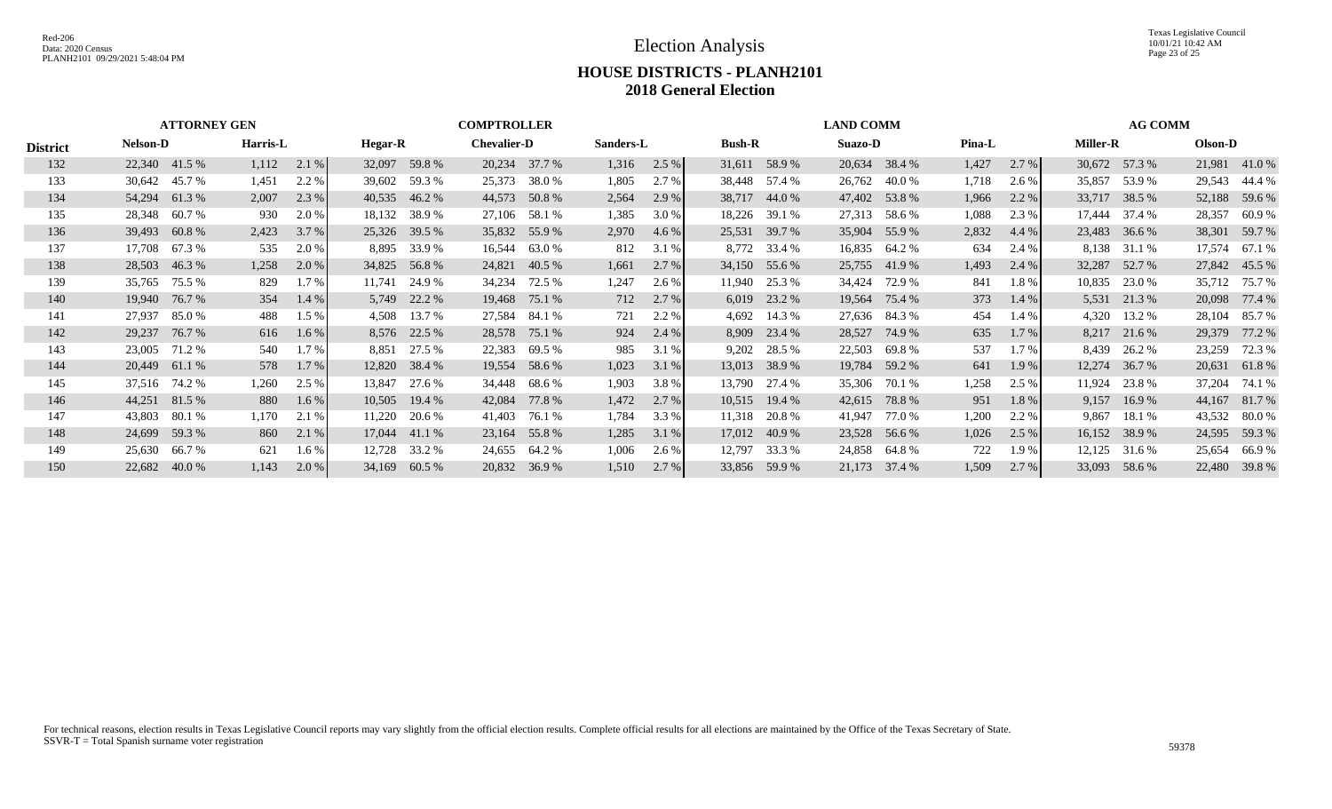# Election Analysis

## HOUSE DISTRICTS - PLANH2101

## 2018 General Election

| District | ATTORNEY GEN | | | | COMPTROLLER | | | | | | LAND COMM | | | | | | AG COMM | | | |
|---|---|---|---|---|---|---|---|---|---|---|---|---|---|---|---|---|---|---|---|---|
| | Nelson-D | | Harris-L | | Hegar-R | | Chevalier-D | | Sanders-L | | Bush-R | | Suazo-D | | Pina-L | | Miller-R | | Olson-D | |
| 132 | 22,340 | 41.5 % | 1,112 | 2.1 % | 32,097 | 59.8 % | 20,234 | 37.7 % | 1,316 | 2.5 % | 31,611 | 58.9 % | 20,634 | 38.4 % | 1,427 | 2.7 % | 30,672 | 57.3 % | 21,981 | 41.0 % |
| 133 | 30,642 | 45.7 % | 1,451 | 2.2 % | 39,602 | 59.3 % | 25,373 | 38.0 % | 1,805 | 2.7 % | 38,448 | 57.4 % | 26,762 | 40.0 % | 1,718 | 2.6 % | 35,857 | 53.9 % | 29,543 | 44.4 % |
| 134 | 54,294 | 61.3 % | 2,007 | 2.3 % | 40,535 | 46.2 % | 44,573 | 50.8 % | 2,564 | 2.9 % | 38,717 | 44.0 % | 47,402 | 53.8 % | 1,966 | 2.2 % | 33,717 | 38.5 % | 52,188 | 59.6 % |
| 135 | 28,348 | 60.7 % | 930 | 2.0 % | 18,132 | 38.9 % | 27,106 | 58.1 % | 1,385 | 3.0 % | 18,226 | 39.1 % | 27,313 | 58.6 % | 1,088 | 2.3 % | 17,444 | 37.4 % | 28,357 | 60.9 % |
| 136 | 39,493 | 60.8 % | 2,423 | 3.7 % | 25,326 | 39.5 % | 35,832 | 55.9 % | 2,970 | 4.6 % | 25,531 | 39.7 % | 35,904 | 55.9 % | 2,832 | 4.4 % | 23,483 | 36.6 % | 38,301 | 59.7 % |
| 137 | 17,708 | 67.3 % | 535 | 2.0 % | 8,895 | 33.9 % | 16,544 | 63.0 % | 812 | 3.1 % | 8,772 | 33.4 % | 16,835 | 64.2 % | 634 | 2.4 % | 8,138 | 31.1 % | 17,574 | 67.1 % |
| 138 | 28,503 | 46.3 % | 1,258 | 2.0 % | 34,825 | 56.8 % | 24,821 | 40.5 % | 1,661 | 2.7 % | 34,150 | 55.6 % | 25,755 | 41.9 % | 1,493 | 2.4 % | 32,287 | 52.7 % | 27,842 | 45.5 % |
| 139 | 35,765 | 75.5 % | 829 | 1.7 % | 11,741 | 24.9 % | 34,234 | 72.5 % | 1,247 | 2.6 % | 11,940 | 25.3 % | 34,424 | 72.9 % | 841 | 1.8 % | 10,835 | 23.0 % | 35,712 | 75.7 % |
| 140 | 19,940 | 76.7 % | 354 | 1.4 % | 5,749 | 22.2 % | 19,468 | 75.1 % | 712 | 2.7 % | 6,019 | 23.2 % | 19,564 | 75.4 % | 373 | 1.4 % | 5,531 | 21.3 % | 20,098 | 77.4 % |
| 141 | 27,937 | 85.0 % | 488 | 1.5 % | 4,508 | 13.7 % | 27,584 | 84.1 % | 721 | 2.2 % | 4,692 | 14.3 % | 27,636 | 84.3 % | 454 | 1.4 % | 4,320 | 13.2 % | 28,104 | 85.7 % |
| 142 | 29,237 | 76.7 % | 616 | 1.6 % | 8,576 | 22.5 % | 28,578 | 75.1 % | 924 | 2.4 % | 8,909 | 23.4 % | 28,527 | 74.9 % | 635 | 1.7 % | 8,217 | 21.6 % | 29,379 | 77.2 % |
| 143 | 23,005 | 71.2 % | 540 | 1.7 % | 8,851 | 27.5 % | 22,383 | 69.5 % | 985 | 3.1 % | 9,202 | 28.5 % | 22,503 | 69.8 % | 537 | 1.7 % | 8,439 | 26.2 % | 23,259 | 72.3 % |
| 144 | 20,449 | 61.1 % | 578 | 1.7 % | 12,820 | 38.4 % | 19,554 | 58.6 % | 1,023 | 3.1 % | 13,013 | 38.9 % | 19,784 | 59.2 % | 641 | 1.9 % | 12,274 | 36.7 % | 20,631 | 61.8 % |
| 145 | 37,516 | 74.2 % | 1,260 | 2.5 % | 13,847 | 27.6 % | 34,448 | 68.6 % | 1,903 | 3.8 % | 13,790 | 27.4 % | 35,306 | 70.1 % | 1,258 | 2.5 % | 11,924 | 23.8 % | 37,204 | 74.1 % |
| 146 | 44,251 | 81.5 % | 880 | 1.6 % | 10,505 | 19.4 % | 42,084 | 77.8 % | 1,472 | 2.7 % | 10,515 | 19.4 % | 42,615 | 78.8 % | 951 | 1.8 % | 9,157 | 16.9 % | 44,167 | 81.7 % |
| 147 | 43,803 | 80.1 % | 1,170 | 2.1 % | 11,220 | 20.6 % | 41,403 | 76.1 % | 1,784 | 3.3 % | 11,318 | 20.8 % | 41,947 | 77.0 % | 1,200 | 2.2 % | 9,867 | 18.1 % | 43,532 | 80.0 % |
| 148 | 24,699 | 59.3 % | 860 | 2.1 % | 17,044 | 41.1 % | 23,164 | 55.8 % | 1,285 | 3.1 % | 17,012 | 40.9 % | 23,528 | 56.6 % | 1,026 | 2.5 % | 16,152 | 38.9 % | 24,595 | 59.3 % |
| 149 | 25,630 | 66.7 % | 621 | 1.6 % | 12,728 | 33.2 % | 24,655 | 64.2 % | 1,006 | 2.6 % | 12,797 | 33.3 % | 24,858 | 64.8 % | 722 | 1.9 % | 12,125 | 31.6 % | 25,654 | 66.9 % |
| 150 | 22,682 | 40.0 % | 1,143 | 2.0 % | 34,169 | 60.5 % | 20,832 | 36.9 % | 1,510 | 2.7 % | 33,856 | 59.9 % | 21,173 | 37.4 % | 1,509 | 2.7 % | 33,093 | 58.6 % | 22,480 | 39.8 % |

For technical reasons, election results in Texas Legislative Council reports may vary slightly from the official election results. Complete official results for all elections are maintained by the Office of the Texas Secretary of State.
SSVR-T = Total Spanish surname voter registration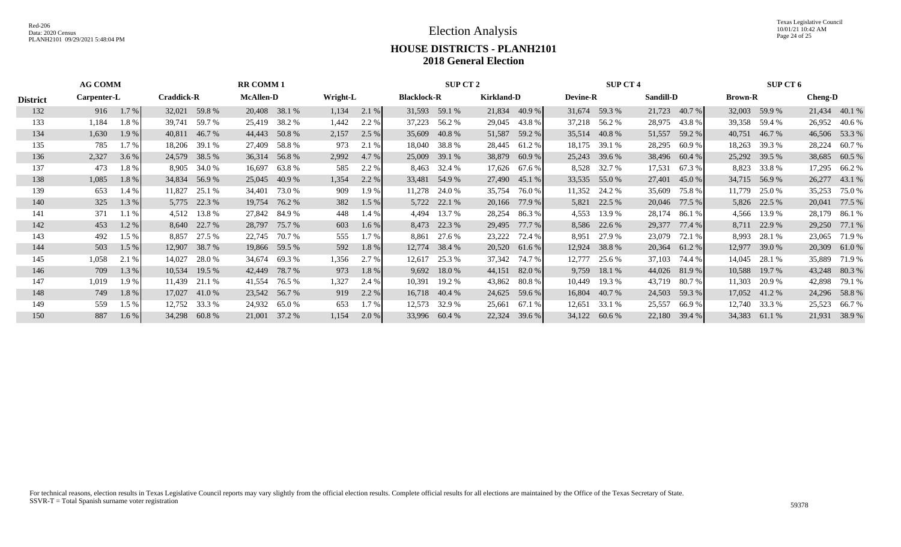# Election Analysis

## HOUSE DISTRICTS - PLANH2101
## 2018 General Election

| | AG COMM | | | | RR COMM 1 | | | | SUP CT 2 | | | | SUP CT 4 | | | | SUP CT 6 | | | |
|---|---|---|---|---|---|---|---|---|---|---|---|---|---|---|---|---|---|---|---|---|
| **District** | **Carpenter-L** | | **Craddick-R** | | **McAllen-D** | | **Wright-L** | | **Blacklock-R** | | **Kirkland-D** | | **Devine-R** | | **Sandill-D** | | **Brown-R** | | **Cheng-D** | |
| 132 | 916 | 1.7 % | 32,021 | 59.8 % | 20,408 | 38.1 % | 1,134 | 2.1 % | 31,593 | 59.1 % | 21,834 | 40.9 % | 31,674 | 59.3 % | 21,723 | 40.7 % | 32,003 | 59.9 % | 21,434 | 40.1 % |
| 133 | 1,184 | 1.8 % | 39,741 | 59.7 % | 25,419 | 38.2 % | 1,442 | 2.2 % | 37,223 | 56.2 % | 29,045 | 43.8 % | 37,218 | 56.2 % | 28,975 | 43.8 % | 39,358 | 59.4 % | 26,952 | 40.6 % |
| 134 | 1,630 | 1.9 % | 40,811 | 46.7 % | 44,443 | 50.8 % | 2,157 | 2.5 % | 35,609 | 40.8 % | 51,587 | 59.2 % | 35,514 | 40.8 % | 51,557 | 59.2 % | 40,751 | 46.7 % | 46,506 | 53.3 % |
| 135 | 785 | 1.7 % | 18,206 | 39.1 % | 27,409 | 58.8 % | 973 | 2.1 % | 18,040 | 38.8 % | 28,445 | 61.2 % | 18,175 | 39.1 % | 28,295 | 60.9 % | 18,263 | 39.3 % | 28,224 | 60.7 % |
| 136 | 2,327 | 3.6 % | 24,579 | 38.5 % | 36,314 | 56.8 % | 2,992 | 4.7 % | 25,009 | 39.1 % | 38,879 | 60.9 % | 25,243 | 39.6 % | 38,496 | 60.4 % | 25,292 | 39.5 % | 38,685 | 60.5 % |
| 137 | 473 | 1.8 % | 8,905 | 34.0 % | 16,697 | 63.8 % | 585 | 2.2 % | 8,463 | 32.4 % | 17,626 | 67.6 % | 8,528 | 32.7 % | 17,531 | 67.3 % | 8,823 | 33.8 % | 17,295 | 66.2 % |
| 138 | 1,085 | 1.8 % | 34,834 | 56.9 % | 25,045 | 40.9 % | 1,354 | 2.2 % | 33,481 | 54.9 % | 27,490 | 45.1 % | 33,535 | 55.0 % | 27,401 | 45.0 % | 34,715 | 56.9 % | 26,277 | 43.1 % |
| 139 | 653 | 1.4 % | 11,827 | 25.1 % | 34,401 | 73.0 % | 909 | 1.9 % | 11,278 | 24.0 % | 35,754 | 76.0 % | 11,352 | 24.2 % | 35,609 | 75.8 % | 11,779 | 25.0 % | 35,253 | 75.0 % |
| 140 | 325 | 1.3 % | 5,775 | 22.3 % | 19,754 | 76.2 % | 382 | 1.5 % | 5,722 | 22.1 % | 20,166 | 77.9 % | 5,821 | 22.5 % | 20,046 | 77.5 % | 5,826 | 22.5 % | 20,041 | 77.5 % |
| 141 | 371 | 1.1 % | 4,512 | 13.8 % | 27,842 | 84.9 % | 448 | 1.4 % | 4,494 | 13.7 % | 28,254 | 86.3 % | 4,553 | 13.9 % | 28,174 | 86.1 % | 4,566 | 13.9 % | 28,179 | 86.1 % |
| 142 | 453 | 1.2 % | 8,640 | 22.7 % | 28,797 | 75.7 % | 603 | 1.6 % | 8,473 | 22.3 % | 29,495 | 77.7 % | 8,586 | 22.6 % | 29,377 | 77.4 % | 8,711 | 22.9 % | 29,250 | 77.1 % |
| 143 | 492 | 1.5 % | 8,857 | 27.5 % | 22,745 | 70.7 % | 555 | 1.7 % | 8,861 | 27.6 % | 23,222 | 72.4 % | 8,951 | 27.9 % | 23,079 | 72.1 % | 8,993 | 28.1 % | 23,065 | 71.9 % |
| 144 | 503 | 1.5 % | 12,907 | 38.7 % | 19,866 | 59.5 % | 592 | 1.8 % | 12,774 | 38.4 % | 20,520 | 61.6 % | 12,924 | 38.8 % | 20,364 | 61.2 % | 12,977 | 39.0 % | 20,309 | 61.0 % |
| 145 | 1,058 | 2.1 % | 14,027 | 28.0 % | 34,674 | 69.3 % | 1,356 | 2.7 % | 12,617 | 25.3 % | 37,342 | 74.7 % | 12,777 | 25.6 % | 37,103 | 74.4 % | 14,045 | 28.1 % | 35,889 | 71.9 % |
| 146 | 709 | 1.3 % | 10,534 | 19.5 % | 42,449 | 78.7 % | 973 | 1.8 % | 9,692 | 18.0 % | 44,151 | 82.0 % | 9,759 | 18.1 % | 44,026 | 81.9 % | 10,588 | 19.7 % | 43,248 | 80.3 % |
| 147 | 1,019 | 1.9 % | 11,439 | 21.1 % | 41,554 | 76.5 % | 1,327 | 2.4 % | 10,391 | 19.2 % | 43,862 | 80.8 % | 10,449 | 19.3 % | 43,719 | 80.7 % | 11,303 | 20.9 % | 42,898 | 79.1 % |
| 148 | 749 | 1.8 % | 17,027 | 41.0 % | 23,542 | 56.7 % | 919 | 2.2 % | 16,718 | 40.4 % | 24,625 | 59.6 % | 16,804 | 40.7 % | 24,503 | 59.3 % | 17,052 | 41.2 % | 24,296 | 58.8 % |
| 149 | 559 | 1.5 % | 12,752 | 33.3 % | 24,932 | 65.0 % | 653 | 1.7 % | 12,573 | 32.9 % | 25,661 | 67.1 % | 12,651 | 33.1 % | 25,557 | 66.9 % | 12,740 | 33.3 % | 25,523 | 66.7 % |
| 150 | 887 | 1.6 % | 34,298 | 60.8 % | 21,001 | 37.2 % | 1,154 | 2.0 % | 33,996 | 60.4 % | 22,324 | 39.6 % | 34,122 | 60.6 % | 22,180 | 39.4 % | 34,383 | 61.1 % | 21,931 | 38.9 % |

For technical reasons, election results in Texas Legislative Council reports may vary slightly from the official election results. Complete official results for all elections are maintained by the Office of the Texas Secretary of State.
SSVR-T = Total Spanish surname voter registration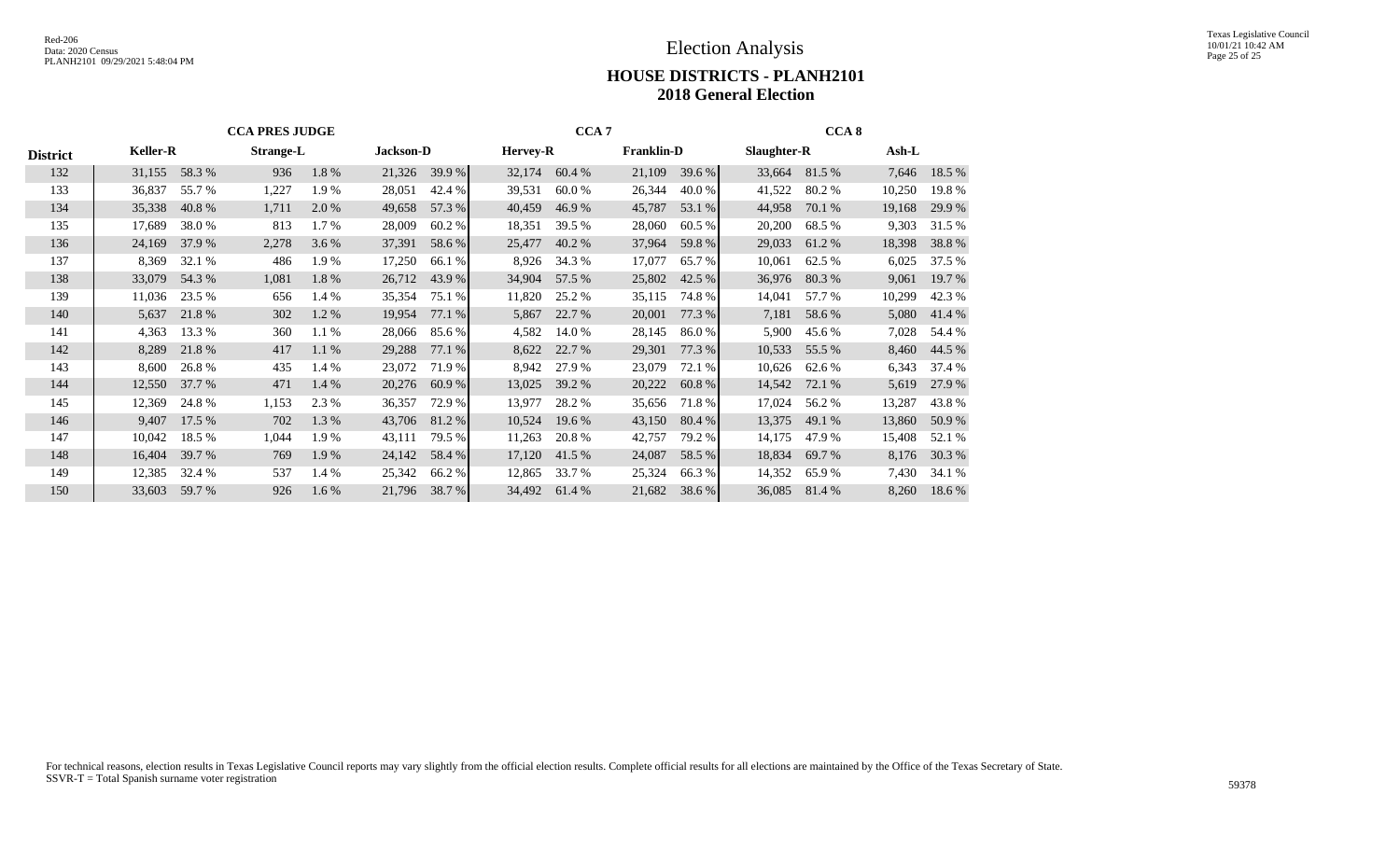# Election Analysis

## HOUSE DISTRICTS - PLANH2101
## 2018 General Election

| | CCA PRES JUDGE | | | | | | CCA 7 | | | | CCA 8 | | | |
|---|---|---|---|---|---|---|---|---|---|---|---|---|---|---|
| **District** | **Keller-R** | | **Strange-L** | | **Jackson-D** | | **Hervey-R** | | **Franklin-D** | | **Slaughter-R** | | **Ash-L** | |
| 132 | 31,155 | 58.3 % | 936 | 1.8 % | 21,326 | 39.9 % | 32,174 | 60.4 % | 21,109 | 39.6 % | 33,664 | 81.5 % | 7,646 | 18.5 % |
| 133 | 36,837 | 55.7 % | 1,227 | 1.9 % | 28,051 | 42.4 % | 39,531 | 60.0 % | 26,344 | 40.0 % | 41,522 | 80.2 % | 10,250 | 19.8 % |
| 134 | 35,338 | 40.8 % | 1,711 | 2.0 % | 49,658 | 57.3 % | 40,459 | 46.9 % | 45,787 | 53.1 % | 44,958 | 70.1 % | 19,168 | 29.9 % |
| 135 | 17,689 | 38.0 % | 813 | 1.7 % | 28,009 | 60.2 % | 18,351 | 39.5 % | 28,060 | 60.5 % | 20,200 | 68.5 % | 9,303 | 31.5 % |
| 136 | 24,169 | 37.9 % | 2,278 | 3.6 % | 37,391 | 58.6 % | 25,477 | 40.2 % | 37,964 | 59.8 % | 29,033 | 61.2 % | 18,398 | 38.8 % |
| 137 | 8,369 | 32.1 % | 486 | 1.9 % | 17,250 | 66.1 % | 8,926 | 34.3 % | 17,077 | 65.7 % | 10,061 | 62.5 % | 6,025 | 37.5 % |
| 138 | 33,079 | 54.3 % | 1,081 | 1.8 % | 26,712 | 43.9 % | 34,904 | 57.5 % | 25,802 | 42.5 % | 36,976 | 80.3 % | 9,061 | 19.7 % |
| 139 | 11,036 | 23.5 % | 656 | 1.4 % | 35,354 | 75.1 % | 11,820 | 25.2 % | 35,115 | 74.8 % | 14,041 | 57.7 % | 10,299 | 42.3 % |
| 140 | 5,637 | 21.8 % | 302 | 1.2 % | 19,954 | 77.1 % | 5,867 | 22.7 % | 20,001 | 77.3 % | 7,181 | 58.6 % | 5,080 | 41.4 % |
| 141 | 4,363 | 13.3 % | 360 | 1.1 % | 28,066 | 85.6 % | 4,582 | 14.0 % | 28,145 | 86.0 % | 5,900 | 45.6 % | 7,028 | 54.4 % |
| 142 | 8,289 | 21.8 % | 417 | 1.1 % | 29,288 | 77.1 % | 8,622 | 22.7 % | 29,301 | 77.3 % | 10,533 | 55.5 % | 8,460 | 44.5 % |
| 143 | 8,600 | 26.8 % | 435 | 1.4 % | 23,072 | 71.9 % | 8,942 | 27.9 % | 23,079 | 72.1 % | 10,626 | 62.6 % | 6,343 | 37.4 % |
| 144 | 12,550 | 37.7 % | 471 | 1.4 % | 20,276 | 60.9 % | 13,025 | 39.2 % | 20,222 | 60.8 % | 14,542 | 72.1 % | 5,619 | 27.9 % |
| 145 | 12,369 | 24.8 % | 1,153 | 2.3 % | 36,357 | 72.9 % | 13,977 | 28.2 % | 35,656 | 71.8 % | 17,024 | 56.2 % | 13,287 | 43.8 % |
| 146 | 9,407 | 17.5 % | 702 | 1.3 % | 43,706 | 81.2 % | 10,524 | 19.6 % | 43,150 | 80.4 % | 13,375 | 49.1 % | 13,860 | 50.9 % |
| 147 | 10,042 | 18.5 % | 1,044 | 1.9 % | 43,111 | 79.5 % | 11,263 | 20.8 % | 42,757 | 79.2 % | 14,175 | 47.9 % | 15,408 | 52.1 % |
| 148 | 16,404 | 39.7 % | 769 | 1.9 % | 24,142 | 58.4 % | 17,120 | 41.5 % | 24,087 | 58.5 % | 18,834 | 69.7 % | 8,176 | 30.3 % |
| 149 | 12,385 | 32.4 % | 537 | 1.4 % | 25,342 | 66.2 % | 12,865 | 33.7 % | 25,324 | 66.3 % | 14,352 | 65.9 % | 7,430 | 34.1 % |
| 150 | 33,603 | 59.7 % | 926 | 1.6 % | 21,796 | 38.7 % | 34,492 | 61.4 % | 21,682 | 38.6 % | 36,085 | 81.4 % | 8,260 | 18.6 % |

For technical reasons, election results in Texas Legislative Council reports may vary slightly from the official election results. Complete official results for all elections are maintained by the Office of the Texas Secretary of State.
SSVR-T = Total Spanish surname voter registration